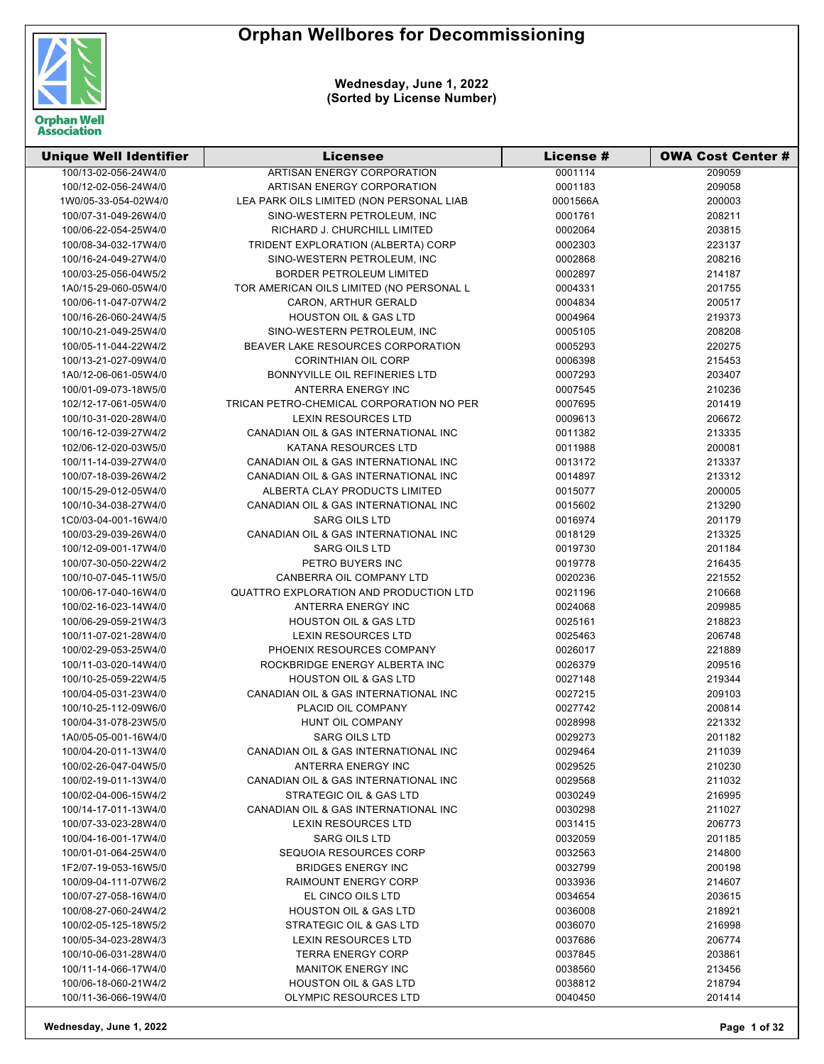# Orphan Wellbores for Decommissioning

**Wednesday, June 1, 2022**
**(Sorted by License Number)**

| Unique Well Identifier | Licensee | License # | OWA Cost Center # |
|---|---|---|---|
| 100/13-02-056-24W4/0 | ARTISAN ENERGY CORPORATION | 0001114 | 209059 |
| 100/12-02-056-24W4/0 | ARTISAN ENERGY CORPORATION | 0001183 | 209058 |
| 1W0/05-33-054-02W4/0 | LEA PARK OILS LIMITED (NON PERSONAL LIAB | 0001566A | 200003 |
| 100/07-31-049-26W4/0 | SINO-WESTERN PETROLEUM, INC | 0001761 | 208211 |
| 100/06-22-054-25W4/0 | RICHARD J. CHURCHILL LIMITED | 0002064 | 203815 |
| 100/08-34-032-17W4/0 | TRIDENT EXPLORATION (ALBERTA) CORP | 0002303 | 223137 |
| 100/16-24-049-27W4/0 | SINO-WESTERN PETROLEUM, INC | 0002868 | 208216 |
| 100/03-25-056-04W5/2 | BORDER PETROLEUM LIMITED | 0002897 | 214187 |
| 1A0/15-29-060-05W4/0 | TOR AMERICAN OILS LIMITED (NO PERSONAL L | 0004331 | 201755 |
| 100/06-11-047-07W4/2 | CARON, ARTHUR GERALD | 0004834 | 200517 |
| 100/16-26-060-24W4/5 | HOUSTON OIL & GAS LTD | 0004964 | 219373 |
| 100/10-21-049-25W4/0 | SINO-WESTERN PETROLEUM, INC | 0005105 | 208208 |
| 100/05-11-044-22W4/2 | BEAVER LAKE RESOURCES CORPORATION | 0005293 | 220275 |
| 100/13-21-027-09W4/0 | CORINTHIAN OIL CORP | 0006398 | 215453 |
| 1A0/12-06-061-05W4/0 | BONNYVILLE OIL REFINERIES LTD | 0007293 | 203407 |
| 100/01-09-073-18W5/0 | ANTERRA ENERGY INC | 0007545 | 210236 |
| 102/12-17-061-05W4/0 | TRICAN PETRO-CHEMICAL CORPORATION NO PER | 0007695 | 201419 |
| 100/10-31-020-28W4/0 | LEXIN RESOURCES LTD | 0009613 | 206672 |
| 100/16-12-039-27W4/2 | CANADIAN OIL & GAS INTERNATIONAL INC | 0011382 | 213335 |
| 102/06-12-020-03W5/0 | KATANA RESOURCES LTD | 0011988 | 200081 |
| 100/11-14-039-27W4/0 | CANADIAN OIL & GAS INTERNATIONAL INC | 0013172 | 213337 |
| 100/07-18-039-26W4/2 | CANADIAN OIL & GAS INTERNATIONAL INC | 0014897 | 213312 |
| 100/15-29-012-05W4/0 | ALBERTA CLAY PRODUCTS LIMITED | 0015077 | 200005 |
| 100/10-34-038-27W4/0 | CANADIAN OIL & GAS INTERNATIONAL INC | 0015602 | 213290 |
| 1C0/03-04-001-16W4/0 | SARG OILS LTD | 0016974 | 201179 |
| 100/03-29-039-26W4/0 | CANADIAN OIL & GAS INTERNATIONAL INC | 0018129 | 213325 |
| 100/12-09-001-17W4/0 | SARG OILS LTD | 0019730 | 201184 |
| 100/07-30-050-22W4/2 | PETRO BUYERS INC | 0019778 | 216435 |
| 100/10-07-045-11W5/0 | CANBERRA OIL COMPANY LTD | 0020236 | 221552 |
| 100/06-17-040-16W4/0 | QUATTRO EXPLORATION AND PRODUCTION LTD | 0021196 | 210668 |
| 100/02-16-023-14W4/0 | ANTERRA ENERGY INC | 0024068 | 209985 |
| 100/06-29-059-21W4/3 | HOUSTON OIL & GAS LTD | 0025161 | 218823 |
| 100/11-07-021-28W4/0 | LEXIN RESOURCES LTD | 0025463 | 206748 |
| 100/02-29-053-25W4/0 | PHOENIX RESOURCES COMPANY | 0026017 | 221889 |
| 100/11-03-020-14W4/0 | ROCKBRIDGE ENERGY ALBERTA INC | 0026379 | 209516 |
| 100/10-25-059-22W4/5 | HOUSTON OIL & GAS LTD | 0027148 | 219344 |
| 100/04-05-031-23W4/0 | CANADIAN OIL & GAS INTERNATIONAL INC | 0027215 | 209103 |
| 100/10-25-112-09W6/0 | PLACID OIL COMPANY | 0027742 | 200814 |
| 100/04-31-078-23W5/0 | HUNT OIL COMPANY | 0028998 | 221332 |
| 1A0/05-05-001-16W4/0 | SARG OILS LTD | 0029273 | 201182 |
| 100/04-20-011-13W4/0 | CANADIAN OIL & GAS INTERNATIONAL INC | 0029464 | 211039 |
| 100/02-26-047-04W5/0 | ANTERRA ENERGY INC | 0029525 | 210230 |
| 100/02-19-011-13W4/0 | CANADIAN OIL & GAS INTERNATIONAL INC | 0029568 | 211032 |
| 100/02-04-006-15W4/2 | STRATEGIC OIL & GAS LTD | 0030249 | 216995 |
| 100/14-17-011-13W4/0 | CANADIAN OIL & GAS INTERNATIONAL INC | 0030298 | 211027 |
| 100/07-33-023-28W4/0 | LEXIN RESOURCES LTD | 0031415 | 206773 |
| 100/04-16-001-17W4/0 | SARG OILS LTD | 0032059 | 201185 |
| 100/01-01-064-25W4/0 | SEQUOIA RESOURCES CORP | 0032563 | 214800 |
| 1F2/07-19-053-16W5/0 | BRIDGES ENERGY INC | 0032799 | 200198 |
| 100/09-04-111-07W6/2 | RAIMOUNT ENERGY CORP | 0033936 | 214607 |
| 100/07-27-058-16W4/0 | EL CINCO OILS LTD | 0034654 | 203615 |
| 100/08-27-060-24W4/2 | HOUSTON OIL & GAS LTD | 0036008 | 218921 |
| 100/02-05-125-18W5/2 | STRATEGIC OIL & GAS LTD | 0036070 | 216998 |
| 100/05-34-023-28W4/3 | LEXIN RESOURCES LTD | 0037686 | 206774 |
| 100/10-06-031-28W4/0 | TERRA ENERGY CORP | 0037845 | 203861 |
| 100/11-14-066-17W4/0 | MANITOK ENERGY INC | 0038560 | 213456 |
| 100/06-18-060-21W4/2 | HOUSTON OIL & GAS LTD | 0038812 | 218794 |
| 100/11-36-066-19W4/0 | OLYMPIC RESOURCES LTD | 0040450 | 201414 |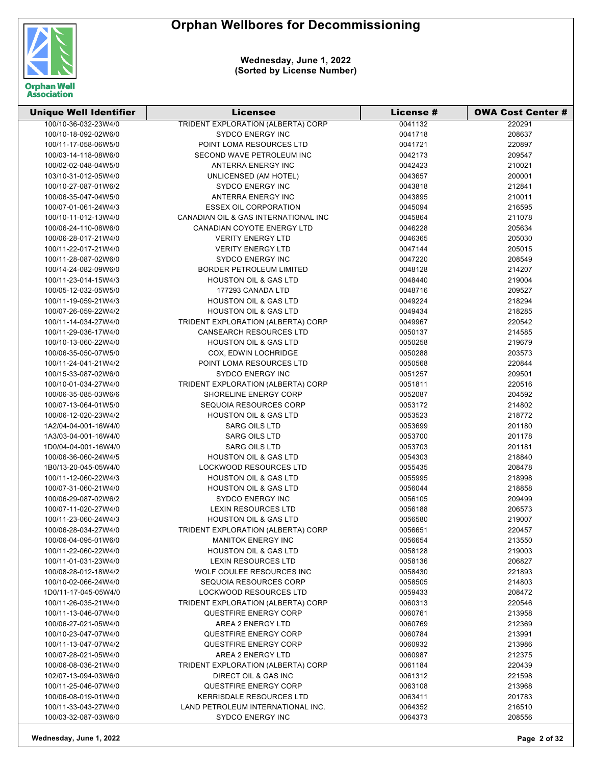# Orphan Wellbores for Decommissioning

**Wednesday, June 1, 2022**
**(Sorted by License Number)**

| Unique Well Identifier | Licensee | License # | OWA Cost Center # |
|---|---|---|---|
| 100/10-36-032-23W4/0 | TRIDENT EXPLORATION (ALBERTA) CORP | 0041132 | 220291 |
| 100/10-18-092-02W6/0 | SYDCO ENERGY INC | 0041718 | 208637 |
| 100/11-17-058-06W5/0 | POINT LOMA RESOURCES LTD | 0041721 | 220897 |
| 100/03-14-118-08W6/0 | SECOND WAVE PETROLEUM INC | 0042173 | 209547 |
| 100/02-02-048-04W5/0 | ANTERRA ENERGY INC | 0042423 | 210021 |
| 103/10-31-012-05W4/0 | UNLICENSED (AM HOTEL) | 0043657 | 200001 |
| 100/10-27-087-01W6/2 | SYDCO ENERGY INC | 0043818 | 212841 |
| 100/06-35-047-04W5/0 | ANTERRA ENERGY INC | 0043895 | 210011 |
| 100/07-01-061-24W4/3 | ESSEX OIL CORPORATION | 0045094 | 216595 |
| 100/10-11-012-13W4/0 | CANADIAN OIL & GAS INTERNATIONAL INC | 0045864 | 211078 |
| 100/06-24-110-08W6/0 | CANADIAN COYOTE ENERGY LTD | 0046228 | 205634 |
| 100/06-28-017-21W4/0 | VERITY ENERGY LTD | 0046365 | 205030 |
| 100/11-22-017-21W4/0 | VERITY ENERGY LTD | 0047144 | 205015 |
| 100/11-28-087-02W6/0 | SYDCO ENERGY INC | 0047220 | 208549 |
| 100/14-24-082-09W6/0 | BORDER PETROLEUM LIMITED | 0048128 | 214207 |
| 100/11-23-014-15W4/3 | HOUSTON OIL & GAS LTD | 0048440 | 219004 |
| 100/05-12-032-05W5/0 | 177293 CANADA LTD | 0048716 | 209527 |
| 100/11-19-059-21W4/3 | HOUSTON OIL & GAS LTD | 0049224 | 218294 |
| 100/07-26-059-22W4/2 | HOUSTON OIL & GAS LTD | 0049434 | 218285 |
| 100/11-14-034-27W4/0 | TRIDENT EXPLORATION (ALBERTA) CORP | 0049967 | 220542 |
| 100/11-29-036-17W4/0 | CANSEARCH RESOURCES LTD | 0050137 | 214585 |
| 100/10-13-060-22W4/0 | HOUSTON OIL & GAS LTD | 0050258 | 219679 |
| 100/06-35-050-07W5/0 | COX, EDWIN LOCHRIDGE | 0050288 | 203573 |
| 100/11-24-041-21W4/2 | POINT LOMA RESOURCES LTD | 0050568 | 220844 |
| 100/15-33-087-02W6/0 | SYDCO ENERGY INC | 0051257 | 209501 |
| 100/10-01-034-27W4/0 | TRIDENT EXPLORATION (ALBERTA) CORP | 0051811 | 220516 |
| 100/06-35-085-03W6/6 | SHORELINE ENERGY CORP | 0052087 | 204592 |
| 100/07-13-064-01W5/0 | SEQUOIA RESOURCES CORP | 0053172 | 214802 |
| 100/06-12-020-23W4/2 | HOUSTON OIL & GAS LTD | 0053523 | 218772 |
| 1A2/04-04-001-16W4/0 | SARG OILS LTD | 0053699 | 201180 |
| 1A3/03-04-001-16W4/0 | SARG OILS LTD | 0053700 | 201178 |
| 1D0/04-04-001-16W4/0 | SARG OILS LTD | 0053703 | 201181 |
| 100/06-36-060-24W4/5 | HOUSTON OIL & GAS LTD | 0054303 | 218840 |
| 1B0/13-20-045-05W4/0 | LOCKWOOD RESOURCES LTD | 0055435 | 208478 |
| 100/11-12-060-22W4/3 | HOUSTON OIL & GAS LTD | 0055995 | 218998 |
| 100/07-31-060-21W4/0 | HOUSTON OIL & GAS LTD | 0056044 | 218858 |
| 100/06-29-087-02W6/2 | SYDCO ENERGY INC | 0056105 | 209499 |
| 100/07-11-020-27W4/0 | LEXIN RESOURCES LTD | 0056188 | 206573 |
| 100/11-23-060-24W4/3 | HOUSTON OIL & GAS LTD | 0056580 | 219007 |
| 100/06-28-034-27W4/0 | TRIDENT EXPLORATION (ALBERTA) CORP | 0056651 | 220457 |
| 100/06-04-095-01W6/0 | MANITOK ENERGY INC | 0056654 | 213550 |
| 100/11-22-060-22W4/0 | HOUSTON OIL & GAS LTD | 0058128 | 219003 |
| 100/11-01-031-23W4/0 | LEXIN RESOURCES LTD | 0058136 | 206827 |
| 100/08-28-012-18W4/2 | WOLF COULEE RESOURCES INC | 0058430 | 221893 |
| 100/10-02-066-24W4/0 | SEQUOIA RESOURCES CORP | 0058505 | 214803 |
| 1D0/11-17-045-05W4/0 | LOCKWOOD RESOURCES LTD | 0059433 | 208472 |
| 100/11-26-035-21W4/0 | TRIDENT EXPLORATION (ALBERTA) CORP | 0060313 | 220546 |
| 100/11-13-046-07W4/0 | QUESTFIRE ENERGY CORP | 0060761 | 213958 |
| 100/06-27-021-05W4/0 | AREA 2 ENERGY LTD | 0060769 | 212369 |
| 100/10-23-047-07W4/0 | QUESTFIRE ENERGY CORP | 0060784 | 213991 |
| 100/11-13-047-07W4/2 | QUESTFIRE ENERGY CORP | 0060932 | 213986 |
| 100/07-28-021-05W4/0 | AREA 2 ENERGY LTD | 0060987 | 212375 |
| 100/06-08-036-21W4/0 | TRIDENT EXPLORATION (ALBERTA) CORP | 0061184 | 220439 |
| 102/07-13-094-03W6/0 | DIRECT OIL & GAS INC | 0061312 | 221598 |
| 100/11-25-046-07W4/0 | QUESTFIRE ENERGY CORP | 0063108 | 213968 |
| 100/06-08-019-01W4/0 | KERRISDALE RESOURCES LTD | 0063411 | 201783 |
| 100/11-33-043-27W4/0 | LAND PETROLEUM INTERNATIONAL INC. | 0064352 | 216510 |
| 100/03-32-087-03W6/0 | SYDCO ENERGY INC | 0064373 | 208556 |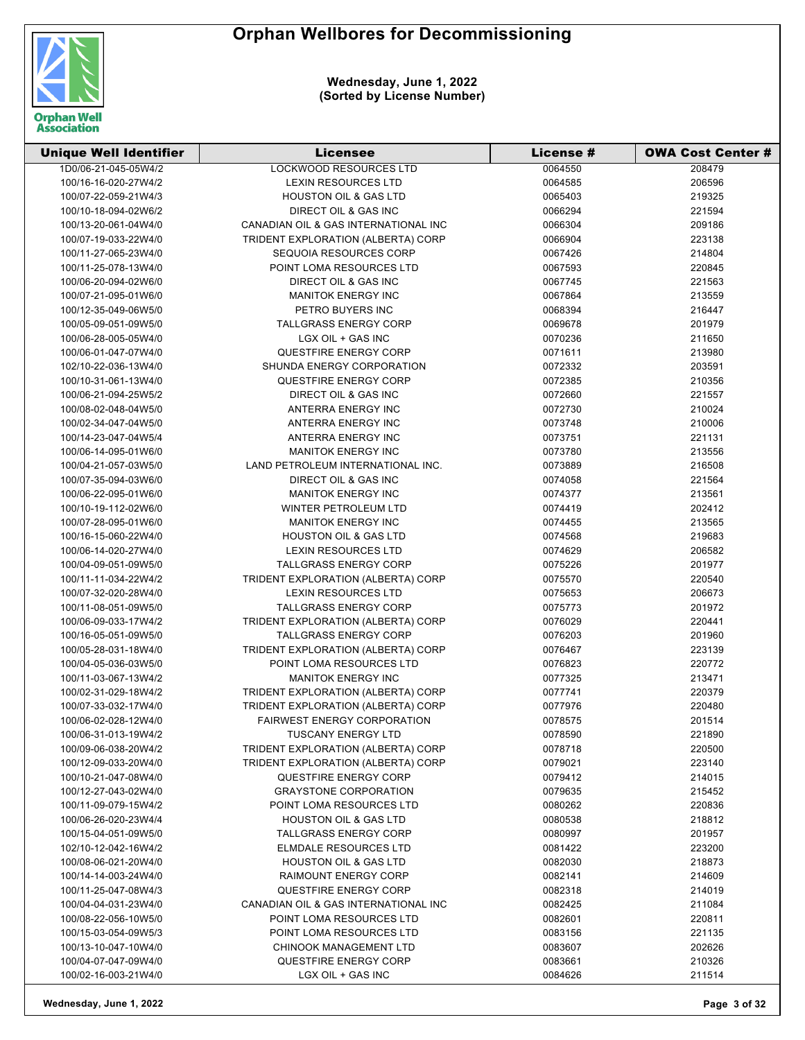# Orphan Wellbores for Decommissioning

**Wednesday, June 1, 2022**
**(Sorted by License Number)**

| Unique Well Identifier | Licensee | License # | OWA Cost Center # |
|---|---|---|---|
| 1D0/06-21-045-05W4/2 | LOCKWOOD RESOURCES LTD | 0064550 | 208479 |
| 100/16-16-020-27W4/2 | LEXIN RESOURCES LTD | 0064585 | 206596 |
| 100/07-22-059-21W4/3 | HOUSTON OIL & GAS LTD | 0065403 | 219325 |
| 100/10-18-094-02W6/2 | DIRECT OIL & GAS INC | 0066294 | 221594 |
| 100/13-20-061-04W4/0 | CANADIAN OIL & GAS INTERNATIONAL INC | 0066304 | 209186 |
| 100/07-19-033-22W4/0 | TRIDENT EXPLORATION (ALBERTA) CORP | 0066904 | 223138 |
| 100/11-27-065-23W4/0 | SEQUOIA RESOURCES CORP | 0067426 | 214804 |
| 100/11-25-078-13W4/0 | POINT LOMA RESOURCES LTD | 0067593 | 220845 |
| 100/06-20-094-02W6/0 | DIRECT OIL & GAS INC | 0067745 | 221563 |
| 100/07-21-095-01W6/0 | MANITOK ENERGY INC | 0067864 | 213559 |
| 100/12-35-049-06W5/0 | PETRO BUYERS INC | 0068394 | 216447 |
| 100/05-09-051-09W5/0 | TALLGRASS ENERGY CORP | 0069678 | 201979 |
| 100/06-28-005-05W4/0 | LGX OIL + GAS INC | 0070236 | 211650 |
| 100/06-01-047-07W4/0 | QUESTFIRE ENERGY CORP | 0071611 | 213980 |
| 102/10-22-036-13W4/0 | SHUNDA ENERGY CORPORATION | 0072332 | 203591 |
| 100/10-31-061-13W4/0 | QUESTFIRE ENERGY CORP | 0072385 | 210356 |
| 100/06-21-094-25W5/2 | DIRECT OIL & GAS INC | 0072660 | 221557 |
| 100/08-02-048-04W5/0 | ANTERRA ENERGY INC | 0072730 | 210024 |
| 100/02-34-047-04W5/0 | ANTERRA ENERGY INC | 0073748 | 210006 |
| 100/14-23-047-04W5/4 | ANTERRA ENERGY INC | 0073751 | 221131 |
| 100/06-14-095-01W6/0 | MANITOK ENERGY INC | 0073780 | 213556 |
| 100/04-21-057-03W5/0 | LAND PETROLEUM INTERNATIONAL INC. | 0073889 | 216508 |
| 100/07-35-094-03W6/0 | DIRECT OIL & GAS INC | 0074058 | 221564 |
| 100/06-22-095-01W6/0 | MANITOK ENERGY INC | 0074377 | 213561 |
| 100/10-19-112-02W6/0 | WINTER PETROLEUM LTD | 0074419 | 202412 |
| 100/07-28-095-01W6/0 | MANITOK ENERGY INC | 0074455 | 213565 |
| 100/16-15-060-22W4/0 | HOUSTON OIL & GAS LTD | 0074568 | 219683 |
| 100/06-14-020-27W4/0 | LEXIN RESOURCES LTD | 0074629 | 206582 |
| 100/04-09-051-09W5/0 | TALLGRASS ENERGY CORP | 0075226 | 201977 |
| 100/11-11-034-22W4/2 | TRIDENT EXPLORATION (ALBERTA) CORP | 0075570 | 220540 |
| 100/07-32-020-28W4/0 | LEXIN RESOURCES LTD | 0075653 | 206673 |
| 100/11-08-051-09W5/0 | TALLGRASS ENERGY CORP | 0075773 | 201972 |
| 100/06-09-033-17W4/2 | TRIDENT EXPLORATION (ALBERTA) CORP | 0076029 | 220441 |
| 100/16-05-051-09W5/0 | TALLGRASS ENERGY CORP | 0076203 | 201960 |
| 100/05-28-031-18W4/0 | TRIDENT EXPLORATION (ALBERTA) CORP | 0076467 | 223139 |
| 100/04-05-036-03W5/0 | POINT LOMA RESOURCES LTD | 0076823 | 220772 |
| 100/11-03-067-13W4/2 | MANITOK ENERGY INC | 0077325 | 213471 |
| 100/02-31-029-18W4/2 | TRIDENT EXPLORATION (ALBERTA) CORP | 0077741 | 220379 |
| 100/07-33-032-17W4/0 | TRIDENT EXPLORATION (ALBERTA) CORP | 0077976 | 220480 |
| 100/06-02-028-12W4/0 | FAIRWEST ENERGY CORPORATION | 0078575 | 201514 |
| 100/06-31-013-19W4/2 | TUSCANY ENERGY LTD | 0078590 | 221890 |
| 100/09-06-038-20W4/2 | TRIDENT EXPLORATION (ALBERTA) CORP | 0078718 | 220500 |
| 100/12-09-033-20W4/0 | TRIDENT EXPLORATION (ALBERTA) CORP | 0079021 | 223140 |
| 100/10-21-047-08W4/0 | QUESTFIRE ENERGY CORP | 0079412 | 214015 |
| 100/12-27-043-02W4/0 | GRAYSTONE CORPORATION | 0079635 | 215452 |
| 100/11-09-079-15W4/2 | POINT LOMA RESOURCES LTD | 0080262 | 220836 |
| 100/06-26-020-23W4/4 | HOUSTON OIL & GAS LTD | 0080538 | 218812 |
| 100/15-04-051-09W5/0 | TALLGRASS ENERGY CORP | 0080997 | 201957 |
| 102/10-12-042-16W4/2 | ELMDALE RESOURCES LTD | 0081422 | 223200 |
| 100/08-06-021-20W4/0 | HOUSTON OIL & GAS LTD | 0082030 | 218873 |
| 100/14-14-003-24W4/0 | RAIMOUNT ENERGY CORP | 0082141 | 214609 |
| 100/11-25-047-08W4/3 | QUESTFIRE ENERGY CORP | 0082318 | 214019 |
| 100/04-04-031-23W4/0 | CANADIAN OIL & GAS INTERNATIONAL INC | 0082425 | 211084 |
| 100/08-22-056-10W5/0 | POINT LOMA RESOURCES LTD | 0082601 | 220811 |
| 100/15-03-054-09W5/3 | POINT LOMA RESOURCES LTD | 0083156 | 221135 |
| 100/13-10-047-10W4/0 | CHINOOK MANAGEMENT LTD | 0083607 | 202626 |
| 100/04-07-047-09W4/0 | QUESTFIRE ENERGY CORP | 0083661 | 210326 |
| 100/02-16-003-21W4/0 | LGX OIL + GAS INC | 0084626 | 211514 |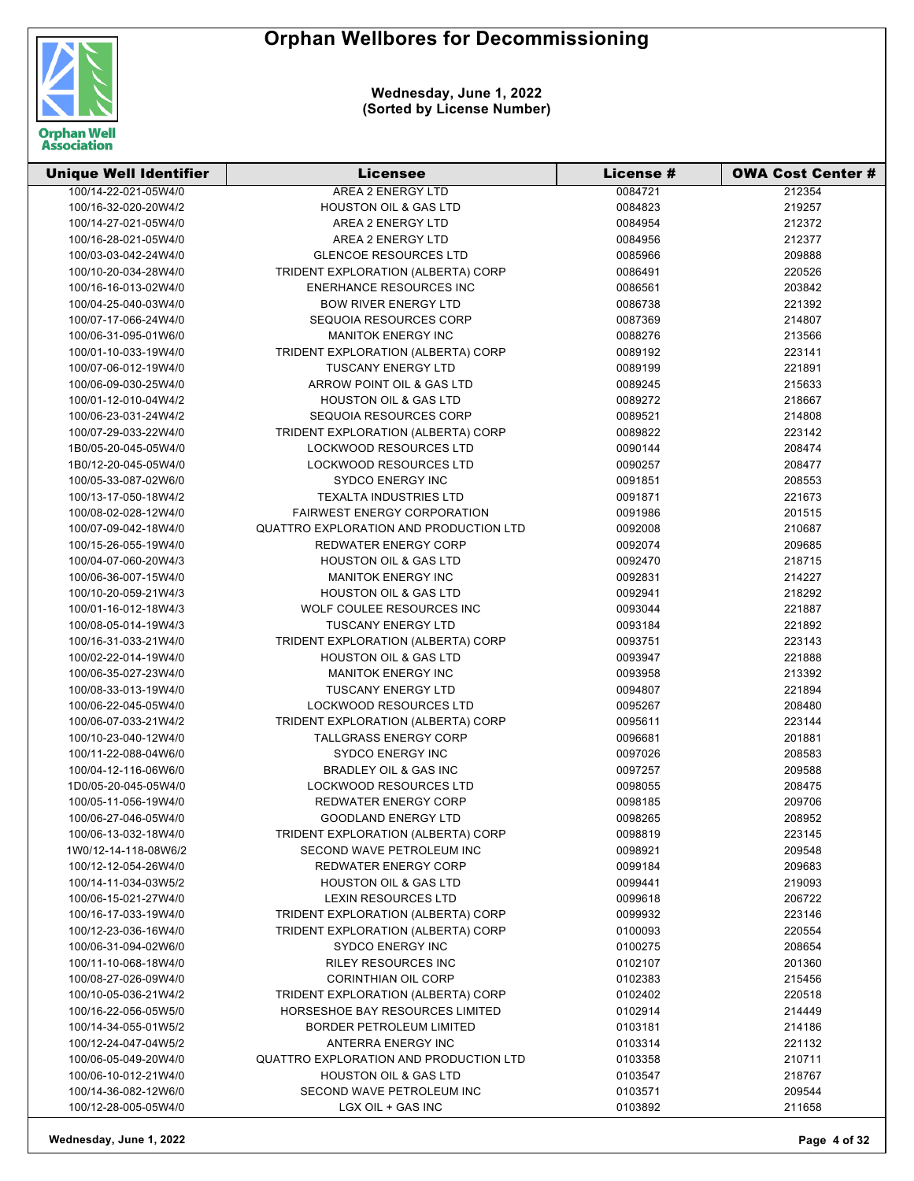# Orphan Wellbores for Decommissioning

**Wednesday, June 1, 2022**
**(Sorted by License Number)**

| Unique Well Identifier | Licensee | License # | OWA Cost Center # |
|---|---|---|---|
| 100/14-22-021-05W4/0 | AREA 2 ENERGY LTD | 0084721 | 212354 |
| 100/16-32-020-20W4/2 | HOUSTON OIL & GAS LTD | 0084823 | 219257 |
| 100/14-27-021-05W4/0 | AREA 2 ENERGY LTD | 0084954 | 212372 |
| 100/16-28-021-05W4/0 | AREA 2 ENERGY LTD | 0084956 | 212377 |
| 100/03-03-042-24W4/0 | GLENCOE RESOURCES LTD | 0085966 | 209888 |
| 100/10-20-034-28W4/0 | TRIDENT EXPLORATION (ALBERTA) CORP | 0086491 | 220526 |
| 100/16-16-013-02W4/0 | ENERHANCE RESOURCES INC | 0086561 | 203842 |
| 100/04-25-040-03W4/0 | BOW RIVER ENERGY LTD | 0086738 | 221392 |
| 100/07-17-066-24W4/0 | SEQUOIA RESOURCES CORP | 0087369 | 214807 |
| 100/06-31-095-01W6/0 | MANITOK ENERGY INC | 0088276 | 213566 |
| 100/01-10-033-19W4/0 | TRIDENT EXPLORATION (ALBERTA) CORP | 0089192 | 223141 |
| 100/07-06-012-19W4/0 | TUSCANY ENERGY LTD | 0089199 | 221891 |
| 100/06-09-030-25W4/0 | ARROW POINT OIL & GAS LTD | 0089245 | 215633 |
| 100/01-12-010-04W4/2 | HOUSTON OIL & GAS LTD | 0089272 | 218667 |
| 100/06-23-031-24W4/2 | SEQUOIA RESOURCES CORP | 0089521 | 214808 |
| 100/07-29-033-22W4/0 | TRIDENT EXPLORATION (ALBERTA) CORP | 0089822 | 223142 |
| 1B0/05-20-045-05W4/0 | LOCKWOOD RESOURCES LTD | 0090144 | 208474 |
| 1B0/12-20-045-05W4/0 | LOCKWOOD RESOURCES LTD | 0090257 | 208477 |
| 100/05-33-087-02W6/0 | SYDCO ENERGY INC | 0091851 | 208553 |
| 100/13-17-050-18W4/2 | TEXALTA INDUSTRIES LTD | 0091871 | 221673 |
| 100/08-02-028-12W4/0 | FAIRWEST ENERGY CORPORATION | 0091986 | 201515 |
| 100/07-09-042-18W4/0 | QUATTRO EXPLORATION AND PRODUCTION LTD | 0092008 | 210687 |
| 100/15-26-055-19W4/0 | REDWATER ENERGY CORP | 0092074 | 209685 |
| 100/04-07-060-20W4/3 | HOUSTON OIL & GAS LTD | 0092470 | 218715 |
| 100/06-36-007-15W4/0 | MANITOK ENERGY INC | 0092831 | 214227 |
| 100/10-20-059-21W4/3 | HOUSTON OIL & GAS LTD | 0092941 | 218292 |
| 100/01-16-012-18W4/3 | WOLF COULEE RESOURCES INC | 0093044 | 221887 |
| 100/08-05-014-19W4/3 | TUSCANY ENERGY LTD | 0093184 | 221892 |
| 100/16-31-033-21W4/0 | TRIDENT EXPLORATION (ALBERTA) CORP | 0093751 | 223143 |
| 100/02-22-014-19W4/0 | HOUSTON OIL & GAS LTD | 0093947 | 221888 |
| 100/06-35-027-23W4/0 | MANITOK ENERGY INC | 0093958 | 213392 |
| 100/08-33-013-19W4/0 | TUSCANY ENERGY LTD | 0094807 | 221894 |
| 100/06-22-045-05W4/0 | LOCKWOOD RESOURCES LTD | 0095267 | 208480 |
| 100/06-07-033-21W4/2 | TRIDENT EXPLORATION (ALBERTA) CORP | 0095611 | 223144 |
| 100/10-23-040-12W4/0 | TALLGRASS ENERGY CORP | 0096681 | 201881 |
| 100/11-22-088-04W6/0 | SYDCO ENERGY INC | 0097026 | 208583 |
| 100/04-12-116-06W6/0 | BRADLEY OIL & GAS INC | 0097257 | 209588 |
| 1D0/05-20-045-05W4/0 | LOCKWOOD RESOURCES LTD | 0098055 | 208475 |
| 100/05-11-056-19W4/0 | REDWATER ENERGY CORP | 0098185 | 209706 |
| 100/06-27-046-05W4/0 | GOODLAND ENERGY LTD | 0098265 | 208952 |
| 100/06-13-032-18W4/0 | TRIDENT EXPLORATION (ALBERTA) CORP | 0098819 | 223145 |
| 1W0/12-14-118-08W6/2 | SECOND WAVE PETROLEUM INC | 0098921 | 209548 |
| 100/12-12-054-26W4/0 | REDWATER ENERGY CORP | 0099184 | 209683 |
| 100/14-11-034-03W5/2 | HOUSTON OIL & GAS LTD | 0099441 | 219093 |
| 100/06-15-021-27W4/0 | LEXIN RESOURCES LTD | 0099618 | 206722 |
| 100/16-17-033-19W4/0 | TRIDENT EXPLORATION (ALBERTA) CORP | 0099932 | 223146 |
| 100/12-23-036-16W4/0 | TRIDENT EXPLORATION (ALBERTA) CORP | 0100093 | 220554 |
| 100/06-31-094-02W6/0 | SYDCO ENERGY INC | 0100275 | 208654 |
| 100/11-10-068-18W4/0 | RILEY RESOURCES INC | 0102107 | 201360 |
| 100/08-27-026-09W4/0 | CORINTHIAN OIL CORP | 0102383 | 215456 |
| 100/10-05-036-21W4/2 | TRIDENT EXPLORATION (ALBERTA) CORP | 0102402 | 220518 |
| 100/16-22-056-05W5/0 | HORSESHOE BAY RESOURCES LIMITED | 0102914 | 214449 |
| 100/14-34-055-01W5/2 | BORDER PETROLEUM LIMITED | 0103181 | 214186 |
| 100/12-24-047-04W5/2 | ANTERRA ENERGY INC | 0103314 | 221132 |
| 100/06-05-049-20W4/0 | QUATTRO EXPLORATION AND PRODUCTION LTD | 0103358 | 210711 |
| 100/06-10-012-21W4/0 | HOUSTON OIL & GAS LTD | 0103547 | 218767 |
| 100/14-36-082-12W6/0 | SECOND WAVE PETROLEUM INC | 0103571 | 209544 |
| 100/12-28-005-05W4/0 | LGX OIL + GAS INC | 0103892 | 211658 |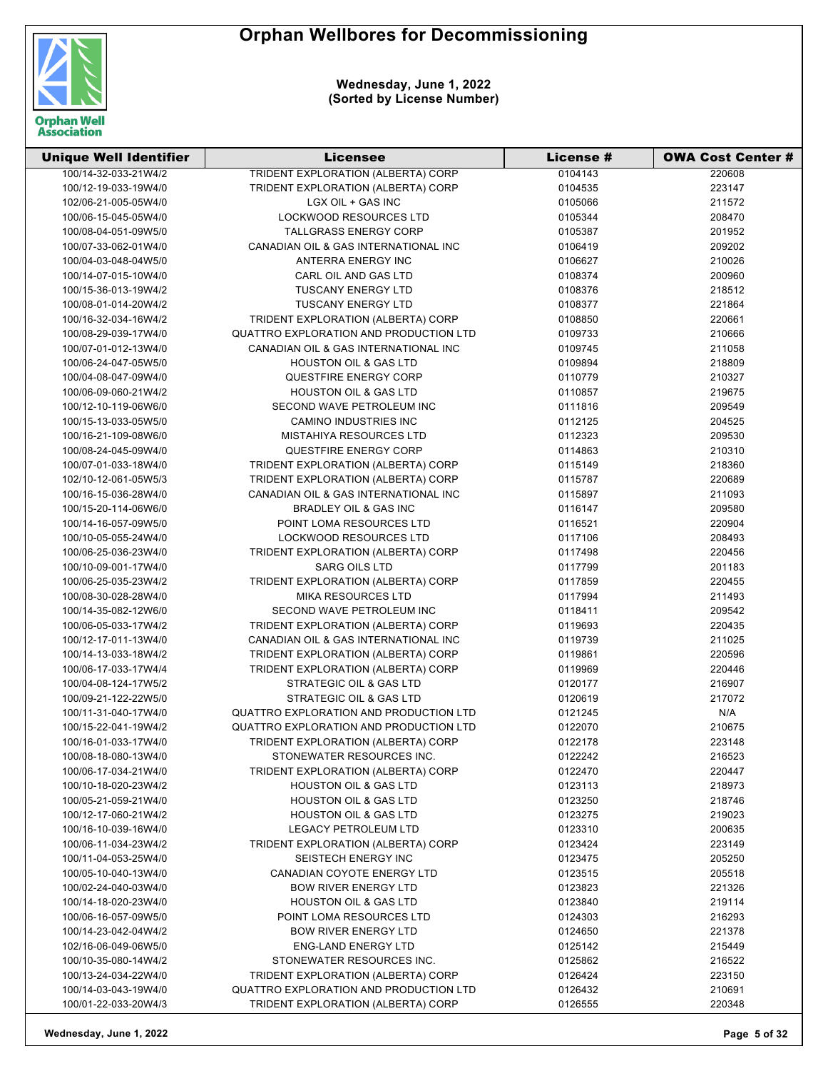# Orphan Wellbores for Decommissioning

**Wednesday, June 1, 2022**
**(Sorted by License Number)**

| Unique Well Identifier | Licensee | License # | OWA Cost Center # |
|---|---|---|---|
| 100/14-32-033-21W4/2 | TRIDENT EXPLORATION (ALBERTA) CORP | 0104143 | 220608 |
| 100/12-19-033-19W4/0 | TRIDENT EXPLORATION (ALBERTA) CORP | 0104535 | 223147 |
| 102/06-21-005-05W4/0 | LGX OIL + GAS INC | 0105066 | 211572 |
| 100/06-15-045-05W4/0 | LOCKWOOD RESOURCES LTD | 0105344 | 208470 |
| 100/08-04-051-09W5/0 | TALLGRASS ENERGY CORP | 0105387 | 201952 |
| 100/07-33-062-01W4/0 | CANADIAN OIL & GAS INTERNATIONAL INC | 0106419 | 209202 |
| 100/04-03-048-04W5/0 | ANTERRA ENERGY INC | 0106627 | 210026 |
| 100/14-07-015-10W4/0 | CARL OIL AND GAS LTD | 0108374 | 200960 |
| 100/15-36-013-19W4/2 | TUSCANY ENERGY LTD | 0108376 | 218512 |
| 100/08-01-014-20W4/2 | TUSCANY ENERGY LTD | 0108377 | 221864 |
| 100/16-32-034-16W4/2 | TRIDENT EXPLORATION (ALBERTA) CORP | 0108850 | 220661 |
| 100/08-29-039-17W4/0 | QUATTRO EXPLORATION AND PRODUCTION LTD | 0109733 | 210666 |
| 100/07-01-012-13W4/0 | CANADIAN OIL & GAS INTERNATIONAL INC | 0109745 | 211058 |
| 100/06-24-047-05W5/0 | HOUSTON OIL & GAS LTD | 0109894 | 218809 |
| 100/04-08-047-09W4/0 | QUESTFIRE ENERGY CORP | 0110779 | 210327 |
| 100/06-09-060-21W4/2 | HOUSTON OIL & GAS LTD | 0110857 | 219675 |
| 100/12-10-119-06W6/0 | SECOND WAVE PETROLEUM INC | 0111816 | 209549 |
| 100/15-13-033-05W5/0 | CAMINO INDUSTRIES INC | 0112125 | 204525 |
| 100/16-21-109-08W6/0 | MISTAHIYA RESOURCES LTD | 0112323 | 209530 |
| 100/08-24-045-09W4/0 | QUESTFIRE ENERGY CORP | 0114863 | 210310 |
| 100/07-01-033-18W4/0 | TRIDENT EXPLORATION (ALBERTA) CORP | 0115149 | 218360 |
| 102/10-12-061-05W5/3 | TRIDENT EXPLORATION (ALBERTA) CORP | 0115787 | 220689 |
| 100/16-15-036-28W4/0 | CANADIAN OIL & GAS INTERNATIONAL INC | 0115897 | 211093 |
| 100/15-20-114-06W6/0 | BRADLEY OIL & GAS INC | 0116147 | 209580 |
| 100/14-16-057-09W5/0 | POINT LOMA RESOURCES LTD | 0116521 | 220904 |
| 100/10-05-055-24W4/0 | LOCKWOOD RESOURCES LTD | 0117106 | 208493 |
| 100/06-25-036-23W4/0 | TRIDENT EXPLORATION (ALBERTA) CORP | 0117498 | 220456 |
| 100/10-09-001-17W4/0 | SARG OILS LTD | 0117799 | 201183 |
| 100/06-25-035-23W4/2 | TRIDENT EXPLORATION (ALBERTA) CORP | 0117859 | 220455 |
| 100/08-30-028-28W4/0 | MIKA RESOURCES LTD | 0117994 | 211493 |
| 100/14-35-082-12W6/0 | SECOND WAVE PETROLEUM INC | 0118411 | 209542 |
| 100/06-05-033-17W4/2 | TRIDENT EXPLORATION (ALBERTA) CORP | 0119693 | 220435 |
| 100/12-17-011-13W4/0 | CANADIAN OIL & GAS INTERNATIONAL INC | 0119739 | 211025 |
| 100/14-13-033-18W4/2 | TRIDENT EXPLORATION (ALBERTA) CORP | 0119861 | 220596 |
| 100/06-17-033-17W4/4 | TRIDENT EXPLORATION (ALBERTA) CORP | 0119969 | 220446 |
| 100/04-08-124-17W5/2 | STRATEGIC OIL & GAS LTD | 0120177 | 216907 |
| 100/09-21-122-22W5/0 | STRATEGIC OIL & GAS LTD | 0120619 | 217072 |
| 100/11-31-040-17W4/0 | QUATTRO EXPLORATION AND PRODUCTION LTD | 0121245 | N/A |
| 100/15-22-041-19W4/2 | QUATTRO EXPLORATION AND PRODUCTION LTD | 0122070 | 210675 |
| 100/16-01-033-17W4/0 | TRIDENT EXPLORATION (ALBERTA) CORP | 0122178 | 223148 |
| 100/08-18-080-13W4/0 | STONEWATER RESOURCES INC. | 0122242 | 216523 |
| 100/06-17-034-21W4/0 | TRIDENT EXPLORATION (ALBERTA) CORP | 0122470 | 220447 |
| 100/10-18-020-23W4/2 | HOUSTON OIL & GAS LTD | 0123113 | 218973 |
| 100/05-21-059-21W4/0 | HOUSTON OIL & GAS LTD | 0123250 | 218746 |
| 100/12-17-060-21W4/2 | HOUSTON OIL & GAS LTD | 0123275 | 219023 |
| 100/16-10-039-16W4/0 | LEGACY PETROLEUM LTD | 0123310 | 200635 |
| 100/06-11-034-23W4/2 | TRIDENT EXPLORATION (ALBERTA) CORP | 0123424 | 223149 |
| 100/11-04-053-25W4/0 | SEISTECH ENERGY INC | 0123475 | 205250 |
| 100/05-10-040-13W4/0 | CANADIAN COYOTE ENERGY LTD | 0123515 | 205518 |
| 100/02-24-040-03W4/0 | BOW RIVER ENERGY LTD | 0123823 | 221326 |
| 100/14-18-020-23W4/0 | HOUSTON OIL & GAS LTD | 0123840 | 219114 |
| 100/06-16-057-09W5/0 | POINT LOMA RESOURCES LTD | 0124303 | 216293 |
| 100/14-23-042-04W4/2 | BOW RIVER ENERGY LTD | 0124650 | 221378 |
| 102/16-06-049-06W5/0 | ENG-LAND ENERGY LTD | 0125142 | 215449 |
| 100/10-35-080-14W4/2 | STONEWATER RESOURCES INC. | 0125862 | 216522 |
| 100/13-24-034-22W4/0 | TRIDENT EXPLORATION (ALBERTA) CORP | 0126424 | 223150 |
| 100/14-03-043-19W4/0 | QUATTRO EXPLORATION AND PRODUCTION LTD | 0126432 | 210691 |
| 100/01-22-033-20W4/3 | TRIDENT EXPLORATION (ALBERTA) CORP | 0126555 | 220348 |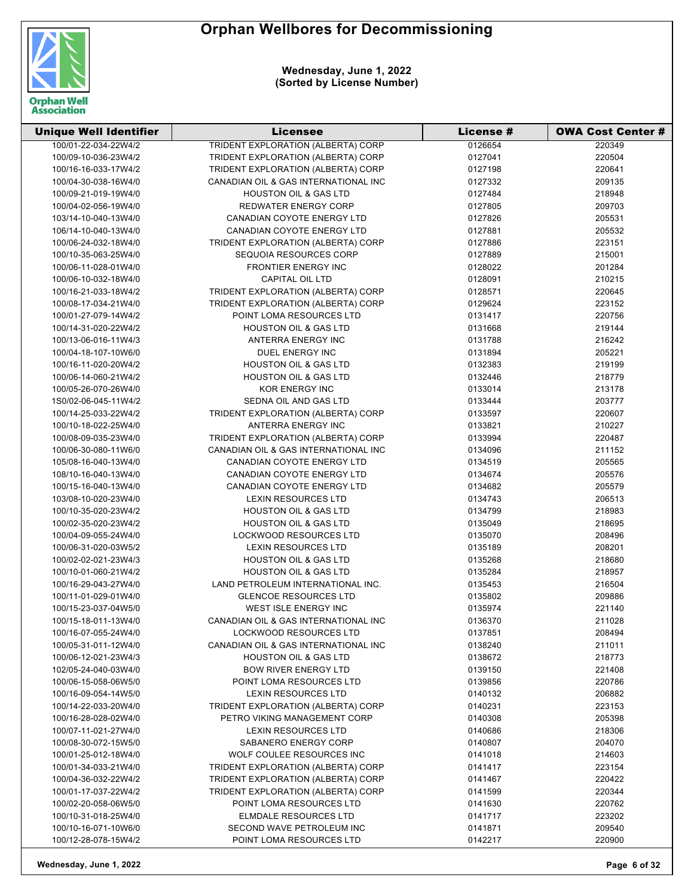# Orphan Wellbores for Decommissioning

**Wednesday, June 1, 2022**
**(Sorted by License Number)**

| Unique Well Identifier | Licensee | License # | OWA Cost Center # |
|---|---|---|---|
| 100/01-22-034-22W4/2 | TRIDENT EXPLORATION (ALBERTA) CORP | 0126654 | 220349 |
| 100/09-10-036-23W4/2 | TRIDENT EXPLORATION (ALBERTA) CORP | 0127041 | 220504 |
| 100/16-16-033-17W4/2 | TRIDENT EXPLORATION (ALBERTA) CORP | 0127198 | 220641 |
| 100/04-30-038-16W4/0 | CANADIAN OIL & GAS INTERNATIONAL INC | 0127332 | 209135 |
| 100/09-21-019-19W4/0 | HOUSTON OIL & GAS LTD | 0127484 | 218948 |
| 100/04-02-056-19W4/0 | REDWATER ENERGY CORP | 0127805 | 209703 |
| 103/14-10-040-13W4/0 | CANADIAN COYOTE ENERGY LTD | 0127826 | 205531 |
| 106/14-10-040-13W4/0 | CANADIAN COYOTE ENERGY LTD | 0127881 | 205532 |
| 100/06-24-032-18W4/0 | TRIDENT EXPLORATION (ALBERTA) CORP | 0127886 | 223151 |
| 100/10-35-063-25W4/0 | SEQUOIA RESOURCES CORP | 0127889 | 215001 |
| 100/06-11-028-01W4/0 | FRONTIER ENERGY INC | 0128022 | 201284 |
| 100/06-10-032-18W4/0 | CAPITAL OIL LTD | 0128091 | 210215 |
| 100/16-21-033-18W4/2 | TRIDENT EXPLORATION (ALBERTA) CORP | 0128571 | 220645 |
| 100/08-17-034-21W4/0 | TRIDENT EXPLORATION (ALBERTA) CORP | 0129624 | 223152 |
| 100/01-27-079-14W4/2 | POINT LOMA RESOURCES LTD | 0131417 | 220756 |
| 100/14-31-020-22W4/2 | HOUSTON OIL & GAS LTD | 0131668 | 219144 |
| 100/13-06-016-11W4/3 | ANTERRA ENERGY INC | 0131788 | 216242 |
| 100/04-18-107-10W6/0 | DUEL ENERGY INC | 0131894 | 205221 |
| 100/16-11-020-20W4/2 | HOUSTON OIL & GAS LTD | 0132383 | 219199 |
| 100/06-14-060-21W4/2 | HOUSTON OIL & GAS LTD | 0132446 | 218779 |
| 100/05-26-070-26W4/0 | KOR ENERGY INC | 0133014 | 213178 |
| 1S0/02-06-045-11W4/2 | SEDNA OIL AND GAS LTD | 0133444 | 203777 |
| 100/14-25-033-22W4/2 | TRIDENT EXPLORATION (ALBERTA) CORP | 0133597 | 220607 |
| 100/10-18-022-25W4/0 | ANTERRA ENERGY INC | 0133821 | 210227 |
| 100/08-09-035-23W4/0 | TRIDENT EXPLORATION (ALBERTA) CORP | 0133994 | 220487 |
| 100/06-30-080-11W6/0 | CANADIAN OIL & GAS INTERNATIONAL INC | 0134096 | 211152 |
| 105/08-16-040-13W4/0 | CANADIAN COYOTE ENERGY LTD | 0134519 | 205565 |
| 108/10-16-040-13W4/0 | CANADIAN COYOTE ENERGY LTD | 0134674 | 205576 |
| 100/15-16-040-13W4/0 | CANADIAN COYOTE ENERGY LTD | 0134682 | 205579 |
| 103/08-10-020-23W4/0 | LEXIN RESOURCES LTD | 0134743 | 206513 |
| 100/10-35-020-23W4/2 | HOUSTON OIL & GAS LTD | 0134799 | 218983 |
| 100/02-35-020-23W4/2 | HOUSTON OIL & GAS LTD | 0135049 | 218695 |
| 100/04-09-055-24W4/0 | LOCKWOOD RESOURCES LTD | 0135070 | 208496 |
| 100/06-31-020-03W5/2 | LEXIN RESOURCES LTD | 0135189 | 208201 |
| 100/02-02-021-23W4/3 | HOUSTON OIL & GAS LTD | 0135268 | 218680 |
| 100/10-01-060-21W4/2 | HOUSTON OIL & GAS LTD | 0135284 | 218957 |
| 100/16-29-043-27W4/0 | LAND PETROLEUM INTERNATIONAL INC. | 0135453 | 216504 |
| 100/11-01-029-01W4/0 | GLENCOE RESOURCES LTD | 0135802 | 209886 |
| 100/15-23-037-04W5/0 | WEST ISLE ENERGY INC | 0135974 | 221140 |
| 100/15-18-011-13W4/0 | CANADIAN OIL & GAS INTERNATIONAL INC | 0136370 | 211028 |
| 100/16-07-055-24W4/0 | LOCKWOOD RESOURCES LTD | 0137851 | 208494 |
| 100/05-31-011-12W4/0 | CANADIAN OIL & GAS INTERNATIONAL INC | 0138240 | 211011 |
| 100/06-12-021-23W4/3 | HOUSTON OIL & GAS LTD | 0138672 | 218773 |
| 102/05-24-040-03W4/0 | BOW RIVER ENERGY LTD | 0139150 | 221408 |
| 100/06-15-058-06W5/0 | POINT LOMA RESOURCES LTD | 0139856 | 220786 |
| 100/16-09-054-14W5/0 | LEXIN RESOURCES LTD | 0140132 | 206882 |
| 100/14-22-033-20W4/0 | TRIDENT EXPLORATION (ALBERTA) CORP | 0140231 | 223153 |
| 100/16-28-028-02W4/0 | PETRO VIKING MANAGEMENT CORP | 0140308 | 205398 |
| 100/07-11-021-27W4/0 | LEXIN RESOURCES LTD | 0140686 | 218306 |
| 100/08-30-072-15W5/0 | SABANERO ENERGY CORP | 0140807 | 204070 |
| 100/01-25-012-18W4/0 | WOLF COULEE RESOURCES INC | 0141018 | 214603 |
| 100/01-34-033-21W4/0 | TRIDENT EXPLORATION (ALBERTA) CORP | 0141417 | 223154 |
| 100/04-36-032-22W4/2 | TRIDENT EXPLORATION (ALBERTA) CORP | 0141467 | 220422 |
| 100/01-17-037-22W4/2 | TRIDENT EXPLORATION (ALBERTA) CORP | 0141599 | 220344 |
| 100/02-20-058-06W5/0 | POINT LOMA RESOURCES LTD | 0141630 | 220762 |
| 100/10-31-018-25W4/0 | ELMDALE RESOURCES LTD | 0141717 | 223202 |
| 100/10-16-071-10W6/0 | SECOND WAVE PETROLEUM INC | 0141871 | 209540 |
| 100/12-28-078-15W4/2 | POINT LOMA RESOURCES LTD | 0142217 | 220900 |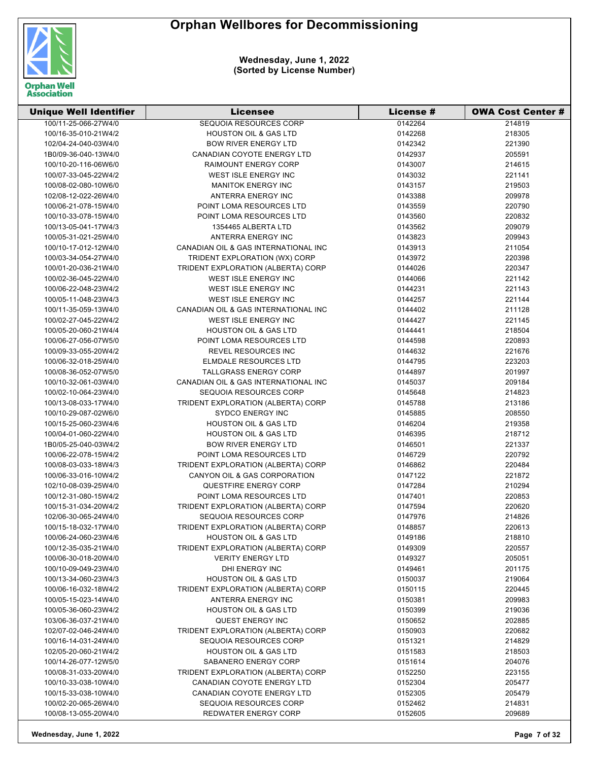# Orphan Wellbores for Decommissioning

**Wednesday, June 1, 2022**
**(Sorted by License Number)**

| Unique Well Identifier | Licensee | License # | OWA Cost Center # |
|---|---|---|---|
| 100/11-25-066-27W4/0 | SEQUOIA RESOURCES CORP | 0142264 | 214819 |
| 100/16-35-010-21W4/2 | HOUSTON OIL & GAS LTD | 0142268 | 218305 |
| 102/04-24-040-03W4/0 | BOW RIVER ENERGY LTD | 0142342 | 221390 |
| 1B0/09-36-040-13W4/0 | CANADIAN COYOTE ENERGY LTD | 0142937 | 205591 |
| 100/10-20-116-06W6/0 | RAIMOUNT ENERGY CORP | 0143007 | 214615 |
| 100/07-33-045-22W4/2 | WEST ISLE ENERGY INC | 0143032 | 221141 |
| 100/08-02-080-10W6/0 | MANITOK ENERGY INC | 0143157 | 219503 |
| 102/08-12-022-26W4/0 | ANTERRA ENERGY INC | 0143388 | 209978 |
| 100/06-21-078-15W4/0 | POINT LOMA RESOURCES LTD | 0143559 | 220790 |
| 100/10-33-078-15W4/0 | POINT LOMA RESOURCES LTD | 0143560 | 220832 |
| 100/13-05-041-17W4/3 | 1354465 ALBERTA LTD | 0143562 | 209079 |
| 100/05-31-021-25W4/0 | ANTERRA ENERGY INC | 0143823 | 209943 |
| 100/10-17-012-12W4/0 | CANADIAN OIL & GAS INTERNATIONAL INC | 0143913 | 211054 |
| 100/03-34-054-27W4/0 | TRIDENT EXPLORATION (WX) CORP | 0143972 | 220398 |
| 100/01-20-036-21W4/0 | TRIDENT EXPLORATION (ALBERTA) CORP | 0144026 | 220347 |
| 100/02-36-045-22W4/0 | WEST ISLE ENERGY INC | 0144066 | 221142 |
| 100/06-22-048-23W4/2 | WEST ISLE ENERGY INC | 0144231 | 221143 |
| 100/05-11-048-23W4/3 | WEST ISLE ENERGY INC | 0144257 | 221144 |
| 100/11-35-059-13W4/0 | CANADIAN OIL & GAS INTERNATIONAL INC | 0144402 | 211128 |
| 100/02-27-045-22W4/2 | WEST ISLE ENERGY INC | 0144427 | 221145 |
| 100/05-20-060-21W4/4 | HOUSTON OIL & GAS LTD | 0144441 | 218504 |
| 100/06-27-056-07W5/0 | POINT LOMA RESOURCES LTD | 0144598 | 220893 |
| 100/09-33-055-20W4/2 | REVEL RESOURCES INC | 0144632 | 221676 |
| 100/06-32-018-25W4/0 | ELMDALE RESOURCES LTD | 0144795 | 223203 |
| 100/08-36-052-07W5/0 | TALLGRASS ENERGY CORP | 0144897 | 201997 |
| 100/10-32-061-03W4/0 | CANADIAN OIL & GAS INTERNATIONAL INC | 0145037 | 209184 |
| 100/02-10-064-23W4/0 | SEQUOIA RESOURCES CORP | 0145648 | 214823 |
| 100/13-08-033-17W4/0 | TRIDENT EXPLORATION (ALBERTA) CORP | 0145788 | 213186 |
| 100/10-29-087-02W6/0 | SYDCO ENERGY INC | 0145885 | 208550 |
| 100/15-25-060-23W4/6 | HOUSTON OIL & GAS LTD | 0146204 | 219358 |
| 100/04-01-060-22W4/0 | HOUSTON OIL & GAS LTD | 0146395 | 218712 |
| 1B0/05-25-040-03W4/2 | BOW RIVER ENERGY LTD | 0146501 | 221337 |
| 100/06-22-078-15W4/2 | POINT LOMA RESOURCES LTD | 0146729 | 220792 |
| 100/08-03-033-18W4/3 | TRIDENT EXPLORATION (ALBERTA) CORP | 0146862 | 220484 |
| 100/06-33-016-10W4/2 | CANYON OIL & GAS CORPORATION | 0147122 | 221872 |
| 102/10-08-039-25W4/0 | QUESTFIRE ENERGY CORP | 0147284 | 210294 |
| 100/12-31-080-15W4/2 | POINT LOMA RESOURCES LTD | 0147401 | 220853 |
| 100/15-31-034-20W4/2 | TRIDENT EXPLORATION (ALBERTA) CORP | 0147594 | 220620 |
| 102/06-30-065-24W4/0 | SEQUOIA RESOURCES CORP | 0147976 | 214826 |
| 100/15-18-032-17W4/0 | TRIDENT EXPLORATION (ALBERTA) CORP | 0148857 | 220613 |
| 100/06-24-060-23W4/6 | HOUSTON OIL & GAS LTD | 0149186 | 218810 |
| 100/12-35-035-21W4/0 | TRIDENT EXPLORATION (ALBERTA) CORP | 0149309 | 220557 |
| 100/06-30-018-20W4/0 | VERITY ENERGY LTD | 0149327 | 205051 |
| 100/10-09-049-23W4/0 | DHI ENERGY INC | 0149461 | 201175 |
| 100/13-34-060-23W4/3 | HOUSTON OIL & GAS LTD | 0150037 | 219064 |
| 100/06-16-032-18W4/2 | TRIDENT EXPLORATION (ALBERTA) CORP | 0150115 | 220445 |
| 100/05-15-023-14W4/0 | ANTERRA ENERGY INC | 0150381 | 209983 |
| 100/05-36-060-23W4/2 | HOUSTON OIL & GAS LTD | 0150399 | 219036 |
| 103/06-36-037-21W4/0 | QUEST ENERGY INC | 0150652 | 202885 |
| 102/07-02-046-24W4/0 | TRIDENT EXPLORATION (ALBERTA) CORP | 0150903 | 220682 |
| 100/16-14-031-24W4/0 | SEQUOIA RESOURCES CORP | 0151321 | 214829 |
| 102/05-20-060-21W4/2 | HOUSTON OIL & GAS LTD | 0151583 | 218503 |
| 100/14-26-077-12W5/0 | SABANERO ENERGY CORP | 0151614 | 204076 |
| 100/08-31-033-20W4/0 | TRIDENT EXPLORATION (ALBERTA) CORP | 0152250 | 223155 |
| 100/10-33-038-10W4/0 | CANADIAN COYOTE ENERGY LTD | 0152304 | 205477 |
| 100/15-33-038-10W4/0 | CANADIAN COYOTE ENERGY LTD | 0152305 | 205479 |
| 100/02-20-065-26W4/0 | SEQUOIA RESOURCES CORP | 0152462 | 214831 |
| 100/08-13-055-20W4/0 | REDWATER ENERGY CORP | 0152605 | 209689 |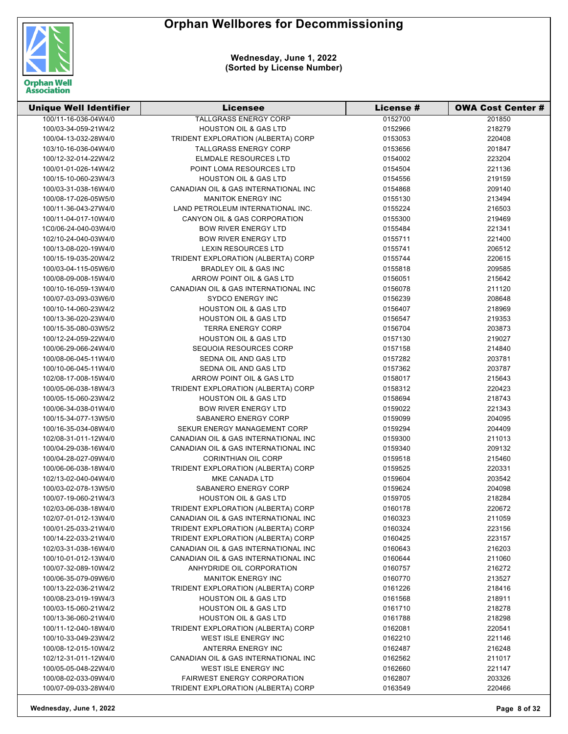# Orphan Wellbores for Decommissioning

**Wednesday, June 1, 2022**
**(Sorted by License Number)**

| Unique Well Identifier | Licensee | License # | OWA Cost Center # |
|---|---|---|---|
| 100/11-16-036-04W4/0 | TALLGRASS ENERGY CORP | 0152700 | 201850 |
| 100/03-34-059-21W4/2 | HOUSTON OIL & GAS LTD | 0152966 | 218279 |
| 100/04-13-032-28W4/0 | TRIDENT EXPLORATION (ALBERTA) CORP | 0153053 | 220408 |
| 103/10-16-036-04W4/0 | TALLGRASS ENERGY CORP | 0153656 | 201847 |
| 100/12-32-014-22W4/2 | ELMDALE RESOURCES LTD | 0154002 | 223204 |
| 100/01-01-026-14W4/2 | POINT LOMA RESOURCES LTD | 0154504 | 221136 |
| 100/15-10-060-23W4/3 | HOUSTON OIL & GAS LTD | 0154556 | 219159 |
| 100/03-31-038-16W4/0 | CANADIAN OIL & GAS INTERNATIONAL INC | 0154868 | 209140 |
| 100/08-17-026-05W5/0 | MANITOK ENERGY INC | 0155130 | 213494 |
| 100/11-36-043-27W4/0 | LAND PETROLEUM INTERNATIONAL INC. | 0155224 | 216503 |
| 100/11-04-017-10W4/0 | CANYON OIL & GAS CORPORATION | 0155300 | 219469 |
| 1C0/06-24-040-03W4/0 | BOW RIVER ENERGY LTD | 0155484 | 221341 |
| 102/10-24-040-03W4/0 | BOW RIVER ENERGY LTD | 0155711 | 221400 |
| 100/13-08-020-19W4/0 | LEXIN RESOURCES LTD | 0155741 | 206512 |
| 100/15-19-035-20W4/2 | TRIDENT EXPLORATION (ALBERTA) CORP | 0155744 | 220615 |
| 100/03-04-115-05W6/0 | BRADLEY OIL & GAS INC | 0155818 | 209585 |
| 100/08-09-008-15W4/0 | ARROW POINT OIL & GAS LTD | 0156051 | 215642 |
| 100/10-16-059-13W4/0 | CANADIAN OIL & GAS INTERNATIONAL INC | 0156078 | 211120 |
| 100/07-03-093-03W6/0 | SYDCO ENERGY INC | 0156239 | 208648 |
| 100/10-14-060-23W4/2 | HOUSTON OIL & GAS LTD | 0156407 | 218969 |
| 100/13-36-020-23W4/0 | HOUSTON OIL & GAS LTD | 0156547 | 219353 |
| 100/15-35-080-03W5/2 | TERRA ENERGY CORP | 0156704 | 203873 |
| 100/12-24-059-22W4/0 | HOUSTON OIL & GAS LTD | 0157130 | 219027 |
| 100/06-29-066-24W4/0 | SEQUOIA RESOURCES CORP | 0157158 | 214840 |
| 100/08-06-045-11W4/0 | SEDNA OIL AND GAS LTD | 0157282 | 203781 |
| 100/10-06-045-11W4/0 | SEDNA OIL AND GAS LTD | 0157362 | 203787 |
| 102/08-17-008-15W4/0 | ARROW POINT OIL & GAS LTD | 0158017 | 215643 |
| 100/05-06-038-18W4/3 | TRIDENT EXPLORATION (ALBERTA) CORP | 0158312 | 220423 |
| 100/05-15-060-23W4/2 | HOUSTON OIL & GAS LTD | 0158694 | 218743 |
| 100/06-34-038-01W4/0 | BOW RIVER ENERGY LTD | 0159022 | 221343 |
| 100/15-34-077-13W5/0 | SABANERO ENERGY CORP | 0159099 | 204095 |
| 100/16-35-034-08W4/0 | SEKUR ENERGY MANAGEMENT CORP | 0159294 | 204409 |
| 102/08-31-011-12W4/0 | CANADIAN OIL & GAS INTERNATIONAL INC | 0159300 | 211013 |
| 100/04-29-038-16W4/0 | CANADIAN OIL & GAS INTERNATIONAL INC | 0159340 | 209132 |
| 100/04-28-027-09W4/0 | CORINTHIAN OIL CORP | 0159518 | 215460 |
| 100/06-06-038-18W4/0 | TRIDENT EXPLORATION (ALBERTA) CORP | 0159525 | 220331 |
| 102/13-02-040-04W4/0 | MKE CANADA LTD | 0159604 | 203542 |
| 100/03-02-078-13W5/0 | SABANERO ENERGY CORP | 0159624 | 204098 |
| 100/07-19-060-21W4/3 | HOUSTON OIL & GAS LTD | 0159705 | 218284 |
| 102/03-06-038-18W4/0 | TRIDENT EXPLORATION (ALBERTA) CORP | 0160178 | 220672 |
| 102/07-01-012-13W4/0 | CANADIAN OIL & GAS INTERNATIONAL INC | 0160323 | 211059 |
| 100/01-25-033-21W4/0 | TRIDENT EXPLORATION (ALBERTA) CORP | 0160324 | 223156 |
| 100/14-22-033-21W4/0 | TRIDENT EXPLORATION (ALBERTA) CORP | 0160425 | 223157 |
| 102/03-31-038-16W4/0 | CANADIAN OIL & GAS INTERNATIONAL INC | 0160643 | 216203 |
| 100/10-01-012-13W4/0 | CANADIAN OIL & GAS INTERNATIONAL INC | 0160644 | 211060 |
| 100/07-32-089-10W4/2 | ANHYDRIDE OIL CORPORATION | 0160757 | 216272 |
| 100/06-35-079-09W6/0 | MANITOK ENERGY INC | 0160770 | 213527 |
| 100/13-22-036-21W4/2 | TRIDENT EXPLORATION (ALBERTA) CORP | 0161226 | 218416 |
| 100/08-23-019-19W4/3 | HOUSTON OIL & GAS LTD | 0161568 | 218911 |
| 100/03-15-060-21W4/2 | HOUSTON OIL & GAS LTD | 0161710 | 218278 |
| 100/13-36-060-21W4/0 | HOUSTON OIL & GAS LTD | 0161788 | 218298 |
| 100/11-12-040-18W4/0 | TRIDENT EXPLORATION (ALBERTA) CORP | 0162081 | 220541 |
| 100/10-33-049-23W4/2 | WEST ISLE ENERGY INC | 0162210 | 221146 |
| 100/08-12-015-10W4/2 | ANTERRA ENERGY INC | 0162487 | 216248 |
| 102/12-31-011-12W4/0 | CANADIAN OIL & GAS INTERNATIONAL INC | 0162562 | 211017 |
| 100/05-05-048-22W4/0 | WEST ISLE ENERGY INC | 0162660 | 221147 |
| 100/08-02-033-09W4/0 | FAIRWEST ENERGY CORPORATION | 0162807 | 203326 |
| 100/07-09-033-28W4/0 | TRIDENT EXPLORATION (ALBERTA) CORP | 0163549 | 220466 |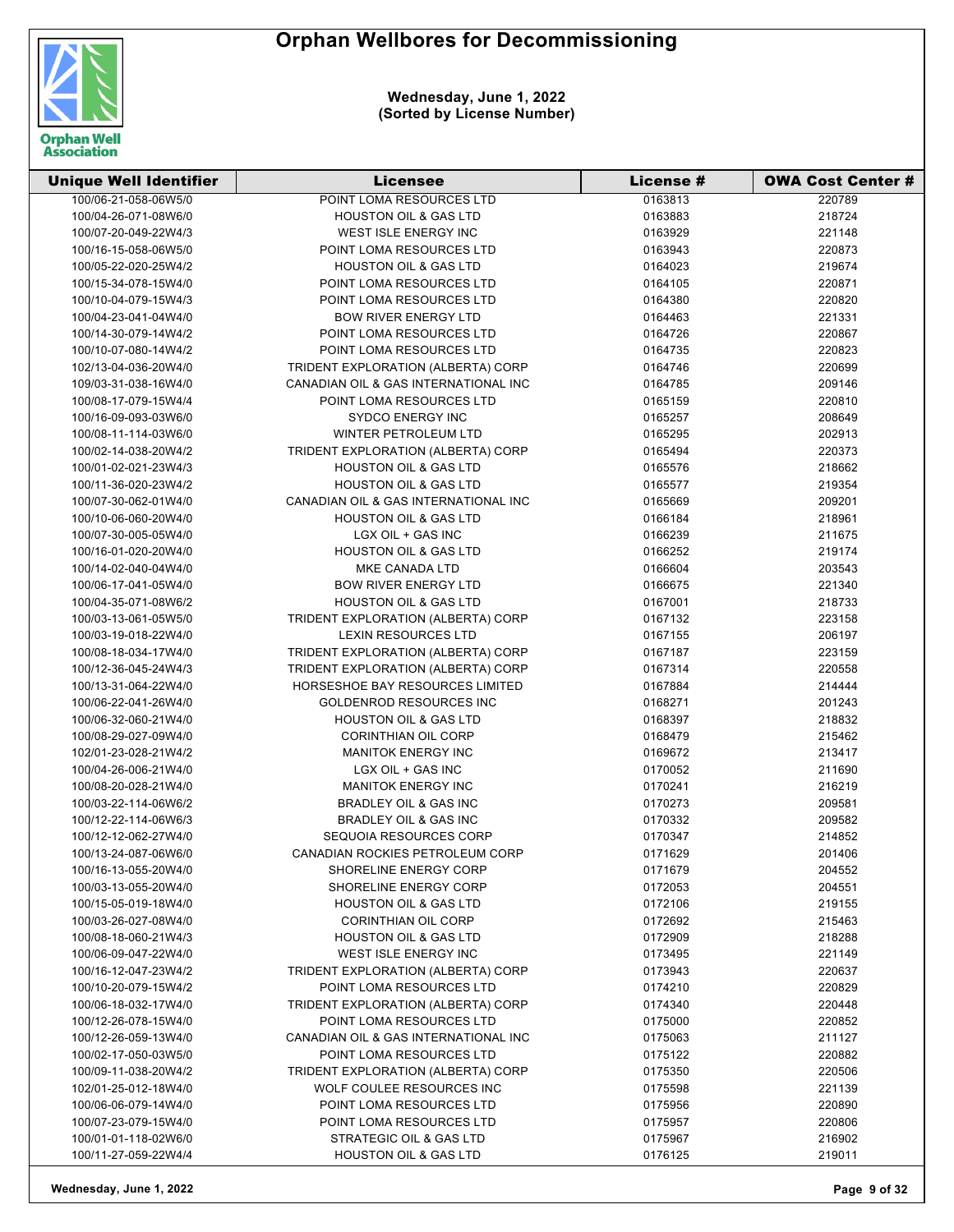# Orphan Wellbores for Decommissioning

**Wednesday, June 1, 2022**
**(Sorted by License Number)**

| Unique Well Identifier | Licensee | License # | OWA Cost Center # |
|---|---|---|---|
| 100/06-21-058-06W5/0 | POINT LOMA RESOURCES LTD | 0163813 | 220789 |
| 100/04-26-071-08W6/0 | HOUSTON OIL & GAS LTD | 0163883 | 218724 |
| 100/07-20-049-22W4/3 | WEST ISLE ENERGY INC | 0163929 | 221148 |
| 100/16-15-058-06W5/0 | POINT LOMA RESOURCES LTD | 0163943 | 220873 |
| 100/05-22-020-25W4/2 | HOUSTON OIL & GAS LTD | 0164023 | 219674 |
| 100/15-34-078-15W4/0 | POINT LOMA RESOURCES LTD | 0164105 | 220871 |
| 100/10-04-079-15W4/3 | POINT LOMA RESOURCES LTD | 0164380 | 220820 |
| 100/04-23-041-04W4/0 | BOW RIVER ENERGY LTD | 0164463 | 221331 |
| 100/14-30-079-14W4/2 | POINT LOMA RESOURCES LTD | 0164726 | 220867 |
| 100/10-07-080-14W4/2 | POINT LOMA RESOURCES LTD | 0164735 | 220823 |
| 102/13-04-036-20W4/0 | TRIDENT EXPLORATION (ALBERTA) CORP | 0164746 | 220699 |
| 109/03-31-038-16W4/0 | CANADIAN OIL & GAS INTERNATIONAL INC | 0164785 | 209146 |
| 100/08-17-079-15W4/4 | POINT LOMA RESOURCES LTD | 0165159 | 220810 |
| 100/16-09-093-03W6/0 | SYDCO ENERGY INC | 0165257 | 208649 |
| 100/08-11-114-03W6/0 | WINTER PETROLEUM LTD | 0165295 | 202913 |
| 100/02-14-038-20W4/2 | TRIDENT EXPLORATION (ALBERTA) CORP | 0165494 | 220373 |
| 100/01-02-021-23W4/3 | HOUSTON OIL & GAS LTD | 0165576 | 218662 |
| 100/11-36-020-23W4/2 | HOUSTON OIL & GAS LTD | 0165577 | 219354 |
| 100/07-30-062-01W4/0 | CANADIAN OIL & GAS INTERNATIONAL INC | 0165669 | 209201 |
| 100/10-06-060-20W4/0 | HOUSTON OIL & GAS LTD | 0166184 | 218961 |
| 100/07-30-005-05W4/0 | LGX OIL + GAS INC | 0166239 | 211675 |
| 100/16-01-020-20W4/0 | HOUSTON OIL & GAS LTD | 0166252 | 219174 |
| 100/14-02-040-04W4/0 | MKE CANADA LTD | 0166604 | 203543 |
| 100/06-17-041-05W4/0 | BOW RIVER ENERGY LTD | 0166675 | 221340 |
| 100/04-35-071-08W6/2 | HOUSTON OIL & GAS LTD | 0167001 | 218733 |
| 100/03-13-061-05W5/0 | TRIDENT EXPLORATION (ALBERTA) CORP | 0167132 | 223158 |
| 100/03-19-018-22W4/0 | LEXIN RESOURCES LTD | 0167155 | 206197 |
| 100/08-18-034-17W4/0 | TRIDENT EXPLORATION (ALBERTA) CORP | 0167187 | 223159 |
| 100/12-36-045-24W4/3 | TRIDENT EXPLORATION (ALBERTA) CORP | 0167314 | 220558 |
| 100/13-31-064-22W4/0 | HORSESHOE BAY RESOURCES LIMITED | 0167884 | 214444 |
| 100/06-22-041-26W4/0 | GOLDENROD RESOURCES INC | 0168271 | 201243 |
| 100/06-32-060-21W4/0 | HOUSTON OIL & GAS LTD | 0168397 | 218832 |
| 100/08-29-027-09W4/0 | CORINTHIAN OIL CORP | 0168479 | 215462 |
| 102/01-23-028-21W4/2 | MANITOK ENERGY INC | 0169672 | 213417 |
| 100/04-26-006-21W4/0 | LGX OIL + GAS INC | 0170052 | 211690 |
| 100/08-20-028-21W4/0 | MANITOK ENERGY INC | 0170241 | 216219 |
| 100/03-22-114-06W6/2 | BRADLEY OIL & GAS INC | 0170273 | 209581 |
| 100/12-22-114-06W6/3 | BRADLEY OIL & GAS INC | 0170332 | 209582 |
| 100/12-12-062-27W4/0 | SEQUOIA RESOURCES CORP | 0170347 | 214852 |
| 100/13-24-087-06W6/0 | CANADIAN ROCKIES PETROLEUM CORP | 0171629 | 201406 |
| 100/16-13-055-20W4/0 | SHORELINE ENERGY CORP | 0171679 | 204552 |
| 100/03-13-055-20W4/0 | SHORELINE ENERGY CORP | 0172053 | 204551 |
| 100/15-05-019-18W4/0 | HOUSTON OIL & GAS LTD | 0172106 | 219155 |
| 100/03-26-027-08W4/0 | CORINTHIAN OIL CORP | 0172692 | 215463 |
| 100/08-18-060-21W4/3 | HOUSTON OIL & GAS LTD | 0172909 | 218288 |
| 100/06-09-047-22W4/0 | WEST ISLE ENERGY INC | 0173495 | 221149 |
| 100/16-12-047-23W4/2 | TRIDENT EXPLORATION (ALBERTA) CORP | 0173943 | 220637 |
| 100/10-20-079-15W4/2 | POINT LOMA RESOURCES LTD | 0174210 | 220829 |
| 100/06-18-032-17W4/0 | TRIDENT EXPLORATION (ALBERTA) CORP | 0174340 | 220448 |
| 100/12-26-078-15W4/0 | POINT LOMA RESOURCES LTD | 0175000 | 220852 |
| 100/12-26-059-13W4/0 | CANADIAN OIL & GAS INTERNATIONAL INC | 0175063 | 211127 |
| 100/02-17-050-03W5/0 | POINT LOMA RESOURCES LTD | 0175122 | 220882 |
| 100/09-11-038-20W4/2 | TRIDENT EXPLORATION (ALBERTA) CORP | 0175350 | 220506 |
| 102/01-25-012-18W4/0 | WOLF COULEE RESOURCES INC | 0175598 | 221139 |
| 100/06-06-079-14W4/0 | POINT LOMA RESOURCES LTD | 0175956 | 220890 |
| 100/07-23-079-15W4/0 | POINT LOMA RESOURCES LTD | 0175957 | 220806 |
| 100/01-01-118-02W6/0 | STRATEGIC OIL & GAS LTD | 0175967 | 216902 |
| 100/11-27-059-22W4/4 | HOUSTON OIL & GAS LTD | 0176125 | 219011 |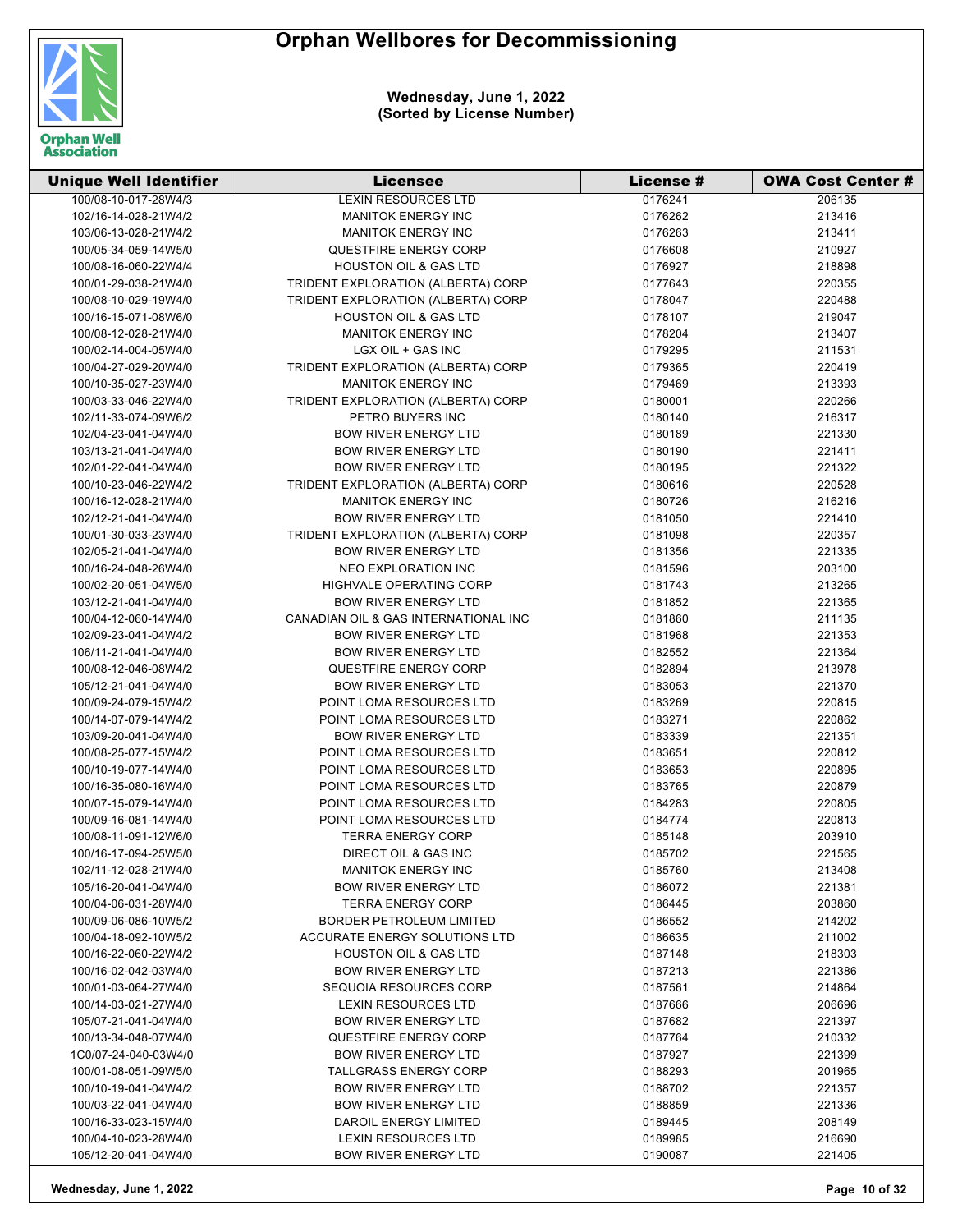# Orphan Wellbores for Decommissioning

**Wednesday, June 1, 2022**
**(Sorted by License Number)**

| Unique Well Identifier | Licensee | License # | OWA Cost Center # |
|---|---|---|---|
| 100/08-10-017-28W4/3 | LEXIN RESOURCES LTD | 0176241 | 206135 |
| 102/16-14-028-21W4/2 | MANITOK ENERGY INC | 0176262 | 213416 |
| 103/06-13-028-21W4/2 | MANITOK ENERGY INC | 0176263 | 213411 |
| 100/05-34-059-14W5/0 | QUESTFIRE ENERGY CORP | 0176608 | 210927 |
| 100/08-16-060-22W4/4 | HOUSTON OIL & GAS LTD | 0176927 | 218898 |
| 100/01-29-038-21W4/0 | TRIDENT EXPLORATION (ALBERTA) CORP | 0177643 | 220355 |
| 100/08-10-029-19W4/0 | TRIDENT EXPLORATION (ALBERTA) CORP | 0178047 | 220488 |
| 100/16-15-071-08W6/0 | HOUSTON OIL & GAS LTD | 0178107 | 219047 |
| 100/08-12-028-21W4/0 | MANITOK ENERGY INC | 0178204 | 213407 |
| 100/02-14-004-05W4/0 | LGX OIL + GAS INC | 0179295 | 211531 |
| 100/04-27-029-20W4/0 | TRIDENT EXPLORATION (ALBERTA) CORP | 0179365 | 220419 |
| 100/10-35-027-23W4/0 | MANITOK ENERGY INC | 0179469 | 213393 |
| 100/03-33-046-22W4/0 | TRIDENT EXPLORATION (ALBERTA) CORP | 0180001 | 220266 |
| 102/11-33-074-09W6/2 | PETRO BUYERS INC | 0180140 | 216317 |
| 102/04-23-041-04W4/0 | BOW RIVER ENERGY LTD | 0180189 | 221330 |
| 103/13-21-041-04W4/0 | BOW RIVER ENERGY LTD | 0180190 | 221411 |
| 102/01-22-041-04W4/0 | BOW RIVER ENERGY LTD | 0180195 | 221322 |
| 100/10-23-046-22W4/2 | TRIDENT EXPLORATION (ALBERTA) CORP | 0180616 | 220528 |
| 100/16-12-028-21W4/0 | MANITOK ENERGY INC | 0180726 | 216216 |
| 102/12-21-041-04W4/0 | BOW RIVER ENERGY LTD | 0181050 | 221410 |
| 100/01-30-033-23W4/0 | TRIDENT EXPLORATION (ALBERTA) CORP | 0181098 | 220357 |
| 102/05-21-041-04W4/0 | BOW RIVER ENERGY LTD | 0181356 | 221335 |
| 100/16-24-048-26W4/0 | NEO EXPLORATION INC | 0181596 | 203100 |
| 100/02-20-051-04W5/0 | HIGHVALE OPERATING CORP | 0181743 | 213265 |
| 103/12-21-041-04W4/0 | BOW RIVER ENERGY LTD | 0181852 | 221365 |
| 100/04-12-060-14W4/0 | CANADIAN OIL & GAS INTERNATIONAL INC | 0181860 | 211135 |
| 102/09-23-041-04W4/2 | BOW RIVER ENERGY LTD | 0181968 | 221353 |
| 106/11-21-041-04W4/0 | BOW RIVER ENERGY LTD | 0182552 | 221364 |
| 100/08-12-046-08W4/2 | QUESTFIRE ENERGY CORP | 0182894 | 213978 |
| 105/12-21-041-04W4/0 | BOW RIVER ENERGY LTD | 0183053 | 221370 |
| 100/09-24-079-15W4/2 | POINT LOMA RESOURCES LTD | 0183269 | 220815 |
| 100/14-07-079-14W4/2 | POINT LOMA RESOURCES LTD | 0183271 | 220862 |
| 103/09-20-041-04W4/0 | BOW RIVER ENERGY LTD | 0183339 | 221351 |
| 100/08-25-077-15W4/2 | POINT LOMA RESOURCES LTD | 0183651 | 220812 |
| 100/10-19-077-14W4/0 | POINT LOMA RESOURCES LTD | 0183653 | 220895 |
| 100/16-35-080-16W4/0 | POINT LOMA RESOURCES LTD | 0183765 | 220879 |
| 100/07-15-079-14W4/0 | POINT LOMA RESOURCES LTD | 0184283 | 220805 |
| 100/09-16-081-14W4/0 | POINT LOMA RESOURCES LTD | 0184774 | 220813 |
| 100/08-11-091-12W6/0 | TERRA ENERGY CORP | 0185148 | 203910 |
| 100/16-17-094-25W5/0 | DIRECT OIL & GAS INC | 0185702 | 221565 |
| 102/11-12-028-21W4/0 | MANITOK ENERGY INC | 0185760 | 213408 |
| 105/16-20-041-04W4/0 | BOW RIVER ENERGY LTD | 0186072 | 221381 |
| 100/04-06-031-28W4/0 | TERRA ENERGY CORP | 0186445 | 203860 |
| 100/09-06-086-10W5/2 | BORDER PETROLEUM LIMITED | 0186552 | 214202 |
| 100/04-18-092-10W5/2 | ACCURATE ENERGY SOLUTIONS LTD | 0186635 | 211002 |
| 100/16-22-060-22W4/2 | HOUSTON OIL & GAS LTD | 0187148 | 218303 |
| 100/16-02-042-03W4/0 | BOW RIVER ENERGY LTD | 0187213 | 221386 |
| 100/01-03-064-27W4/0 | SEQUOIA RESOURCES CORP | 0187561 | 214864 |
| 100/14-03-021-27W4/0 | LEXIN RESOURCES LTD | 0187666 | 206696 |
| 105/07-21-041-04W4/0 | BOW RIVER ENERGY LTD | 0187682 | 221397 |
| 100/13-34-048-07W4/0 | QUESTFIRE ENERGY CORP | 0187764 | 210332 |
| 1C0/07-24-040-03W4/0 | BOW RIVER ENERGY LTD | 0187927 | 221399 |
| 100/01-08-051-09W5/0 | TALLGRASS ENERGY CORP | 0188293 | 201965 |
| 100/10-19-041-04W4/2 | BOW RIVER ENERGY LTD | 0188702 | 221357 |
| 100/03-22-041-04W4/0 | BOW RIVER ENERGY LTD | 0188859 | 221336 |
| 100/16-33-023-15W4/0 | DAROIL ENERGY LIMITED | 0189445 | 208149 |
| 100/04-10-023-28W4/0 | LEXIN RESOURCES LTD | 0189985 | 216690 |
| 105/12-20-041-04W4/0 | BOW RIVER ENERGY LTD | 0190087 | 221405 |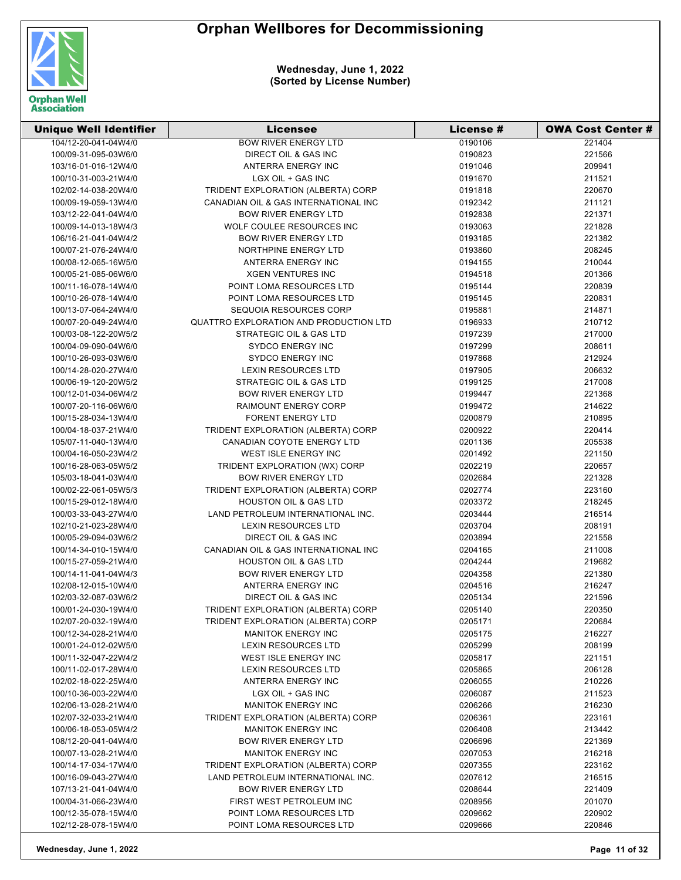# Orphan Wellbores for Decommissioning

**Wednesday, June 1, 2022**
**(Sorted by License Number)**

| Unique Well Identifier | Licensee | License # | OWA Cost Center # |
|---|---|---|---|
| 104/12-20-041-04W4/0 | BOW RIVER ENERGY LTD | 0190106 | 221404 |
| 100/09-31-095-03W6/0 | DIRECT OIL & GAS INC | 0190823 | 221566 |
| 103/16-01-016-12W4/0 | ANTERRA ENERGY INC | 0191046 | 209941 |
| 100/10-31-003-21W4/0 | LGX OIL + GAS INC | 0191670 | 211521 |
| 102/02-14-038-20W4/0 | TRIDENT EXPLORATION (ALBERTA) CORP | 0191818 | 220670 |
| 100/09-19-059-13W4/0 | CANADIAN OIL & GAS INTERNATIONAL INC | 0192342 | 211121 |
| 103/12-22-041-04W4/0 | BOW RIVER ENERGY LTD | 0192838 | 221371 |
| 100/09-14-013-18W4/3 | WOLF COULEE RESOURCES INC | 0193063 | 221828 |
| 106/16-21-041-04W4/2 | BOW RIVER ENERGY LTD | 0193185 | 221382 |
| 100/07-21-076-24W4/0 | NORTHPINE ENERGY LTD | 0193860 | 208245 |
| 100/08-12-065-16W5/0 | ANTERRA ENERGY INC | 0194155 | 210044 |
| 100/05-21-085-06W6/0 | XGEN VENTURES INC | 0194518 | 201366 |
| 100/11-16-078-14W4/0 | POINT LOMA RESOURCES LTD | 0195144 | 220839 |
| 100/10-26-078-14W4/0 | POINT LOMA RESOURCES LTD | 0195145 | 220831 |
| 100/13-07-064-24W4/0 | SEQUOIA RESOURCES CORP | 0195881 | 214871 |
| 100/07-20-049-24W4/0 | QUATTRO EXPLORATION AND PRODUCTION LTD | 0196933 | 210712 |
| 100/03-08-122-20W5/2 | STRATEGIC OIL & GAS LTD | 0197239 | 217000 |
| 100/04-09-090-04W6/0 | SYDCO ENERGY INC | 0197299 | 208611 |
| 100/10-26-093-03W6/0 | SYDCO ENERGY INC | 0197868 | 212924 |
| 100/14-28-020-27W4/0 | LEXIN RESOURCES LTD | 0197905 | 206632 |
| 100/06-19-120-20W5/2 | STRATEGIC OIL & GAS LTD | 0199125 | 217008 |
| 100/12-01-034-06W4/2 | BOW RIVER ENERGY LTD | 0199447 | 221368 |
| 100/07-20-116-06W6/0 | RAIMOUNT ENERGY CORP | 0199472 | 214622 |
| 100/15-28-034-13W4/0 | FORENT ENERGY LTD | 0200879 | 210895 |
| 100/04-18-037-21W4/0 | TRIDENT EXPLORATION (ALBERTA) CORP | 0200922 | 220414 |
| 105/07-11-040-13W4/0 | CANADIAN COYOTE ENERGY LTD | 0201136 | 205538 |
| 100/04-16-050-23W4/2 | WEST ISLE ENERGY INC | 0201492 | 221150 |
| 100/16-28-063-05W5/2 | TRIDENT EXPLORATION (WX) CORP | 0202219 | 220657 |
| 105/03-18-041-03W4/0 | BOW RIVER ENERGY LTD | 0202684 | 221328 |
| 100/02-22-061-05W5/3 | TRIDENT EXPLORATION (ALBERTA) CORP | 0202774 | 223160 |
| 100/15-29-012-18W4/0 | HOUSTON OIL & GAS LTD | 0203372 | 218245 |
| 100/03-33-043-27W4/0 | LAND PETROLEUM INTERNATIONAL INC. | 0203444 | 216514 |
| 102/10-21-023-28W4/0 | LEXIN RESOURCES LTD | 0203704 | 208191 |
| 100/05-29-094-03W6/2 | DIRECT OIL & GAS INC | 0203894 | 221558 |
| 100/14-34-010-15W4/0 | CANADIAN OIL & GAS INTERNATIONAL INC | 0204165 | 211008 |
| 100/15-27-059-21W4/0 | HOUSTON OIL & GAS LTD | 0204244 | 219682 |
| 100/14-11-041-04W4/3 | BOW RIVER ENERGY LTD | 0204358 | 221380 |
| 102/08-12-015-10W4/0 | ANTERRA ENERGY INC | 0204516 | 216247 |
| 102/03-32-087-03W6/2 | DIRECT OIL & GAS INC | 0205134 | 221596 |
| 100/01-24-030-19W4/0 | TRIDENT EXPLORATION (ALBERTA) CORP | 0205140 | 220350 |
| 102/07-20-032-19W4/0 | TRIDENT EXPLORATION (ALBERTA) CORP | 0205171 | 220684 |
| 100/12-34-028-21W4/0 | MANITOK ENERGY INC | 0205175 | 216227 |
| 100/01-24-012-02W5/0 | LEXIN RESOURCES LTD | 0205299 | 208199 |
| 100/11-32-047-22W4/2 | WEST ISLE ENERGY INC | 0205817 | 221151 |
| 100/11-02-017-28W4/0 | LEXIN RESOURCES LTD | 0205865 | 206128 |
| 102/02-18-022-25W4/0 | ANTERRA ENERGY INC | 0206055 | 210226 |
| 100/10-36-003-22W4/0 | LGX OIL + GAS INC | 0206087 | 211523 |
| 102/06-13-028-21W4/0 | MANITOK ENERGY INC | 0206266 | 216230 |
| 102/07-32-033-21W4/0 | TRIDENT EXPLORATION (ALBERTA) CORP | 0206361 | 223161 |
| 100/06-18-053-05W4/2 | MANITOK ENERGY INC | 0206408 | 213442 |
| 108/12-20-041-04W4/0 | BOW RIVER ENERGY LTD | 0206696 | 221369 |
| 100/07-13-028-21W4/0 | MANITOK ENERGY INC | 0207053 | 216218 |
| 100/14-17-034-17W4/0 | TRIDENT EXPLORATION (ALBERTA) CORP | 0207355 | 223162 |
| 100/16-09-043-27W4/0 | LAND PETROLEUM INTERNATIONAL INC. | 0207612 | 216515 |
| 107/13-21-041-04W4/0 | BOW RIVER ENERGY LTD | 0208644 | 221409 |
| 100/04-31-066-23W4/0 | FIRST WEST PETROLEUM INC | 0208956 | 201070 |
| 100/12-35-078-15W4/0 | POINT LOMA RESOURCES LTD | 0209662 | 220902 |
| 102/12-28-078-15W4/0 | POINT LOMA RESOURCES LTD | 0209666 | 220846 |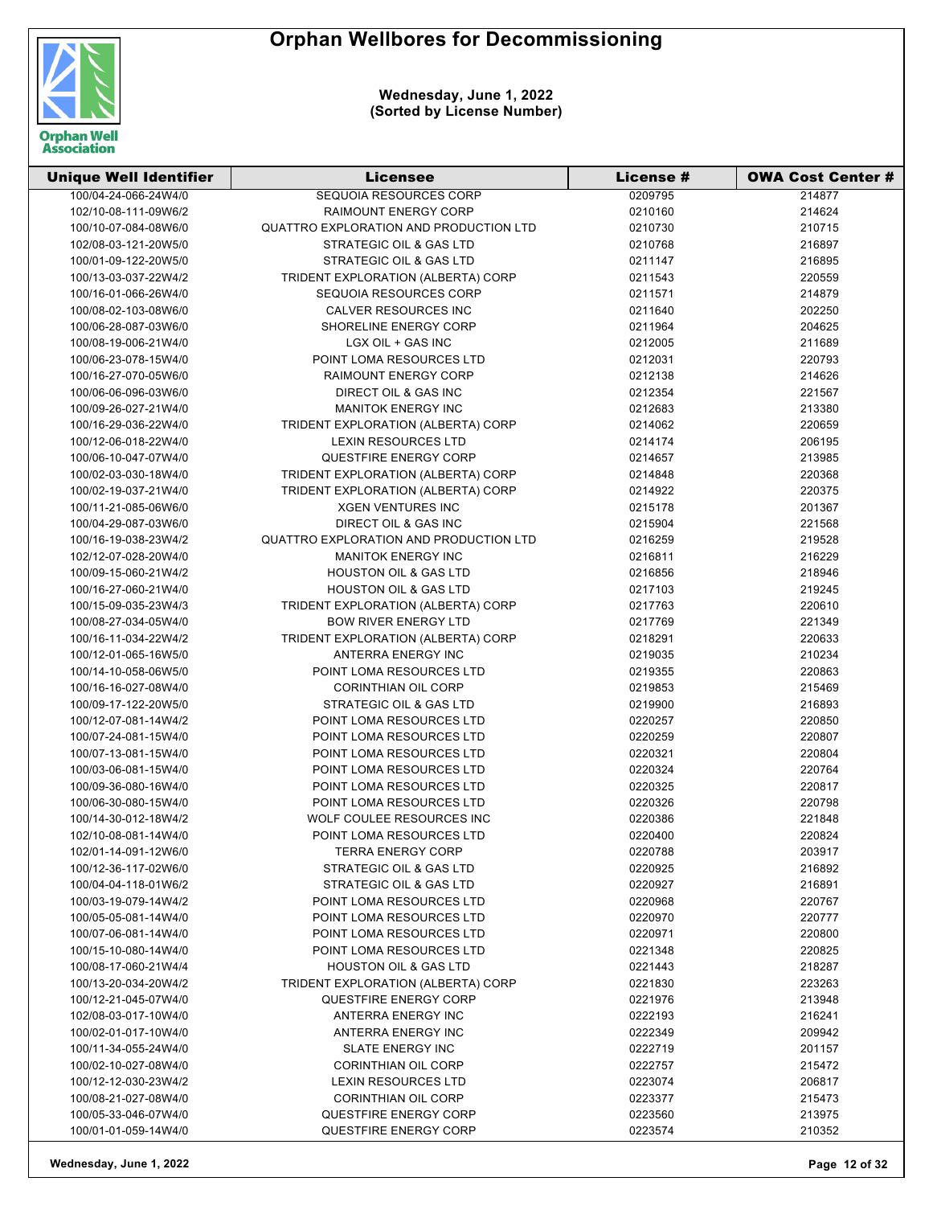# Orphan Wellbores for Decommissioning

**Wednesday, June 1, 2022**
**(Sorted by License Number)**

| Unique Well Identifier | Licensee | License # | OWA Cost Center # |
|---|---|---|---|
| 100/04-24-066-24W4/0 | SEQUOIA RESOURCES CORP | 0209795 | 214877 |
| 102/10-08-111-09W6/2 | RAIMOUNT ENERGY CORP | 0210160 | 214624 |
| 100/10-07-084-08W6/0 | QUATTRO EXPLORATION AND PRODUCTION LTD | 0210730 | 210715 |
| 102/08-03-121-20W5/0 | STRATEGIC OIL & GAS LTD | 0210768 | 216897 |
| 100/01-09-122-20W5/0 | STRATEGIC OIL & GAS LTD | 0211147 | 216895 |
| 100/13-03-037-22W4/2 | TRIDENT EXPLORATION (ALBERTA) CORP | 0211543 | 220559 |
| 100/16-01-066-26W4/0 | SEQUOIA RESOURCES CORP | 0211571 | 214879 |
| 100/08-02-103-08W6/0 | CALVER RESOURCES INC | 0211640 | 202250 |
| 100/06-28-087-03W6/0 | SHORELINE ENERGY CORP | 0211964 | 204625 |
| 100/08-19-006-21W4/0 | LGX OIL + GAS INC | 0212005 | 211689 |
| 100/06-23-078-15W4/0 | POINT LOMA RESOURCES LTD | 0212031 | 220793 |
| 100/16-27-070-05W6/0 | RAIMOUNT ENERGY CORP | 0212138 | 214626 |
| 100/06-06-096-03W6/0 | DIRECT OIL & GAS INC | 0212354 | 221567 |
| 100/09-26-027-21W4/0 | MANITOK ENERGY INC | 0212683 | 213380 |
| 100/16-29-036-22W4/0 | TRIDENT EXPLORATION (ALBERTA) CORP | 0214062 | 220659 |
| 100/12-06-018-22W4/0 | LEXIN RESOURCES LTD | 0214174 | 206195 |
| 100/06-10-047-07W4/0 | QUESTFIRE ENERGY CORP | 0214657 | 213985 |
| 100/02-03-030-18W4/0 | TRIDENT EXPLORATION (ALBERTA) CORP | 0214848 | 220368 |
| 100/02-19-037-21W4/0 | TRIDENT EXPLORATION (ALBERTA) CORP | 0214922 | 220375 |
| 100/11-21-085-06W6/0 | XGEN VENTURES INC | 0215178 | 201367 |
| 100/04-29-087-03W6/0 | DIRECT OIL & GAS INC | 0215904 | 221568 |
| 100/16-19-038-23W4/2 | QUATTRO EXPLORATION AND PRODUCTION LTD | 0216259 | 219528 |
| 102/12-07-028-20W4/0 | MANITOK ENERGY INC | 0216811 | 216229 |
| 100/09-15-060-21W4/2 | HOUSTON OIL & GAS LTD | 0216856 | 218946 |
| 100/16-27-060-21W4/0 | HOUSTON OIL & GAS LTD | 0217103 | 219245 |
| 100/15-09-035-23W4/3 | TRIDENT EXPLORATION (ALBERTA) CORP | 0217763 | 220610 |
| 100/08-27-034-05W4/0 | BOW RIVER ENERGY LTD | 0217769 | 221349 |
| 100/16-11-034-22W4/2 | TRIDENT EXPLORATION (ALBERTA) CORP | 0218291 | 220633 |
| 100/12-01-065-16W5/0 | ANTERRA ENERGY INC | 0219035 | 210234 |
| 100/14-10-058-06W5/0 | POINT LOMA RESOURCES LTD | 0219355 | 220863 |
| 100/16-16-027-08W4/0 | CORINTHIAN OIL CORP | 0219853 | 215469 |
| 100/09-17-122-20W5/0 | STRATEGIC OIL & GAS LTD | 0219900 | 216893 |
| 100/12-07-081-14W4/2 | POINT LOMA RESOURCES LTD | 0220257 | 220850 |
| 100/07-24-081-15W4/0 | POINT LOMA RESOURCES LTD | 0220259 | 220807 |
| 100/07-13-081-15W4/0 | POINT LOMA RESOURCES LTD | 0220321 | 220804 |
| 100/03-06-081-15W4/0 | POINT LOMA RESOURCES LTD | 0220324 | 220764 |
| 100/09-36-080-16W4/0 | POINT LOMA RESOURCES LTD | 0220325 | 220817 |
| 100/06-30-080-15W4/0 | POINT LOMA RESOURCES LTD | 0220326 | 220798 |
| 100/14-30-012-18W4/2 | WOLF COULEE RESOURCES INC | 0220386 | 221848 |
| 102/10-08-081-14W4/0 | POINT LOMA RESOURCES LTD | 0220400 | 220824 |
| 102/01-14-091-12W6/0 | TERRA ENERGY CORP | 0220788 | 203917 |
| 100/12-36-117-02W6/0 | STRATEGIC OIL & GAS LTD | 0220925 | 216892 |
| 100/04-04-118-01W6/2 | STRATEGIC OIL & GAS LTD | 0220927 | 216891 |
| 100/03-19-079-14W4/2 | POINT LOMA RESOURCES LTD | 0220968 | 220767 |
| 100/05-05-081-14W4/0 | POINT LOMA RESOURCES LTD | 0220970 | 220777 |
| 100/07-06-081-14W4/0 | POINT LOMA RESOURCES LTD | 0220971 | 220800 |
| 100/15-10-080-14W4/0 | POINT LOMA RESOURCES LTD | 0221348 | 220825 |
| 100/08-17-060-21W4/4 | HOUSTON OIL & GAS LTD | 0221443 | 218287 |
| 100/13-20-034-20W4/2 | TRIDENT EXPLORATION (ALBERTA) CORP | 0221830 | 223263 |
| 100/12-21-045-07W4/0 | QUESTFIRE ENERGY CORP | 0221976 | 213948 |
| 102/08-03-017-10W4/0 | ANTERRA ENERGY INC | 0222193 | 216241 |
| 100/02-01-017-10W4/0 | ANTERRA ENERGY INC | 0222349 | 209942 |
| 100/11-34-055-24W4/0 | SLATE ENERGY INC | 0222719 | 201157 |
| 100/02-10-027-08W4/0 | CORINTHIAN OIL CORP | 0222757 | 215472 |
| 100/12-12-030-23W4/2 | LEXIN RESOURCES LTD | 0223074 | 206817 |
| 100/08-21-027-08W4/0 | CORINTHIAN OIL CORP | 0223377 | 215473 |
| 100/05-33-046-07W4/0 | QUESTFIRE ENERGY CORP | 0223560 | 213975 |
| 100/01-01-059-14W4/0 | QUESTFIRE ENERGY CORP | 0223574 | 210352 |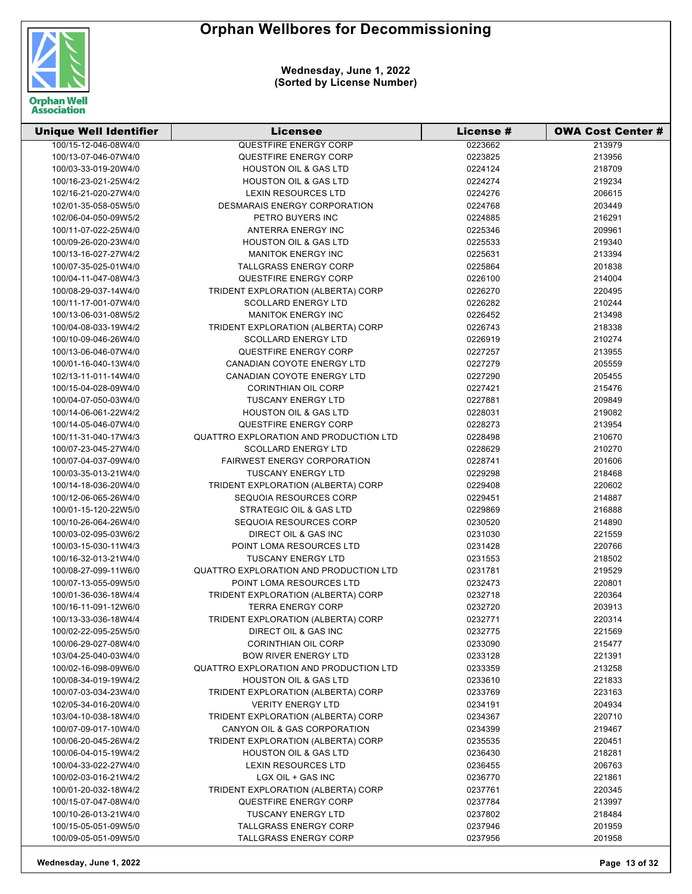# Orphan Wellbores for Decommissioning

**Wednesday, June 1, 2022**
**(Sorted by License Number)**

| Unique Well Identifier | Licensee | License # | OWA Cost Center # |
|---|---|---|---|
| 100/15-12-046-08W4/0 | QUESTFIRE ENERGY CORP | 0223662 | 213979 |
| 100/13-07-046-07W4/0 | QUESTFIRE ENERGY CORP | 0223825 | 213956 |
| 100/03-33-019-20W4/0 | HOUSTON OIL & GAS LTD | 0224124 | 218709 |
| 100/16-23-021-25W4/2 | HOUSTON OIL & GAS LTD | 0224274 | 219234 |
| 102/16-21-020-27W4/0 | LEXIN RESOURCES LTD | 0224276 | 206615 |
| 102/01-35-058-05W5/0 | DESMARAIS ENERGY CORPORATION | 0224768 | 203449 |
| 102/06-04-050-09W5/2 | PETRO BUYERS INC | 0224885 | 216291 |
| 100/11-07-022-25W4/0 | ANTERRA ENERGY INC | 0225346 | 209961 |
| 100/09-26-020-23W4/0 | HOUSTON OIL & GAS LTD | 0225533 | 219340 |
| 100/13-16-027-27W4/2 | MANITOK ENERGY INC | 0225631 | 213394 |
| 100/07-35-025-01W4/0 | TALLGRASS ENERGY CORP | 0225864 | 201838 |
| 100/04-11-047-08W4/3 | QUESTFIRE ENERGY CORP | 0226100 | 214004 |
| 100/08-29-037-14W4/0 | TRIDENT EXPLORATION (ALBERTA) CORP | 0226270 | 220495 |
| 100/11-17-001-07W4/0 | SCOLLARD ENERGY LTD | 0226282 | 210244 |
| 100/13-06-031-08W5/2 | MANITOK ENERGY INC | 0226452 | 213498 |
| 100/04-08-033-19W4/2 | TRIDENT EXPLORATION (ALBERTA) CORP | 0226743 | 218338 |
| 100/10-09-046-26W4/0 | SCOLLARD ENERGY LTD | 0226919 | 210274 |
| 100/13-06-046-07W4/0 | QUESTFIRE ENERGY CORP | 0227257 | 213955 |
| 100/01-16-040-13W4/0 | CANADIAN COYOTE ENERGY LTD | 0227279 | 205559 |
| 102/13-11-011-14W4/0 | CANADIAN COYOTE ENERGY LTD | 0227290 | 205455 |
| 100/15-04-028-09W4/0 | CORINTHIAN OIL CORP | 0227421 | 215476 |
| 100/04-07-050-03W4/0 | TUSCANY ENERGY LTD | 0227881 | 209849 |
| 100/14-06-061-22W4/2 | HOUSTON OIL & GAS LTD | 0228031 | 219082 |
| 100/14-05-046-07W4/0 | QUESTFIRE ENERGY CORP | 0228273 | 213954 |
| 100/11-31-040-17W4/3 | QUATTRO EXPLORATION AND PRODUCTION LTD | 0228498 | 210670 |
| 100/07-23-045-27W4/0 | SCOLLARD ENERGY LTD | 0228629 | 210270 |
| 100/07-04-037-09W4/0 | FAIRWEST ENERGY CORPORATION | 0228741 | 201606 |
| 100/03-35-013-21W4/0 | TUSCANY ENERGY LTD | 0229298 | 218468 |
| 100/14-18-036-20W4/0 | TRIDENT EXPLORATION (ALBERTA) CORP | 0229408 | 220602 |
| 100/12-06-065-26W4/0 | SEQUOIA RESOURCES CORP | 0229451 | 214887 |
| 100/01-15-120-22W5/0 | STRATEGIC OIL & GAS LTD | 0229869 | 216888 |
| 100/10-26-064-26W4/0 | SEQUOIA RESOURCES CORP | 0230520 | 214890 |
| 100/03-02-095-03W6/2 | DIRECT OIL & GAS INC | 0231030 | 221559 |
| 100/03-15-030-11W4/3 | POINT LOMA RESOURCES LTD | 0231428 | 220766 |
| 100/16-32-013-21W4/0 | TUSCANY ENERGY LTD | 0231553 | 218502 |
| 100/08-27-099-11W6/0 | QUATTRO EXPLORATION AND PRODUCTION LTD | 0231781 | 219529 |
| 100/07-13-055-09W5/0 | POINT LOMA RESOURCES LTD | 0232473 | 220801 |
| 100/01-36-036-18W4/4 | TRIDENT EXPLORATION (ALBERTA) CORP | 0232718 | 220364 |
| 100/16-11-091-12W6/0 | TERRA ENERGY CORP | 0232720 | 203913 |
| 100/13-33-036-18W4/4 | TRIDENT EXPLORATION (ALBERTA) CORP | 0232771 | 220314 |
| 100/02-22-095-25W5/0 | DIRECT OIL & GAS INC | 0232775 | 221569 |
| 100/06-29-027-08W4/0 | CORINTHIAN OIL CORP | 0233090 | 215477 |
| 103/04-25-040-03W4/0 | BOW RIVER ENERGY LTD | 0233128 | 221391 |
| 100/02-16-098-09W6/0 | QUATTRO EXPLORATION AND PRODUCTION LTD | 0233359 | 213258 |
| 100/08-34-019-19W4/2 | HOUSTON OIL & GAS LTD | 0233610 | 221833 |
| 100/07-03-034-23W4/0 | TRIDENT EXPLORATION (ALBERTA) CORP | 0233769 | 223163 |
| 102/05-34-016-20W4/0 | VERITY ENERGY LTD | 0234191 | 204934 |
| 103/04-10-038-18W4/0 | TRIDENT EXPLORATION (ALBERTA) CORP | 0234367 | 220710 |
| 100/07-09-017-10W4/0 | CANYON OIL & GAS CORPORATION | 0234399 | 219467 |
| 100/06-20-045-26W4/2 | TRIDENT EXPLORATION (ALBERTA) CORP | 0235535 | 220451 |
| 100/06-04-015-19W4/2 | HOUSTON OIL & GAS LTD | 0236430 | 218281 |
| 100/04-33-022-27W4/0 | LEXIN RESOURCES LTD | 0236455 | 206763 |
| 100/02-03-016-21W4/2 | LGX OIL + GAS INC | 0236770 | 221861 |
| 100/01-20-032-18W4/2 | TRIDENT EXPLORATION (ALBERTA) CORP | 0237761 | 220345 |
| 100/15-07-047-08W4/0 | QUESTFIRE ENERGY CORP | 0237784 | 213997 |
| 100/10-26-013-21W4/0 | TUSCANY ENERGY LTD | 0237802 | 218484 |
| 100/15-05-051-09W5/0 | TALLGRASS ENERGY CORP | 0237946 | 201959 |
| 100/09-05-051-09W5/0 | TALLGRASS ENERGY CORP | 0237956 | 201958 |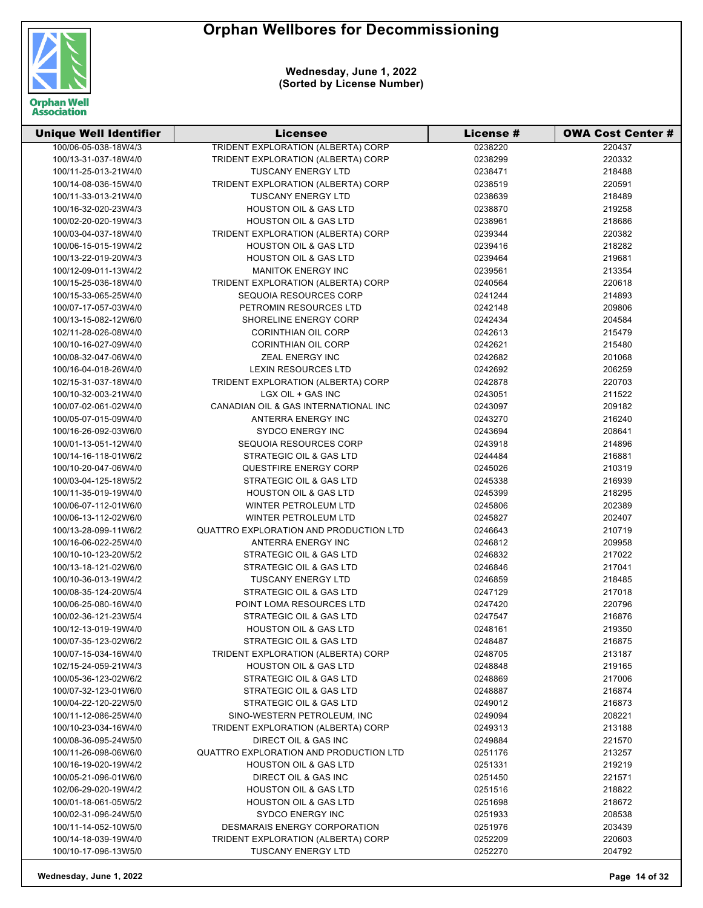# Orphan Wellbores for Decommissioning

**Wednesday, June 1, 2022**
**(Sorted by License Number)**

| Unique Well Identifier | Licensee | License # | OWA Cost Center # |
|---|---|---|---|
| 100/06-05-038-18W4/3 | TRIDENT EXPLORATION (ALBERTA) CORP | 0238220 | 220437 |
| 100/13-31-037-18W4/0 | TRIDENT EXPLORATION (ALBERTA) CORP | 0238299 | 220332 |
| 100/11-25-013-21W4/0 | TUSCANY ENERGY LTD | 0238471 | 218488 |
| 100/14-08-036-15W4/0 | TRIDENT EXPLORATION (ALBERTA) CORP | 0238519 | 220591 |
| 100/11-33-013-21W4/0 | TUSCANY ENERGY LTD | 0238639 | 218489 |
| 100/16-32-020-23W4/3 | HOUSTON OIL & GAS LTD | 0238870 | 219258 |
| 100/02-20-020-19W4/3 | HOUSTON OIL & GAS LTD | 0238961 | 218686 |
| 100/03-04-037-18W4/0 | TRIDENT EXPLORATION (ALBERTA) CORP | 0239344 | 220382 |
| 100/06-15-015-19W4/2 | HOUSTON OIL & GAS LTD | 0239416 | 218282 |
| 100/13-22-019-20W4/3 | HOUSTON OIL & GAS LTD | 0239464 | 219681 |
| 100/12-09-011-13W4/2 | MANITOK ENERGY INC | 0239561 | 213354 |
| 100/15-25-036-18W4/0 | TRIDENT EXPLORATION (ALBERTA) CORP | 0240564 | 220618 |
| 100/15-33-065-25W4/0 | SEQUOIA RESOURCES CORP | 0241244 | 214893 |
| 100/07-17-057-03W4/0 | PETROMIN RESOURCES LTD | 0242148 | 209806 |
| 100/13-15-082-12W6/0 | SHORELINE ENERGY CORP | 0242434 | 204584 |
| 102/11-28-026-08W4/0 | CORINTHIAN OIL CORP | 0242613 | 215479 |
| 100/10-16-027-09W4/0 | CORINTHIAN OIL CORP | 0242621 | 215480 |
| 100/08-32-047-06W4/0 | ZEAL ENERGY INC | 0242682 | 201068 |
| 100/16-04-018-26W4/0 | LEXIN RESOURCES LTD | 0242692 | 206259 |
| 102/15-31-037-18W4/0 | TRIDENT EXPLORATION (ALBERTA) CORP | 0242878 | 220703 |
| 100/10-32-003-21W4/0 | LGX OIL + GAS INC | 0243051 | 211522 |
| 100/07-02-061-02W4/0 | CANADIAN OIL & GAS INTERNATIONAL INC | 0243097 | 209182 |
| 100/05-07-015-09W4/0 | ANTERRA ENERGY INC | 0243270 | 216240 |
| 100/16-26-092-03W6/0 | SYDCO ENERGY INC | 0243694 | 208641 |
| 100/01-13-051-12W4/0 | SEQUOIA RESOURCES CORP | 0243918 | 214896 |
| 100/14-16-118-01W6/2 | STRATEGIC OIL & GAS LTD | 0244484 | 216881 |
| 100/10-20-047-06W4/0 | QUESTFIRE ENERGY CORP | 0245026 | 210319 |
| 100/03-04-125-18W5/2 | STRATEGIC OIL & GAS LTD | 0245338 | 216939 |
| 100/11-35-019-19W4/0 | HOUSTON OIL & GAS LTD | 0245399 | 218295 |
| 100/06-07-112-01W6/0 | WINTER PETROLEUM LTD | 0245806 | 202389 |
| 100/06-13-112-02W6/0 | WINTER PETROLEUM LTD | 0245827 | 202407 |
| 100/13-28-099-11W6/2 | QUATTRO EXPLORATION AND PRODUCTION LTD | 0246643 | 210719 |
| 100/16-06-022-25W4/0 | ANTERRA ENERGY INC | 0246812 | 209958 |
| 100/10-10-123-20W5/2 | STRATEGIC OIL & GAS LTD | 0246832 | 217022 |
| 100/13-18-121-02W6/0 | STRATEGIC OIL & GAS LTD | 0246846 | 217041 |
| 100/10-36-013-19W4/2 | TUSCANY ENERGY LTD | 0246859 | 218485 |
| 100/08-35-124-20W5/4 | STRATEGIC OIL & GAS LTD | 0247129 | 217018 |
| 100/06-25-080-16W4/0 | POINT LOMA RESOURCES LTD | 0247420 | 220796 |
| 100/02-36-121-23W5/4 | STRATEGIC OIL & GAS LTD | 0247547 | 216876 |
| 100/12-13-019-19W4/0 | HOUSTON OIL & GAS LTD | 0248161 | 219350 |
| 100/07-35-123-02W6/2 | STRATEGIC OIL & GAS LTD | 0248487 | 216875 |
| 100/07-15-034-16W4/0 | TRIDENT EXPLORATION (ALBERTA) CORP | 0248705 | 213187 |
| 102/15-24-059-21W4/3 | HOUSTON OIL & GAS LTD | 0248848 | 219165 |
| 100/05-36-123-02W6/2 | STRATEGIC OIL & GAS LTD | 0248869 | 217006 |
| 100/07-32-123-01W6/0 | STRATEGIC OIL & GAS LTD | 0248887 | 216874 |
| 100/04-22-120-22W5/0 | STRATEGIC OIL & GAS LTD | 0249012 | 216873 |
| 100/11-12-086-25W4/0 | SINO-WESTERN PETROLEUM, INC | 0249094 | 208221 |
| 100/10-23-034-16W4/0 | TRIDENT EXPLORATION (ALBERTA) CORP | 0249313 | 213188 |
| 100/08-36-095-24W5/0 | DIRECT OIL & GAS INC | 0249884 | 221570 |
| 100/11-26-098-06W6/0 | QUATTRO EXPLORATION AND PRODUCTION LTD | 0251176 | 213257 |
| 100/16-19-020-19W4/2 | HOUSTON OIL & GAS LTD | 0251331 | 219219 |
| 100/05-21-096-01W6/0 | DIRECT OIL & GAS INC | 0251450 | 221571 |
| 102/06-29-020-19W4/2 | HOUSTON OIL & GAS LTD | 0251516 | 218822 |
| 100/01-18-061-05W5/2 | HOUSTON OIL & GAS LTD | 0251698 | 218672 |
| 100/02-31-096-24W5/0 | SYDCO ENERGY INC | 0251933 | 208538 |
| 100/11-14-052-10W5/0 | DESMARAIS ENERGY CORPORATION | 0251976 | 203439 |
| 100/14-18-039-19W4/0 | TRIDENT EXPLORATION (ALBERTA) CORP | 0252209 | 220603 |
| 100/10-17-096-13W5/0 | TUSCANY ENERGY LTD | 0252270 | 204792 |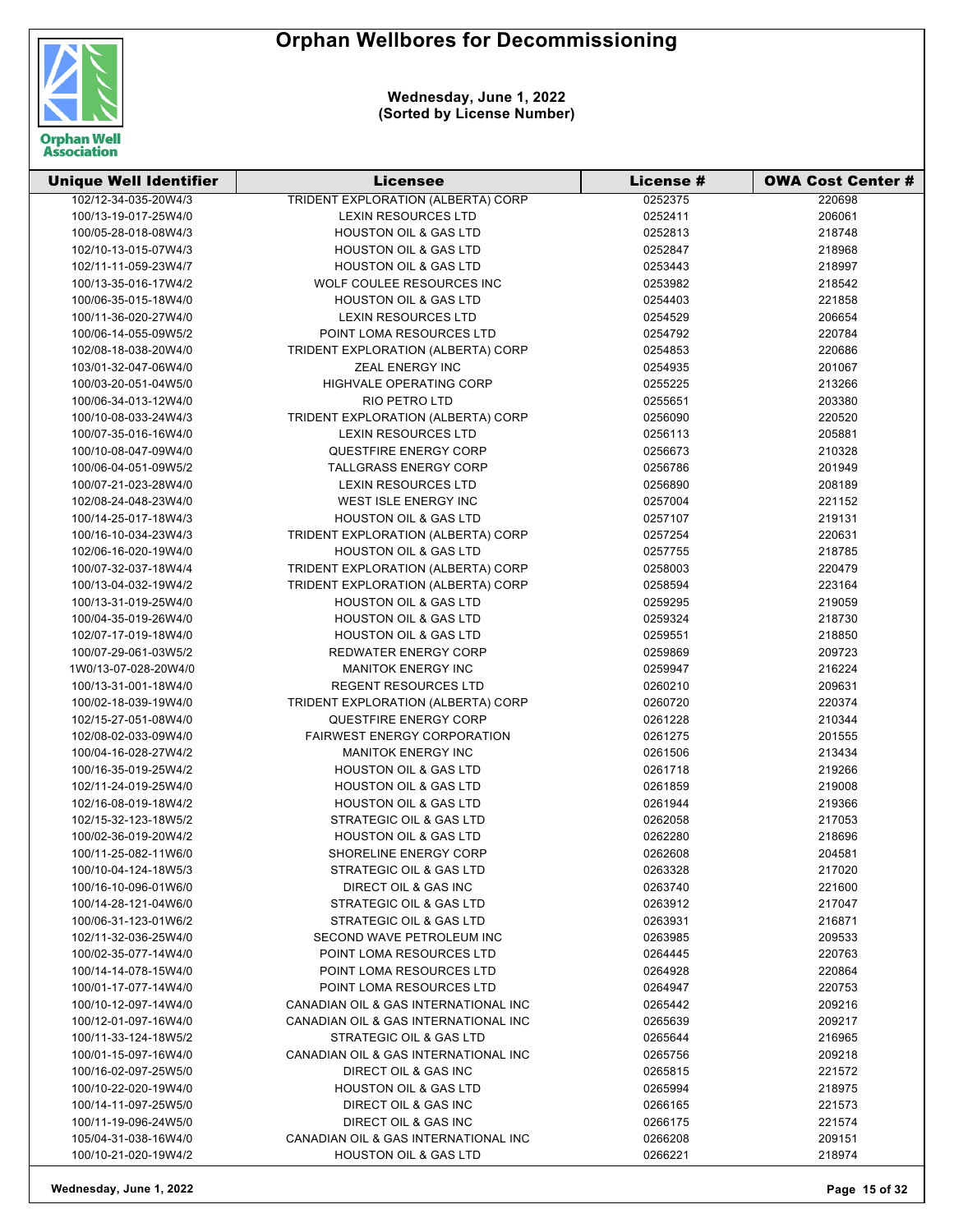# Orphan Wellbores for Decommissioning

**Wednesday, June 1, 2022**
**(Sorted by License Number)**

| Unique Well Identifier | Licensee | License # | OWA Cost Center # |
|---|---|---|---|
| 102/12-34-035-20W4/3 | TRIDENT EXPLORATION (ALBERTA) CORP | 0252375 | 220698 |
| 100/13-19-017-25W4/0 | LEXIN RESOURCES LTD | 0252411 | 206061 |
| 100/05-28-018-08W4/3 | HOUSTON OIL & GAS LTD | 0252813 | 218748 |
| 102/10-13-015-07W4/3 | HOUSTON OIL & GAS LTD | 0252847 | 218968 |
| 102/11-11-059-23W4/7 | HOUSTON OIL & GAS LTD | 0253443 | 218997 |
| 100/13-35-016-17W4/2 | WOLF COULEE RESOURCES INC | 0253982 | 218542 |
| 100/06-35-015-18W4/0 | HOUSTON OIL & GAS LTD | 0254403 | 221858 |
| 100/11-36-020-27W4/0 | LEXIN RESOURCES LTD | 0254529 | 206654 |
| 100/06-14-055-09W5/2 | POINT LOMA RESOURCES LTD | 0254792 | 220784 |
| 102/08-18-038-20W4/0 | TRIDENT EXPLORATION (ALBERTA) CORP | 0254853 | 220686 |
| 103/01-32-047-06W4/0 | ZEAL ENERGY INC | 0254935 | 201067 |
| 100/03-20-051-04W5/0 | HIGHVALE OPERATING CORP | 0255225 | 213266 |
| 100/06-34-013-12W4/0 | RIO PETRO LTD | 0255651 | 203380 |
| 100/10-08-033-24W4/3 | TRIDENT EXPLORATION (ALBERTA) CORP | 0256090 | 220520 |
| 100/07-35-016-16W4/0 | LEXIN RESOURCES LTD | 0256113 | 205881 |
| 100/10-08-047-09W4/0 | QUESTFIRE ENERGY CORP | 0256673 | 210328 |
| 100/06-04-051-09W5/2 | TALLGRASS ENERGY CORP | 0256786 | 201949 |
| 100/07-21-023-28W4/0 | LEXIN RESOURCES LTD | 0256890 | 208189 |
| 102/08-24-048-23W4/0 | WEST ISLE ENERGY INC | 0257004 | 221152 |
| 100/14-25-017-18W4/3 | HOUSTON OIL & GAS LTD | 0257107 | 219131 |
| 100/16-10-034-23W4/3 | TRIDENT EXPLORATION (ALBERTA) CORP | 0257254 | 220631 |
| 102/06-16-020-19W4/0 | HOUSTON OIL & GAS LTD | 0257755 | 218785 |
| 100/07-32-037-18W4/4 | TRIDENT EXPLORATION (ALBERTA) CORP | 0258003 | 220479 |
| 100/13-04-032-19W4/2 | TRIDENT EXPLORATION (ALBERTA) CORP | 0258594 | 223164 |
| 100/13-31-019-25W4/0 | HOUSTON OIL & GAS LTD | 0259295 | 219059 |
| 100/04-35-019-26W4/0 | HOUSTON OIL & GAS LTD | 0259324 | 218730 |
| 102/07-17-019-18W4/0 | HOUSTON OIL & GAS LTD | 0259551 | 218850 |
| 100/07-29-061-03W5/2 | REDWATER ENERGY CORP | 0259869 | 209723 |
| 1W0/13-07-028-20W4/0 | MANITOK ENERGY INC | 0259947 | 216224 |
| 100/13-31-001-18W4/0 | REGENT RESOURCES LTD | 0260210 | 209631 |
| 100/02-18-039-19W4/0 | TRIDENT EXPLORATION (ALBERTA) CORP | 0260720 | 220374 |
| 102/15-27-051-08W4/0 | QUESTFIRE ENERGY CORP | 0261228 | 210344 |
| 102/08-02-033-09W4/0 | FAIRWEST ENERGY CORPORATION | 0261275 | 201555 |
| 100/04-16-028-27W4/2 | MANITOK ENERGY INC | 0261506 | 213434 |
| 100/16-35-019-25W4/2 | HOUSTON OIL & GAS LTD | 0261718 | 219266 |
| 102/11-24-019-25W4/0 | HOUSTON OIL & GAS LTD | 0261859 | 219008 |
| 102/16-08-019-18W4/2 | HOUSTON OIL & GAS LTD | 0261944 | 219366 |
| 102/15-32-123-18W5/2 | STRATEGIC OIL & GAS LTD | 0262058 | 217053 |
| 100/02-36-019-20W4/2 | HOUSTON OIL & GAS LTD | 0262280 | 218696 |
| 100/11-25-082-11W6/0 | SHORELINE ENERGY CORP | 0262608 | 204581 |
| 100/10-04-124-18W5/3 | STRATEGIC OIL & GAS LTD | 0263328 | 217020 |
| 100/16-10-096-01W6/0 | DIRECT OIL & GAS INC | 0263740 | 221600 |
| 100/14-28-121-04W6/0 | STRATEGIC OIL & GAS LTD | 0263912 | 217047 |
| 100/06-31-123-01W6/2 | STRATEGIC OIL & GAS LTD | 0263931 | 216871 |
| 102/11-32-036-25W4/0 | SECOND WAVE PETROLEUM INC | 0263985 | 209533 |
| 100/02-35-077-14W4/0 | POINT LOMA RESOURCES LTD | 0264445 | 220763 |
| 100/14-14-078-15W4/0 | POINT LOMA RESOURCES LTD | 0264928 | 220864 |
| 100/01-17-077-14W4/0 | POINT LOMA RESOURCES LTD | 0264947 | 220753 |
| 100/10-12-097-14W4/0 | CANADIAN OIL & GAS INTERNATIONAL INC | 0265442 | 209216 |
| 100/12-01-097-16W4/0 | CANADIAN OIL & GAS INTERNATIONAL INC | 0265639 | 209217 |
| 100/11-33-124-18W5/2 | STRATEGIC OIL & GAS LTD | 0265644 | 216965 |
| 100/01-15-097-16W4/0 | CANADIAN OIL & GAS INTERNATIONAL INC | 0265756 | 209218 |
| 100/16-02-097-25W5/0 | DIRECT OIL & GAS INC | 0265815 | 221572 |
| 100/10-22-020-19W4/0 | HOUSTON OIL & GAS LTD | 0265994 | 218975 |
| 100/14-11-097-25W5/0 | DIRECT OIL & GAS INC | 0266165 | 221573 |
| 100/11-19-096-24W5/0 | DIRECT OIL & GAS INC | 0266175 | 221574 |
| 105/04-31-038-16W4/0 | CANADIAN OIL & GAS INTERNATIONAL INC | 0266208 | 209151 |
| 100/10-21-020-19W4/2 | HOUSTON OIL & GAS LTD | 0266221 | 218974 |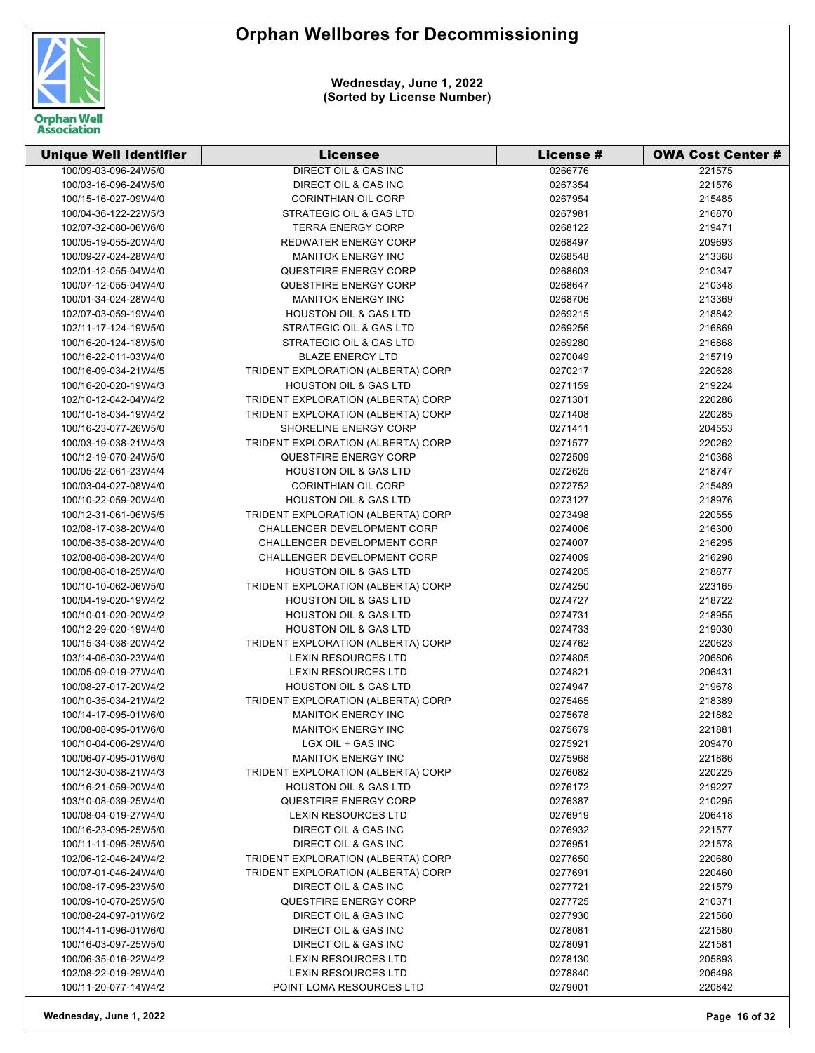# Orphan Wellbores for Decommissioning

**Wednesday, June 1, 2022**
**(Sorted by License Number)**

| Unique Well Identifier | Licensee | License # | OWA Cost Center # |
|---|---|---|---|
| 100/09-03-096-24W5/0 | DIRECT OIL & GAS INC | 0266776 | 221575 |
| 100/03-16-096-24W5/0 | DIRECT OIL & GAS INC | 0267354 | 221576 |
| 100/15-16-027-09W4/0 | CORINTHIAN OIL CORP | 0267954 | 215485 |
| 100/04-36-122-22W5/3 | STRATEGIC OIL & GAS LTD | 0267981 | 216870 |
| 102/07-32-080-06W6/0 | TERRA ENERGY CORP | 0268122 | 219471 |
| 100/05-19-055-20W4/0 | REDWATER ENERGY CORP | 0268497 | 209693 |
| 100/09-27-024-28W4/0 | MANITOK ENERGY INC | 0268548 | 213368 |
| 102/01-12-055-04W4/0 | QUESTFIRE ENERGY CORP | 0268603 | 210347 |
| 100/07-12-055-04W4/0 | QUESTFIRE ENERGY CORP | 0268647 | 210348 |
| 100/01-34-024-28W4/0 | MANITOK ENERGY INC | 0268706 | 213369 |
| 102/07-03-059-19W4/0 | HOUSTON OIL & GAS LTD | 0269215 | 218842 |
| 102/11-17-124-19W5/0 | STRATEGIC OIL & GAS LTD | 0269256 | 216869 |
| 100/16-20-124-18W5/0 | STRATEGIC OIL & GAS LTD | 0269280 | 216868 |
| 100/16-22-011-03W4/0 | BLAZE ENERGY LTD | 0270049 | 215719 |
| 100/16-09-034-21W4/5 | TRIDENT EXPLORATION (ALBERTA) CORP | 0270217 | 220628 |
| 100/16-20-020-19W4/3 | HOUSTON OIL & GAS LTD | 0271159 | 219224 |
| 102/10-12-042-04W4/2 | TRIDENT EXPLORATION (ALBERTA) CORP | 0271301 | 220286 |
| 100/10-18-034-19W4/2 | TRIDENT EXPLORATION (ALBERTA) CORP | 0271408 | 220285 |
| 100/16-23-077-26W5/0 | SHORELINE ENERGY CORP | 0271411 | 204553 |
| 100/03-19-038-21W4/3 | TRIDENT EXPLORATION (ALBERTA) CORP | 0271577 | 220262 |
| 100/12-19-070-24W5/0 | QUESTFIRE ENERGY CORP | 0272509 | 210368 |
| 100/05-22-061-23W4/4 | HOUSTON OIL & GAS LTD | 0272625 | 218747 |
| 100/03-04-027-08W4/0 | CORINTHIAN OIL CORP | 0272752 | 215489 |
| 100/10-22-059-20W4/0 | HOUSTON OIL & GAS LTD | 0273127 | 218976 |
| 100/12-31-061-06W5/5 | TRIDENT EXPLORATION (ALBERTA) CORP | 0273498 | 220555 |
| 102/08-17-038-20W4/0 | CHALLENGER DEVELOPMENT CORP | 0274006 | 216300 |
| 100/06-35-038-20W4/0 | CHALLENGER DEVELOPMENT CORP | 0274007 | 216295 |
| 102/08-08-038-20W4/0 | CHALLENGER DEVELOPMENT CORP | 0274009 | 216298 |
| 100/08-08-018-25W4/0 | HOUSTON OIL & GAS LTD | 0274205 | 218877 |
| 100/10-10-062-06W5/0 | TRIDENT EXPLORATION (ALBERTA) CORP | 0274250 | 223165 |
| 100/04-19-020-19W4/2 | HOUSTON OIL & GAS LTD | 0274727 | 218722 |
| 100/10-01-020-20W4/2 | HOUSTON OIL & GAS LTD | 0274731 | 218955 |
| 100/12-29-020-19W4/0 | HOUSTON OIL & GAS LTD | 0274733 | 219030 |
| 100/15-34-038-20W4/2 | TRIDENT EXPLORATION (ALBERTA) CORP | 0274762 | 220623 |
| 103/14-06-030-23W4/0 | LEXIN RESOURCES LTD | 0274805 | 206806 |
| 100/05-09-019-27W4/0 | LEXIN RESOURCES LTD | 0274821 | 206431 |
| 100/08-27-017-20W4/2 | HOUSTON OIL & GAS LTD | 0274947 | 219678 |
| 100/10-35-034-21W4/2 | TRIDENT EXPLORATION (ALBERTA) CORP | 0275465 | 218389 |
| 100/14-17-095-01W6/0 | MANITOK ENERGY INC | 0275678 | 221882 |
| 100/08-08-095-01W6/0 | MANITOK ENERGY INC | 0275679 | 221881 |
| 100/10-04-006-29W4/0 | LGX OIL + GAS INC | 0275921 | 209470 |
| 100/06-07-095-01W6/0 | MANITOK ENERGY INC | 0275968 | 221886 |
| 100/12-30-038-21W4/3 | TRIDENT EXPLORATION (ALBERTA) CORP | 0276082 | 220225 |
| 100/16-21-059-20W4/0 | HOUSTON OIL & GAS LTD | 0276172 | 219227 |
| 103/10-08-039-25W4/0 | QUESTFIRE ENERGY CORP | 0276387 | 210295 |
| 100/08-04-019-27W4/0 | LEXIN RESOURCES LTD | 0276919 | 206418 |
| 100/16-23-095-25W5/0 | DIRECT OIL & GAS INC | 0276932 | 221577 |
| 100/11-11-095-25W5/0 | DIRECT OIL & GAS INC | 0276951 | 221578 |
| 102/06-12-046-24W4/2 | TRIDENT EXPLORATION (ALBERTA) CORP | 0277650 | 220680 |
| 100/07-01-046-24W4/0 | TRIDENT EXPLORATION (ALBERTA) CORP | 0277691 | 220460 |
| 100/08-17-095-23W5/0 | DIRECT OIL & GAS INC | 0277721 | 221579 |
| 100/09-10-070-25W5/0 | QUESTFIRE ENERGY CORP | 0277725 | 210371 |
| 100/08-24-097-01W6/2 | DIRECT OIL & GAS INC | 0277930 | 221560 |
| 100/14-11-096-01W6/0 | DIRECT OIL & GAS INC | 0278081 | 221580 |
| 100/16-03-097-25W5/0 | DIRECT OIL & GAS INC | 0278091 | 221581 |
| 100/06-35-016-22W4/2 | LEXIN RESOURCES LTD | 0278130 | 205893 |
| 102/08-22-019-29W4/0 | LEXIN RESOURCES LTD | 0278840 | 206498 |
| 100/11-20-077-14W4/2 | POINT LOMA RESOURCES LTD | 0279001 | 220842 |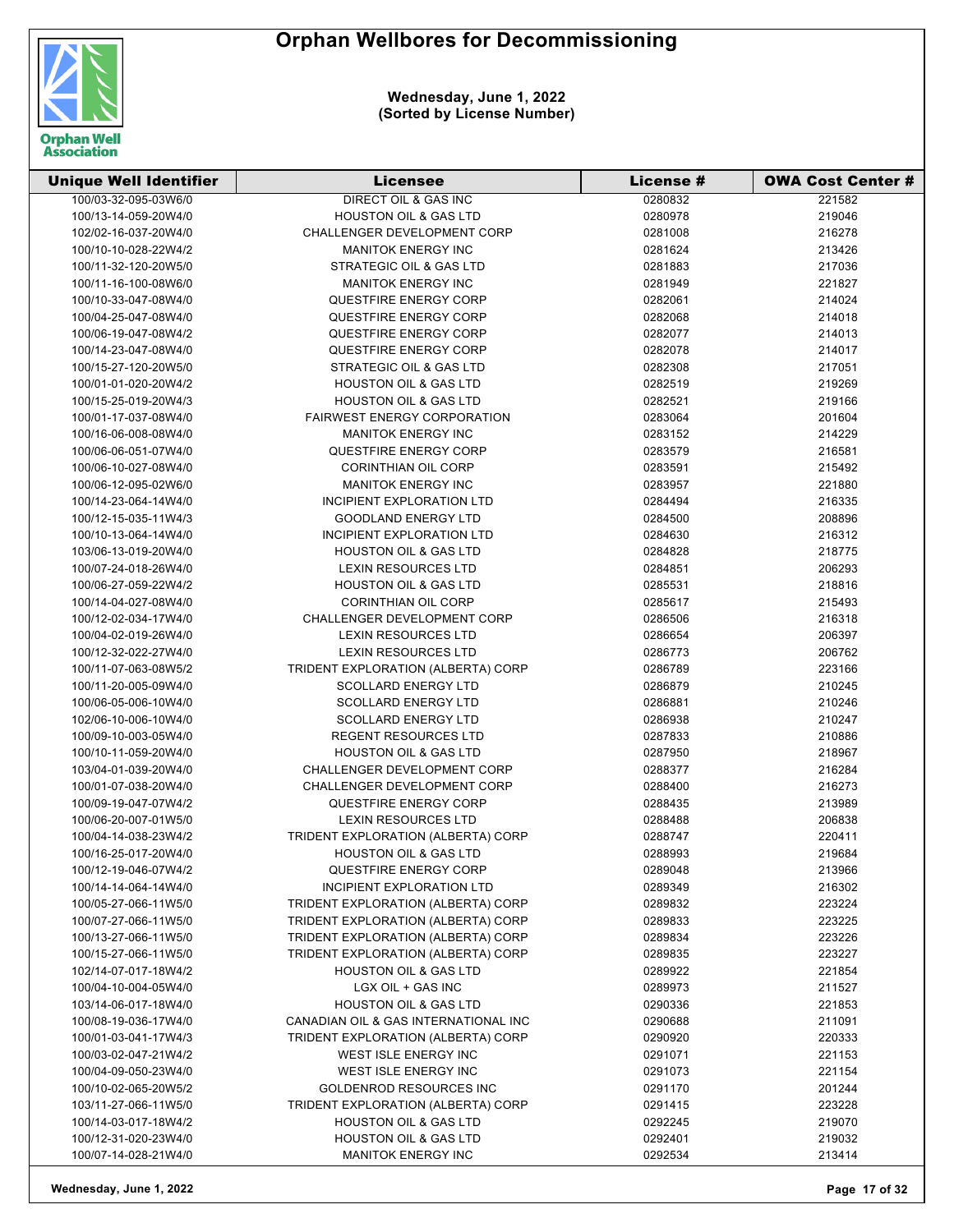# Orphan Wellbores for Decommissioning

**Wednesday, June 1, 2022**
**(Sorted by License Number)**

| Unique Well Identifier | Licensee | License # | OWA Cost Center # |
|---|---|---|---|
| 100/03-32-095-03W6/0 | DIRECT OIL & GAS INC | 0280832 | 221582 |
| 100/13-14-059-20W4/0 | HOUSTON OIL & GAS LTD | 0280978 | 219046 |
| 102/02-16-037-20W4/0 | CHALLENGER DEVELOPMENT CORP | 0281008 | 216278 |
| 100/10-10-028-22W4/2 | MANITOK ENERGY INC | 0281624 | 213426 |
| 100/11-32-120-20W5/0 | STRATEGIC OIL & GAS LTD | 0281883 | 217036 |
| 100/11-16-100-08W6/0 | MANITOK ENERGY INC | 0281949 | 221827 |
| 100/10-33-047-08W4/0 | QUESTFIRE ENERGY CORP | 0282061 | 214024 |
| 100/04-25-047-08W4/0 | QUESTFIRE ENERGY CORP | 0282068 | 214018 |
| 100/06-19-047-08W4/2 | QUESTFIRE ENERGY CORP | 0282077 | 214013 |
| 100/14-23-047-08W4/0 | QUESTFIRE ENERGY CORP | 0282078 | 214017 |
| 100/15-27-120-20W5/0 | STRATEGIC OIL & GAS LTD | 0282308 | 217051 |
| 100/01-01-020-20W4/2 | HOUSTON OIL & GAS LTD | 0282519 | 219269 |
| 100/15-25-019-20W4/3 | HOUSTON OIL & GAS LTD | 0282521 | 219166 |
| 100/01-17-037-08W4/0 | FAIRWEST ENERGY CORPORATION | 0283064 | 201604 |
| 100/16-06-008-08W4/0 | MANITOK ENERGY INC | 0283152 | 214229 |
| 100/06-06-051-07W4/0 | QUESTFIRE ENERGY CORP | 0283579 | 216581 |
| 100/06-10-027-08W4/0 | CORINTHIAN OIL CORP | 0283591 | 215492 |
| 100/06-12-095-02W6/0 | MANITOK ENERGY INC | 0283957 | 221880 |
| 100/14-23-064-14W4/0 | INCIPIENT EXPLORATION LTD | 0284494 | 216335 |
| 100/12-15-035-11W4/3 | GOODLAND ENERGY LTD | 0284500 | 208896 |
| 100/10-13-064-14W4/0 | INCIPIENT EXPLORATION LTD | 0284630 | 216312 |
| 103/06-13-019-20W4/0 | HOUSTON OIL & GAS LTD | 0284828 | 218775 |
| 100/07-24-018-26W4/0 | LEXIN RESOURCES LTD | 0284851 | 206293 |
| 100/06-27-059-22W4/2 | HOUSTON OIL & GAS LTD | 0285531 | 218816 |
| 100/14-04-027-08W4/0 | CORINTHIAN OIL CORP | 0285617 | 215493 |
| 100/12-02-034-17W4/0 | CHALLENGER DEVELOPMENT CORP | 0286506 | 216318 |
| 100/04-02-019-26W4/0 | LEXIN RESOURCES LTD | 0286654 | 206397 |
| 100/12-32-022-27W4/0 | LEXIN RESOURCES LTD | 0286773 | 206762 |
| 100/11-07-063-08W5/2 | TRIDENT EXPLORATION (ALBERTA) CORP | 0286789 | 223166 |
| 100/11-20-005-09W4/0 | SCOLLARD ENERGY LTD | 0286879 | 210245 |
| 100/06-05-006-10W4/0 | SCOLLARD ENERGY LTD | 0286881 | 210246 |
| 102/06-10-006-10W4/0 | SCOLLARD ENERGY LTD | 0286938 | 210247 |
| 100/09-10-003-05W4/0 | REGENT RESOURCES LTD | 0287833 | 210886 |
| 100/10-11-059-20W4/0 | HOUSTON OIL & GAS LTD | 0287950 | 218967 |
| 103/04-01-039-20W4/0 | CHALLENGER DEVELOPMENT CORP | 0288377 | 216284 |
| 100/01-07-038-20W4/0 | CHALLENGER DEVELOPMENT CORP | 0288400 | 216273 |
| 100/09-19-047-07W4/2 | QUESTFIRE ENERGY CORP | 0288435 | 213989 |
| 100/06-20-007-01W5/0 | LEXIN RESOURCES LTD | 0288488 | 206838 |
| 100/04-14-038-23W4/2 | TRIDENT EXPLORATION (ALBERTA) CORP | 0288747 | 220411 |
| 100/16-25-017-20W4/0 | HOUSTON OIL & GAS LTD | 0288993 | 219684 |
| 100/12-19-046-07W4/2 | QUESTFIRE ENERGY CORP | 0289048 | 213966 |
| 100/14-14-064-14W4/0 | INCIPIENT EXPLORATION LTD | 0289349 | 216302 |
| 100/05-27-066-11W5/0 | TRIDENT EXPLORATION (ALBERTA) CORP | 0289832 | 223224 |
| 100/07-27-066-11W5/0 | TRIDENT EXPLORATION (ALBERTA) CORP | 0289833 | 223225 |
| 100/13-27-066-11W5/0 | TRIDENT EXPLORATION (ALBERTA) CORP | 0289834 | 223226 |
| 100/15-27-066-11W5/0 | TRIDENT EXPLORATION (ALBERTA) CORP | 0289835 | 223227 |
| 102/14-07-017-18W4/2 | HOUSTON OIL & GAS LTD | 0289922 | 221854 |
| 100/04-10-004-05W4/0 | LGX OIL + GAS INC | 0289973 | 211527 |
| 103/14-06-017-18W4/0 | HOUSTON OIL & GAS LTD | 0290336 | 221853 |
| 100/08-19-036-17W4/0 | CANADIAN OIL & GAS INTERNATIONAL INC | 0290688 | 211091 |
| 100/01-03-041-17W4/3 | TRIDENT EXPLORATION (ALBERTA) CORP | 0290920 | 220333 |
| 100/03-02-047-21W4/2 | WEST ISLE ENERGY INC | 0291071 | 221153 |
| 100/04-09-050-23W4/0 | WEST ISLE ENERGY INC | 0291073 | 221154 |
| 100/10-02-065-20W5/2 | GOLDENROD RESOURCES INC | 0291170 | 201244 |
| 103/11-27-066-11W5/0 | TRIDENT EXPLORATION (ALBERTA) CORP | 0291415 | 223228 |
| 100/14-03-017-18W4/2 | HOUSTON OIL & GAS LTD | 0292245 | 219070 |
| 100/12-31-020-23W4/0 | HOUSTON OIL & GAS LTD | 0292401 | 219032 |
| 100/07-14-028-21W4/0 | MANITOK ENERGY INC | 0292534 | 213414 |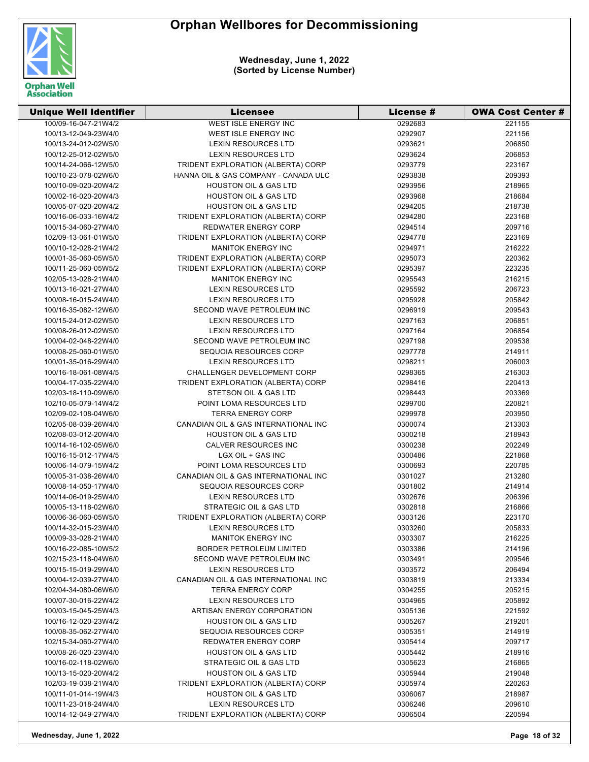# Orphan Wellbores for Decommissioning

**Wednesday, June 1, 2022**
**(Sorted by License Number)**

| Unique Well Identifier | Licensee | License # | OWA Cost Center # |
|---|---|---|---|
| 100/09-16-047-21W4/2 | WEST ISLE ENERGY INC | 0292683 | 221155 |
| 100/13-12-049-23W4/0 | WEST ISLE ENERGY INC | 0292907 | 221156 |
| 100/13-24-012-02W5/0 | LEXIN RESOURCES LTD | 0293621 | 206850 |
| 100/12-25-012-02W5/0 | LEXIN RESOURCES LTD | 0293624 | 206853 |
| 100/14-24-066-12W5/0 | TRIDENT EXPLORATION (ALBERTA) CORP | 0293779 | 223167 |
| 100/10-23-078-02W6/0 | HANNA OIL & GAS COMPANY - CANADA ULC | 0293838 | 209393 |
| 100/10-09-020-20W4/2 | HOUSTON OIL & GAS LTD | 0293956 | 218965 |
| 100/02-16-020-20W4/3 | HOUSTON OIL & GAS LTD | 0293968 | 218684 |
| 100/05-07-020-20W4/2 | HOUSTON OIL & GAS LTD | 0294205 | 218738 |
| 100/16-06-033-16W4/2 | TRIDENT EXPLORATION (ALBERTA) CORP | 0294280 | 223168 |
| 100/15-34-060-27W4/0 | REDWATER ENERGY CORP | 0294514 | 209716 |
| 102/09-13-061-01W5/0 | TRIDENT EXPLORATION (ALBERTA) CORP | 0294778 | 223169 |
| 100/10-12-028-21W4/2 | MANITOK ENERGY INC | 0294971 | 216222 |
| 100/01-35-060-05W5/0 | TRIDENT EXPLORATION (ALBERTA) CORP | 0295073 | 220362 |
| 100/11-25-060-05W5/2 | TRIDENT EXPLORATION (ALBERTA) CORP | 0295397 | 223235 |
| 102/05-13-028-21W4/0 | MANITOK ENERGY INC | 0295543 | 216215 |
| 100/13-16-021-27W4/0 | LEXIN RESOURCES LTD | 0295592 | 206723 |
| 100/08-16-015-24W4/0 | LEXIN RESOURCES LTD | 0295928 | 205842 |
| 100/16-35-082-12W6/0 | SECOND WAVE PETROLEUM INC | 0296919 | 209543 |
| 100/15-24-012-02W5/0 | LEXIN RESOURCES LTD | 0297163 | 206851 |
| 100/08-26-012-02W5/0 | LEXIN RESOURCES LTD | 0297164 | 206854 |
| 100/04-02-048-22W4/0 | SECOND WAVE PETROLEUM INC | 0297198 | 209538 |
| 100/08-25-060-01W5/0 | SEQUOIA RESOURCES CORP | 0297778 | 214911 |
| 100/01-35-016-29W4/0 | LEXIN RESOURCES LTD | 0298211 | 206003 |
| 100/16-18-061-08W4/5 | CHALLENGER DEVELOPMENT CORP | 0298365 | 216303 |
| 100/04-17-035-22W4/0 | TRIDENT EXPLORATION (ALBERTA) CORP | 0298416 | 220413 |
| 102/03-18-110-09W6/0 | STETSON OIL & GAS LTD | 0298443 | 203369 |
| 102/05-079-14W4/2 | POINT LOMA RESOURCES LTD | 0299700 | 220821 |
| 102/09-02-108-04W6/0 | TERRA ENERGY CORP | 0299978 | 203950 |
| 102/05-08-039-26W4/0 | CANADIAN OIL & GAS INTERNATIONAL INC | 0300074 | 213303 |
| 102/08-03-012-20W4/0 | HOUSTON OIL & GAS LTD | 0300218 | 218943 |
| 100/14-16-102-05W6/0 | CALVER RESOURCES INC | 0300238 | 202249 |
| 100/16-15-012-17W4/5 | LGX OIL + GAS INC | 0300486 | 221868 |
| 100/06-14-079-15W4/2 | POINT LOMA RESOURCES LTD | 0300693 | 220785 |
| 100/05-31-038-26W4/0 | CANADIAN OIL & GAS INTERNATIONAL INC | 0301027 | 213280 |
| 100/08-14-050-17W4/0 | SEQUOIA RESOURCES CORP | 0301802 | 214914 |
| 100/14-06-019-25W4/0 | LEXIN RESOURCES LTD | 0302676 | 206396 |
| 100/05-13-118-02W6/0 | STRATEGIC OIL & GAS LTD | 0302818 | 216866 |
| 100/06-36-060-05W5/0 | TRIDENT EXPLORATION (ALBERTA) CORP | 0303126 | 223170 |
| 100/14-32-015-23W4/0 | LEXIN RESOURCES LTD | 0303260 | 205833 |
| 100/09-33-028-21W4/0 | MANITOK ENERGY INC | 0303307 | 216225 |
| 100/16-22-085-10W5/2 | BORDER PETROLEUM LIMITED | 0303386 | 214196 |
| 102/15-23-118-04W6/0 | SECOND WAVE PETROLEUM INC | 0303491 | 209546 |
| 100/15-15-019-29W4/0 | LEXIN RESOURCES LTD | 0303572 | 206494 |
| 100/04-12-039-27W4/0 | CANADIAN OIL & GAS INTERNATIONAL INC | 0303819 | 213334 |
| 102/04-34-080-06W6/0 | TERRA ENERGY CORP | 0304255 | 205215 |
| 100/07-30-016-22W4/2 | LEXIN RESOURCES LTD | 0304965 | 205892 |
| 100/03-15-045-25W4/3 | ARTISAN ENERGY CORPORATION | 0305136 | 221592 |
| 100/16-12-020-23W4/2 | HOUSTON OIL & GAS LTD | 0305267 | 219201 |
| 100/08-35-062-27W4/0 | SEQUOIA RESOURCES CORP | 0305351 | 214919 |
| 102/15-34-060-27W4/0 | REDWATER ENERGY CORP | 0305414 | 209717 |
| 100/08-26-020-23W4/0 | HOUSTON OIL & GAS LTD | 0305442 | 218916 |
| 100/16-02-118-02W6/0 | STRATEGIC OIL & GAS LTD | 0305623 | 216865 |
| 100/13-15-020-20W4/2 | HOUSTON OIL & GAS LTD | 0305944 | 219048 |
| 102/03-19-038-21W4/0 | TRIDENT EXPLORATION (ALBERTA) CORP | 0305974 | 220263 |
| 100/11-01-014-19W4/3 | HOUSTON OIL & GAS LTD | 0306067 | 218987 |
| 100/11-23-018-24W4/0 | LEXIN RESOURCES LTD | 0306246 | 209610 |
| 100/14-12-049-27W4/0 | TRIDENT EXPLORATION (ALBERTA) CORP | 0306504 | 220594 |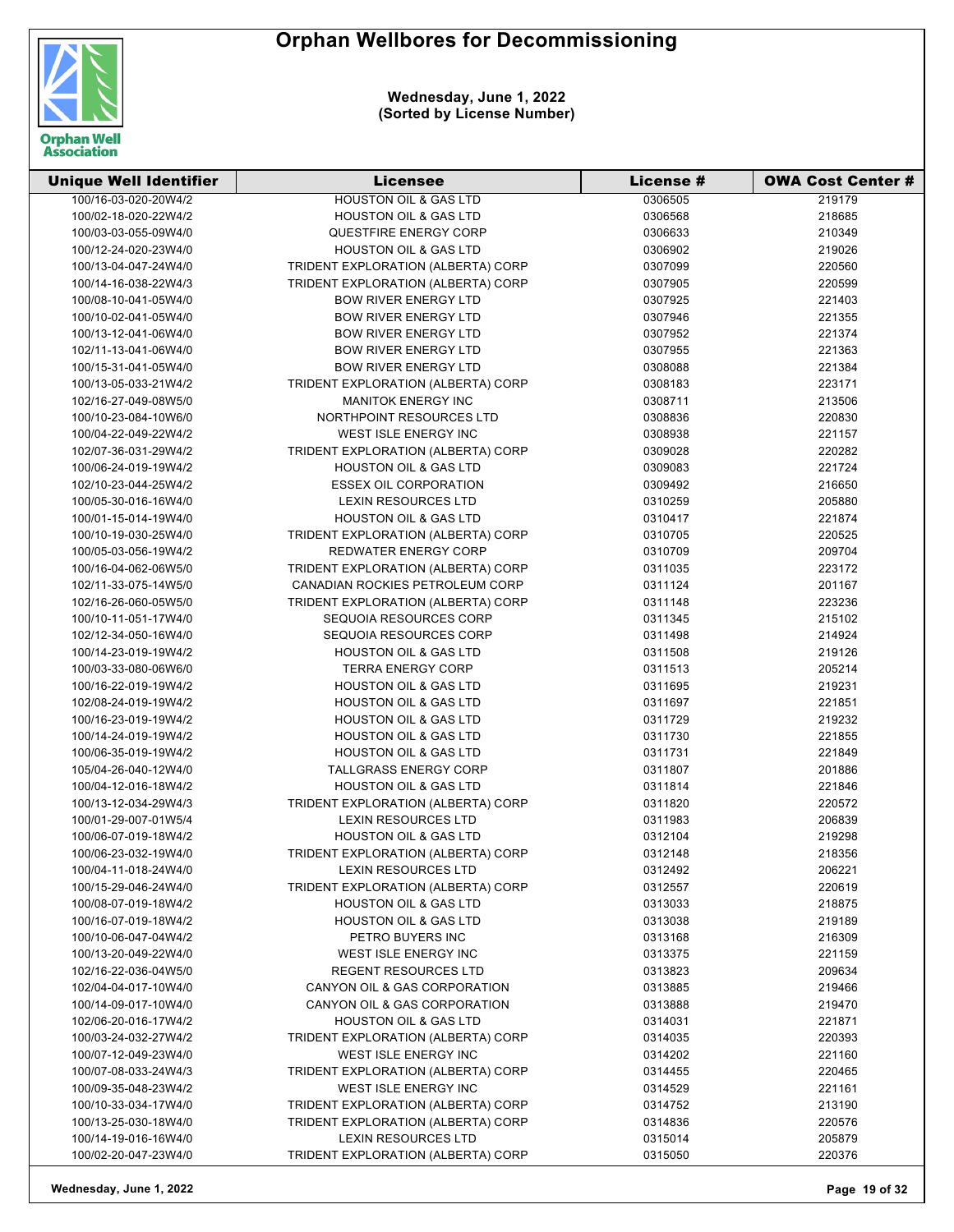# Orphan Wellbores for Decommissioning

**Wednesday, June 1, 2022**
**(Sorted by License Number)**

| Unique Well Identifier | Licensee | License # | OWA Cost Center # |
|---|---|---|---|
| 100/16-03-020-20W4/2 | HOUSTON OIL & GAS LTD | 0306505 | 219179 |
| 100/02-18-020-22W4/2 | HOUSTON OIL & GAS LTD | 0306568 | 218685 |
| 100/03-03-055-09W4/0 | QUESTFIRE ENERGY CORP | 0306633 | 210349 |
| 100/12-24-020-23W4/0 | HOUSTON OIL & GAS LTD | 0306902 | 219026 |
| 100/13-04-047-24W4/0 | TRIDENT EXPLORATION (ALBERTA) CORP | 0307099 | 220560 |
| 100/14-16-038-22W4/3 | TRIDENT EXPLORATION (ALBERTA) CORP | 0307905 | 220599 |
| 100/08-10-041-05W4/0 | BOW RIVER ENERGY LTD | 0307925 | 221403 |
| 100/10-02-041-05W4/0 | BOW RIVER ENERGY LTD | 0307946 | 221355 |
| 100/13-12-041-06W4/0 | BOW RIVER ENERGY LTD | 0307952 | 221374 |
| 102/11-13-041-06W4/0 | BOW RIVER ENERGY LTD | 0307955 | 221363 |
| 100/15-31-041-05W4/0 | BOW RIVER ENERGY LTD | 0308088 | 221384 |
| 100/13-05-033-21W4/2 | TRIDENT EXPLORATION (ALBERTA) CORP | 0308183 | 223171 |
| 102/16-27-049-08W5/0 | MANITOK ENERGY INC | 0308711 | 213506 |
| 100/10-23-084-10W6/0 | NORTHPOINT RESOURCES LTD | 0308836 | 220830 |
| 100/04-22-049-22W4/2 | WEST ISLE ENERGY INC | 0308938 | 221157 |
| 102/07-36-031-29W4/2 | TRIDENT EXPLORATION (ALBERTA) CORP | 0309028 | 220282 |
| 100/06-24-019-19W4/2 | HOUSTON OIL & GAS LTD | 0309083 | 221724 |
| 102/10-23-044-25W4/2 | ESSEX OIL CORPORATION | 0309492 | 216650 |
| 100/05-30-016-16W4/0 | LEXIN RESOURCES LTD | 0310259 | 205880 |
| 100/01-15-014-19W4/0 | HOUSTON OIL & GAS LTD | 0310417 | 221874 |
| 100/10-19-030-25W4/0 | TRIDENT EXPLORATION (ALBERTA) CORP | 0310705 | 220525 |
| 100/05-03-056-19W4/2 | REDWATER ENERGY CORP | 0310709 | 209704 |
| 100/16-04-062-06W5/0 | TRIDENT EXPLORATION (ALBERTA) CORP | 0311035 | 223172 |
| 102/11-33-075-14W5/0 | CANADIAN ROCKIES PETROLEUM CORP | 0311124 | 201167 |
| 102/16-26-060-05W5/0 | TRIDENT EXPLORATION (ALBERTA) CORP | 0311148 | 223236 |
| 100/10-11-051-17W4/0 | SEQUOIA RESOURCES CORP | 0311345 | 215102 |
| 102/12-34-050-16W4/0 | SEQUOIA RESOURCES CORP | 0311498 | 214924 |
| 100/14-23-019-19W4/2 | HOUSTON OIL & GAS LTD | 0311508 | 219126 |
| 100/03-33-080-06W6/0 | TERRA ENERGY CORP | 0311513 | 205214 |
| 100/16-22-019-19W4/2 | HOUSTON OIL & GAS LTD | 0311695 | 219231 |
| 102/08-24-019-19W4/2 | HOUSTON OIL & GAS LTD | 0311697 | 221851 |
| 100/16-23-019-19W4/2 | HOUSTON OIL & GAS LTD | 0311729 | 219232 |
| 100/14-24-019-19W4/2 | HOUSTON OIL & GAS LTD | 0311730 | 221855 |
| 100/06-35-019-19W4/2 | HOUSTON OIL & GAS LTD | 0311731 | 221849 |
| 105/04-26-040-12W4/0 | TALLGRASS ENERGY CORP | 0311807 | 201886 |
| 100/04-12-016-18W4/2 | HOUSTON OIL & GAS LTD | 0311814 | 221846 |
| 100/13-12-034-29W4/3 | TRIDENT EXPLORATION (ALBERTA) CORP | 0311820 | 220572 |
| 100/01-29-007-01W5/4 | LEXIN RESOURCES LTD | 0311983 | 206839 |
| 100/06-07-019-18W4/2 | HOUSTON OIL & GAS LTD | 0312104 | 219298 |
| 100/06-23-032-19W4/0 | TRIDENT EXPLORATION (ALBERTA) CORP | 0312148 | 218356 |
| 100/04-11-018-24W4/0 | LEXIN RESOURCES LTD | 0312492 | 206221 |
| 100/15-29-046-24W4/0 | TRIDENT EXPLORATION (ALBERTA) CORP | 0312557 | 220619 |
| 100/08-07-019-18W4/2 | HOUSTON OIL & GAS LTD | 0313033 | 218875 |
| 100/16-07-019-18W4/2 | HOUSTON OIL & GAS LTD | 0313038 | 219189 |
| 100/10-06-047-04W4/2 | PETRO BUYERS INC | 0313168 | 216309 |
| 100/13-20-049-22W4/0 | WEST ISLE ENERGY INC | 0313375 | 221159 |
| 102/16-22-036-04W5/0 | REGENT RESOURCES LTD | 0313823 | 209634 |
| 102/04-04-017-10W4/0 | CANYON OIL & GAS CORPORATION | 0313885 | 219466 |
| 100/14-09-017-10W4/0 | CANYON OIL & GAS CORPORATION | 0313888 | 219470 |
| 102/06-20-016-17W4/2 | HOUSTON OIL & GAS LTD | 0314031 | 221871 |
| 100/03-24-032-27W4/2 | TRIDENT EXPLORATION (ALBERTA) CORP | 0314035 | 220393 |
| 100/07-12-049-23W4/0 | WEST ISLE ENERGY INC | 0314202 | 221160 |
| 100/07-08-033-24W4/3 | TRIDENT EXPLORATION (ALBERTA) CORP | 0314455 | 220465 |
| 100/09-35-048-23W4/2 | WEST ISLE ENERGY INC | 0314529 | 221161 |
| 100/10-33-034-17W4/0 | TRIDENT EXPLORATION (ALBERTA) CORP | 0314752 | 213190 |
| 100/13-25-030-18W4/0 | TRIDENT EXPLORATION (ALBERTA) CORP | 0314836 | 220576 |
| 100/14-19-016-16W4/0 | LEXIN RESOURCES LTD | 0315014 | 205879 |
| 100/02-20-047-23W4/0 | TRIDENT EXPLORATION (ALBERTA) CORP | 0315050 | 220376 |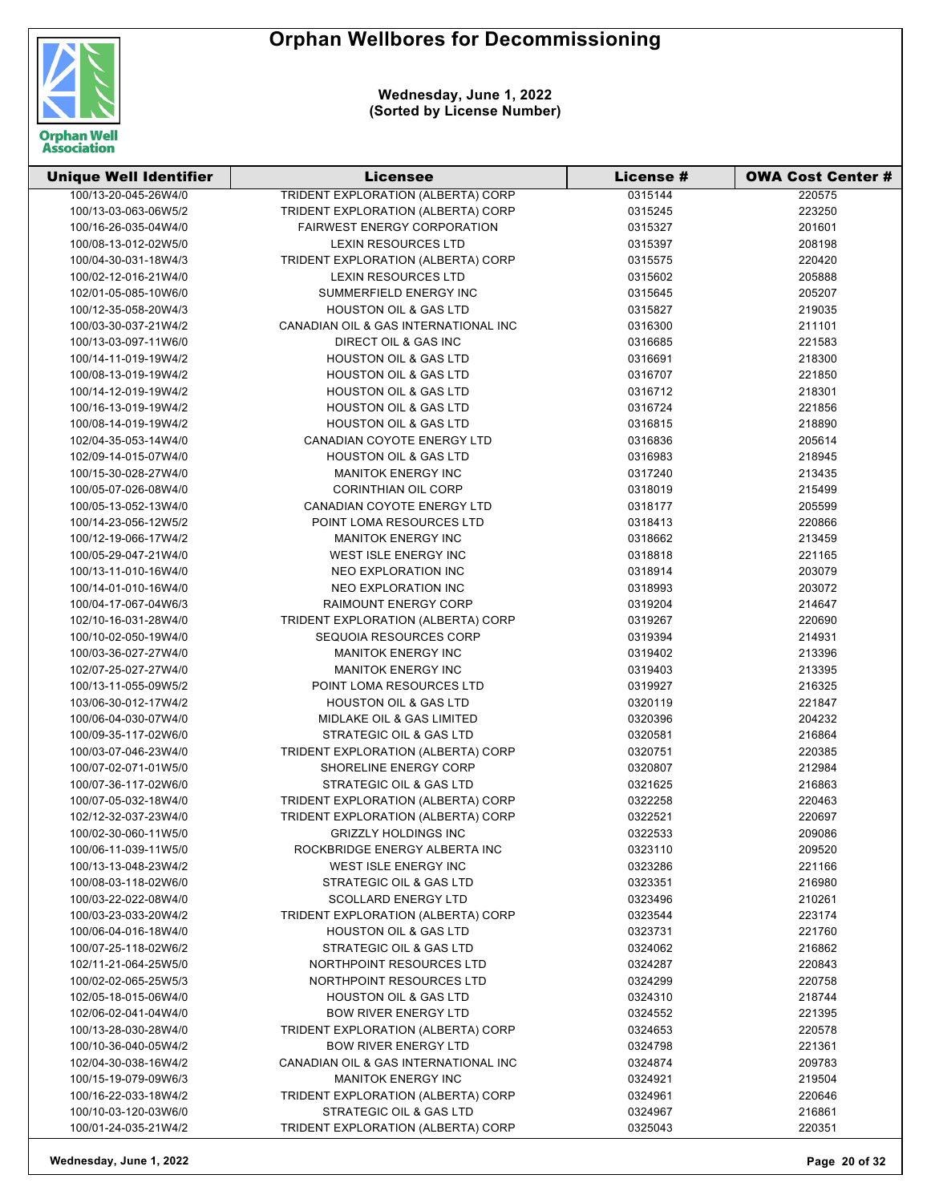# Orphan Wellbores for Decommissioning

**Wednesday, June 1, 2022**
**(Sorted by License Number)**

| Unique Well Identifier | Licensee | License # | OWA Cost Center # |
|---|---|---|---|
| 100/13-20-045-26W4/0 | TRIDENT EXPLORATION (ALBERTA) CORP | 0315144 | 220575 |
| 100/13-03-063-06W5/2 | TRIDENT EXPLORATION (ALBERTA) CORP | 0315245 | 223250 |
| 100/16-26-035-04W4/0 | FAIRWEST ENERGY CORPORATION | 0315327 | 201601 |
| 100/08-13-012-02W5/0 | LEXIN RESOURCES LTD | 0315397 | 208198 |
| 100/04-30-031-18W4/3 | TRIDENT EXPLORATION (ALBERTA) CORP | 0315575 | 220420 |
| 100/02-12-016-21W4/0 | LEXIN RESOURCES LTD | 0315602 | 205888 |
| 102/01-05-085-10W6/0 | SUMMERFIELD ENERGY INC | 0315645 | 205207 |
| 100/12-35-058-20W4/3 | HOUSTON OIL & GAS LTD | 0315827 | 219035 |
| 100/03-30-037-21W4/2 | CANADIAN OIL & GAS INTERNATIONAL INC | 0316300 | 211101 |
| 100/13-03-097-11W6/0 | DIRECT OIL & GAS INC | 0316685 | 221583 |
| 100/14-11-019-19W4/2 | HOUSTON OIL & GAS LTD | 0316691 | 218300 |
| 100/08-13-019-19W4/2 | HOUSTON OIL & GAS LTD | 0316707 | 221850 |
| 100/14-12-019-19W4/2 | HOUSTON OIL & GAS LTD | 0316712 | 218301 |
| 100/16-13-019-19W4/2 | HOUSTON OIL & GAS LTD | 0316724 | 221856 |
| 100/08-14-019-19W4/2 | HOUSTON OIL & GAS LTD | 0316815 | 218890 |
| 102/04-35-053-14W4/0 | CANADIAN COYOTE ENERGY LTD | 0316836 | 205614 |
| 102/09-14-015-07W4/0 | HOUSTON OIL & GAS LTD | 0316983 | 218945 |
| 100/15-30-028-27W4/0 | MANITOK ENERGY INC | 0317240 | 213435 |
| 100/05-07-026-08W4/0 | CORINTHIAN OIL CORP | 0318019 | 215499 |
| 100/05-13-052-13W4/0 | CANADIAN COYOTE ENERGY LTD | 0318177 | 205599 |
| 100/14-23-056-12W5/2 | POINT LOMA RESOURCES LTD | 0318413 | 220866 |
| 100/12-19-066-17W4/2 | MANITOK ENERGY INC | 0318662 | 213459 |
| 100/05-29-047-21W4/0 | WEST ISLE ENERGY INC | 0318818 | 221165 |
| 100/13-11-010-16W4/0 | NEO EXPLORATION INC | 0318914 | 203079 |
| 100/14-01-010-16W4/0 | NEO EXPLORATION INC | 0318993 | 203072 |
| 100/04-17-067-04W6/3 | RAIMOUNT ENERGY CORP | 0319204 | 214647 |
| 102/10-16-031-28W4/0 | TRIDENT EXPLORATION (ALBERTA) CORP | 0319267 | 220690 |
| 100/10-02-050-19W4/0 | SEQUOIA RESOURCES CORP | 0319394 | 214931 |
| 100/03-36-027-27W4/0 | MANITOK ENERGY INC | 0319402 | 213396 |
| 102/07-25-027-27W4/0 | MANITOK ENERGY INC | 0319403 | 213395 |
| 100/13-11-055-09W5/2 | POINT LOMA RESOURCES LTD | 0319927 | 216325 |
| 103/06-30-012-17W4/2 | HOUSTON OIL & GAS LTD | 0320119 | 221847 |
| 100/06-04-030-07W4/0 | MIDLAKE OIL & GAS LIMITED | 0320396 | 204232 |
| 100/09-35-117-02W6/0 | STRATEGIC OIL & GAS LTD | 0320581 | 216864 |
| 100/03-07-046-23W4/0 | TRIDENT EXPLORATION (ALBERTA) CORP | 0320751 | 220385 |
| 100/07-02-071-01W5/0 | SHORELINE ENERGY CORP | 0320807 | 212984 |
| 100/07-36-117-02W6/0 | STRATEGIC OIL & GAS LTD | 0321625 | 216863 |
| 100/07-05-032-18W4/0 | TRIDENT EXPLORATION (ALBERTA) CORP | 0322258 | 220463 |
| 102/12-32-037-23W4/0 | TRIDENT EXPLORATION (ALBERTA) CORP | 0322521 | 220697 |
| 100/02-30-060-11W5/0 | GRIZZLY HOLDINGS INC | 0322533 | 209086 |
| 100/06-11-039-11W5/0 | ROCKBRIDGE ENERGY ALBERTA INC | 0323110 | 209520 |
| 100/13-13-048-23W4/2 | WEST ISLE ENERGY INC | 0323286 | 221166 |
| 100/08-03-118-02W6/0 | STRATEGIC OIL & GAS LTD | 0323351 | 216980 |
| 100/03-22-022-08W4/0 | SCOLLARD ENERGY LTD | 0323496 | 210261 |
| 100/03-23-033-20W4/2 | TRIDENT EXPLORATION (ALBERTA) CORP | 0323544 | 223174 |
| 100/06-04-016-18W4/0 | HOUSTON OIL & GAS LTD | 0323731 | 221760 |
| 100/07-25-118-02W6/2 | STRATEGIC OIL & GAS LTD | 0324062 | 216862 |
| 102/11-21-064-25W5/0 | NORTHPOINT RESOURCES LTD | 0324287 | 220843 |
| 100/02-02-065-25W5/3 | NORTHPOINT RESOURCES LTD | 0324299 | 220758 |
| 102/05-18-015-06W4/0 | HOUSTON OIL & GAS LTD | 0324310 | 218744 |
| 102/06-02-041-04W4/0 | BOW RIVER ENERGY LTD | 0324552 | 221395 |
| 100/13-28-030-28W4/0 | TRIDENT EXPLORATION (ALBERTA) CORP | 0324653 | 220578 |
| 100/10-36-040-05W4/2 | BOW RIVER ENERGY LTD | 0324798 | 221361 |
| 102/04-30-038-16W4/2 | CANADIAN OIL & GAS INTERNATIONAL INC | 0324874 | 209783 |
| 100/15-19-079-09W6/3 | MANITOK ENERGY INC | 0324921 | 219504 |
| 100/16-22-033-18W4/2 | TRIDENT EXPLORATION (ALBERTA) CORP | 0324961 | 220646 |
| 100/10-03-120-03W6/0 | STRATEGIC OIL & GAS LTD | 0324967 | 216861 |
| 100/01-24-035-21W4/2 | TRIDENT EXPLORATION (ALBERTA) CORP | 0325043 | 220351 |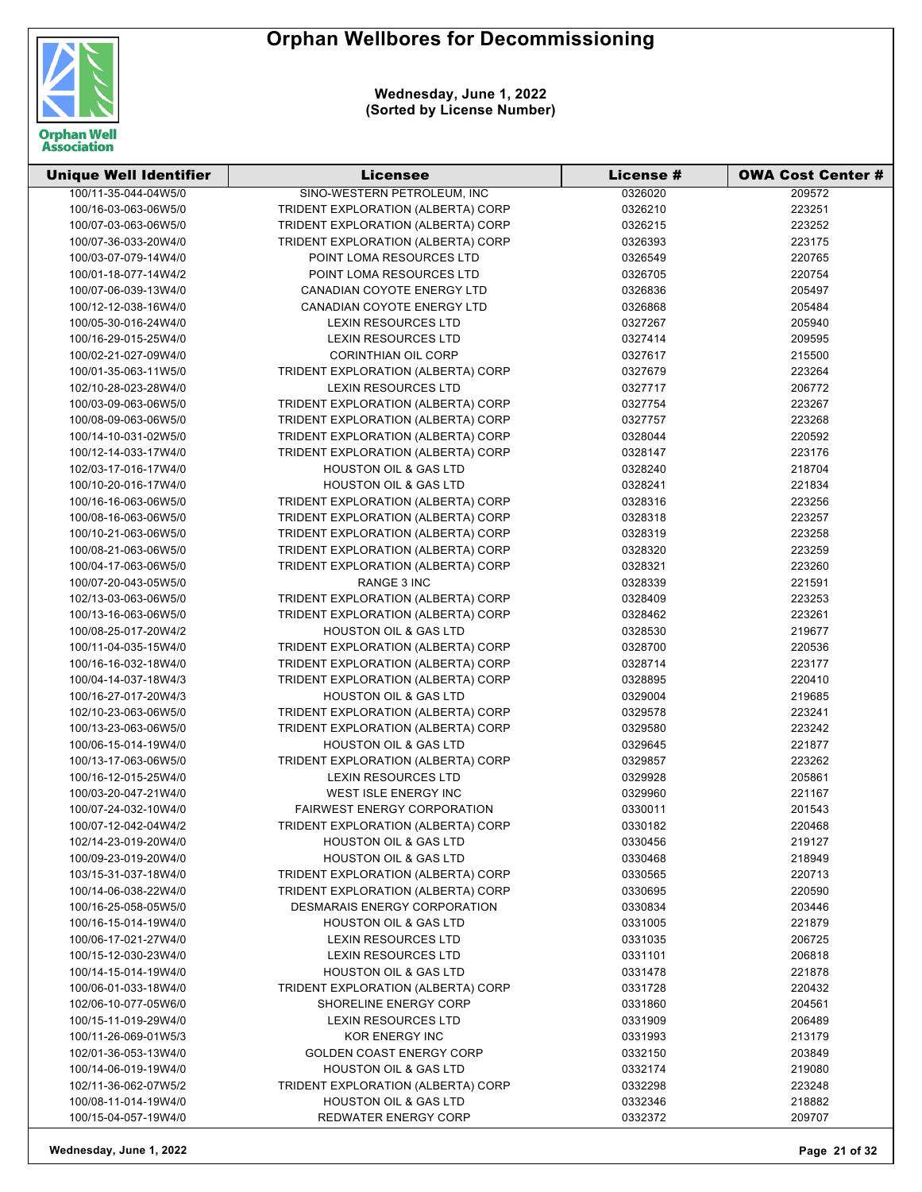# Orphan Wellbores for Decommissioning

**Wednesday, June 1, 2022**
**(Sorted by License Number)**

| Unique Well Identifier | Licensee | License # | OWA Cost Center # |
|---|---|---|---|
| 100/11-35-044-04W5/0 | SINO-WESTERN PETROLEUM, INC | 0326020 | 209572 |
| 100/16-03-063-06W5/0 | TRIDENT EXPLORATION (ALBERTA) CORP | 0326210 | 223251 |
| 100/07-03-063-06W5/0 | TRIDENT EXPLORATION (ALBERTA) CORP | 0326215 | 223252 |
| 100/07-36-033-20W4/0 | TRIDENT EXPLORATION (ALBERTA) CORP | 0326393 | 223175 |
| 100/03-07-079-14W4/0 | POINT LOMA RESOURCES LTD | 0326549 | 220765 |
| 100/01-18-077-14W4/2 | POINT LOMA RESOURCES LTD | 0326705 | 220754 |
| 100/07-06-039-13W4/0 | CANADIAN COYOTE ENERGY LTD | 0326836 | 205497 |
| 100/12-12-038-16W4/0 | CANADIAN COYOTE ENERGY LTD | 0326868 | 205484 |
| 100/05-30-016-24W4/0 | LEXIN RESOURCES LTD | 0327267 | 205940 |
| 100/16-29-015-25W4/0 | LEXIN RESOURCES LTD | 0327414 | 209595 |
| 100/02-21-027-09W4/0 | CORINTHIAN OIL CORP | 0327617 | 215500 |
| 100/01-35-063-11W5/0 | TRIDENT EXPLORATION (ALBERTA) CORP | 0327679 | 223264 |
| 102/10-28-023-28W4/0 | LEXIN RESOURCES LTD | 0327717 | 206772 |
| 100/03-09-063-06W5/0 | TRIDENT EXPLORATION (ALBERTA) CORP | 0327754 | 223267 |
| 100/08-09-063-06W5/0 | TRIDENT EXPLORATION (ALBERTA) CORP | 0327757 | 223268 |
| 100/14-10-031-02W5/0 | TRIDENT EXPLORATION (ALBERTA) CORP | 0328044 | 220592 |
| 100/12-14-033-17W4/0 | TRIDENT EXPLORATION (ALBERTA) CORP | 0328147 | 223176 |
| 102/03-17-016-17W4/0 | HOUSTON OIL & GAS LTD | 0328240 | 218704 |
| 100/10-20-016-17W4/0 | HOUSTON OIL & GAS LTD | 0328241 | 221834 |
| 100/16-16-063-06W5/0 | TRIDENT EXPLORATION (ALBERTA) CORP | 0328316 | 223256 |
| 100/08-16-063-06W5/0 | TRIDENT EXPLORATION (ALBERTA) CORP | 0328318 | 223257 |
| 100/10-21-063-06W5/0 | TRIDENT EXPLORATION (ALBERTA) CORP | 0328319 | 223258 |
| 100/08-21-063-06W5/0 | TRIDENT EXPLORATION (ALBERTA) CORP | 0328320 | 223259 |
| 100/04-17-063-06W5/0 | TRIDENT EXPLORATION (ALBERTA) CORP | 0328321 | 223260 |
| 100/07-20-043-05W5/0 | RANGE 3 INC | 0328339 | 221591 |
| 102/13-03-063-06W5/0 | TRIDENT EXPLORATION (ALBERTA) CORP | 0328409 | 223253 |
| 100/13-16-063-06W5/0 | TRIDENT EXPLORATION (ALBERTA) CORP | 0328462 | 223261 |
| 100/08-25-017-20W4/2 | HOUSTON OIL & GAS LTD | 0328530 | 219677 |
| 100/11-04-035-15W4/0 | TRIDENT EXPLORATION (ALBERTA) CORP | 0328700 | 220536 |
| 100/16-16-032-18W4/0 | TRIDENT EXPLORATION (ALBERTA) CORP | 0328714 | 223177 |
| 100/04-14-037-18W4/3 | TRIDENT EXPLORATION (ALBERTA) CORP | 0328895 | 220410 |
| 100/16-27-017-20W4/3 | HOUSTON OIL & GAS LTD | 0329004 | 219685 |
| 102/10-23-063-06W5/0 | TRIDENT EXPLORATION (ALBERTA) CORP | 0329578 | 223241 |
| 100/13-23-063-06W5/0 | TRIDENT EXPLORATION (ALBERTA) CORP | 0329580 | 223242 |
| 100/06-15-014-19W4/0 | HOUSTON OIL & GAS LTD | 0329645 | 221877 |
| 100/13-17-063-06W5/0 | TRIDENT EXPLORATION (ALBERTA) CORP | 0329857 | 223262 |
| 100/16-12-015-25W4/0 | LEXIN RESOURCES LTD | 0329928 | 205861 |
| 100/03-20-047-21W4/0 | WEST ISLE ENERGY INC | 0329960 | 221167 |
| 100/07-24-032-10W4/0 | FAIRWEST ENERGY CORPORATION | 0330011 | 201543 |
| 100/07-12-042-04W4/2 | TRIDENT EXPLORATION (ALBERTA) CORP | 0330182 | 220468 |
| 102/14-23-019-20W4/0 | HOUSTON OIL & GAS LTD | 0330456 | 219127 |
| 100/09-23-019-20W4/0 | HOUSTON OIL & GAS LTD | 0330468 | 218949 |
| 103/15-31-037-18W4/0 | TRIDENT EXPLORATION (ALBERTA) CORP | 0330565 | 220713 |
| 100/14-06-038-22W4/0 | TRIDENT EXPLORATION (ALBERTA) CORP | 0330695 | 220590 |
| 100/16-25-058-05W5/0 | DESMARAIS ENERGY CORPORATION | 0330834 | 203446 |
| 100/16-15-014-19W4/0 | HOUSTON OIL & GAS LTD | 0331005 | 221879 |
| 100/06-17-021-27W4/0 | LEXIN RESOURCES LTD | 0331035 | 206725 |
| 100/15-12-030-23W4/0 | LEXIN RESOURCES LTD | 0331101 | 206818 |
| 100/14-15-014-19W4/0 | HOUSTON OIL & GAS LTD | 0331478 | 221878 |
| 100/06-01-033-18W4/0 | TRIDENT EXPLORATION (ALBERTA) CORP | 0331728 | 220432 |
| 102/06-10-077-05W6/0 | SHORELINE ENERGY CORP | 0331860 | 204561 |
| 100/15-11-019-29W4/0 | LEXIN RESOURCES LTD | 0331909 | 206489 |
| 100/11-26-069-01W5/3 | KOR ENERGY INC | 0331993 | 213179 |
| 102/01-36-053-13W4/0 | GOLDEN COAST ENERGY CORP | 0332150 | 203849 |
| 100/14-06-019-19W4/0 | HOUSTON OIL & GAS LTD | 0332174 | 219080 |
| 102/11-36-062-07W5/2 | TRIDENT EXPLORATION (ALBERTA) CORP | 0332298 | 223248 |
| 100/08-11-014-19W4/0 | HOUSTON OIL & GAS LTD | 0332346 | 218882 |
| 100/15-04-057-19W4/0 | REDWATER ENERGY CORP | 0332372 | 209707 |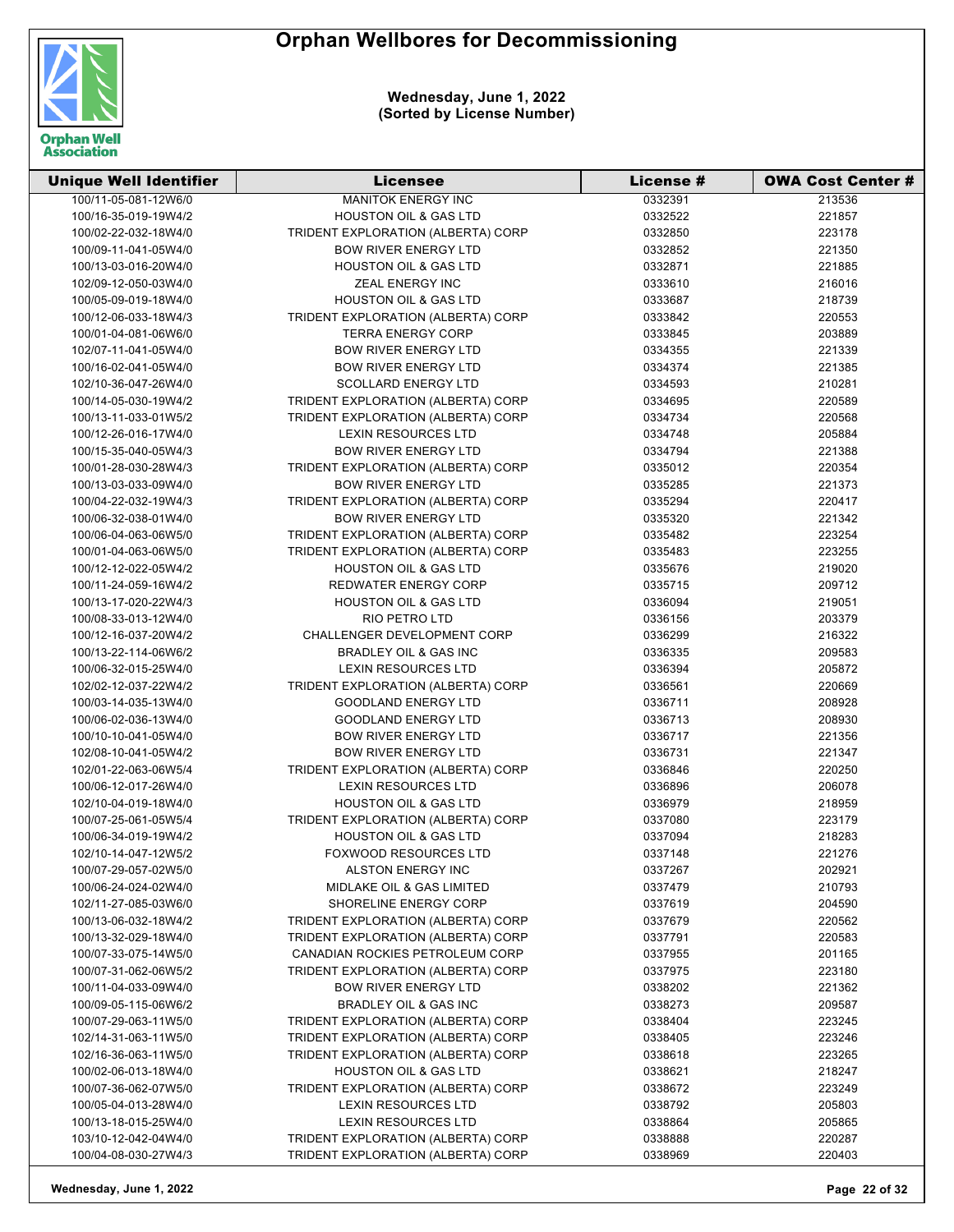# Orphan Wellbores for Decommissioning

**Wednesday, June 1, 2022**
**(Sorted by License Number)**

| Unique Well Identifier | Licensee | License # | OWA Cost Center # |
|---|---|---|---|
| 100/11-05-081-12W6/0 | MANITOK ENERGY INC | 0332391 | 213536 |
| 100/16-35-019-19W4/2 | HOUSTON OIL & GAS LTD | 0332522 | 221857 |
| 100/02-22-032-18W4/0 | TRIDENT EXPLORATION (ALBERTA) CORP | 0332850 | 223178 |
| 100/09-11-041-05W4/0 | BOW RIVER ENERGY LTD | 0332852 | 221350 |
| 100/13-03-016-20W4/0 | HOUSTON OIL & GAS LTD | 0332871 | 221885 |
| 102/09-12-050-03W4/0 | ZEAL ENERGY INC | 0333610 | 216016 |
| 100/05-09-019-18W4/0 | HOUSTON OIL & GAS LTD | 0333687 | 218739 |
| 100/12-06-033-18W4/3 | TRIDENT EXPLORATION (ALBERTA) CORP | 0333842 | 220553 |
| 100/01-04-081-06W6/0 | TERRA ENERGY CORP | 0333845 | 203889 |
| 102/07-11-041-05W4/0 | BOW RIVER ENERGY LTD | 0334355 | 221339 |
| 100/16-02-041-05W4/0 | BOW RIVER ENERGY LTD | 0334374 | 221385 |
| 102/10-36-047-26W4/0 | SCOLLARD ENERGY LTD | 0334593 | 210281 |
| 100/14-05-030-19W4/2 | TRIDENT EXPLORATION (ALBERTA) CORP | 0334695 | 220589 |
| 100/13-11-033-01W5/2 | TRIDENT EXPLORATION (ALBERTA) CORP | 0334734 | 220568 |
| 100/12-26-016-17W4/0 | LEXIN RESOURCES LTD | 0334748 | 205884 |
| 100/15-35-040-05W4/3 | BOW RIVER ENERGY LTD | 0334794 | 221388 |
| 100/01-28-030-28W4/3 | TRIDENT EXPLORATION (ALBERTA) CORP | 0335012 | 220354 |
| 100/13-03-033-09W4/0 | BOW RIVER ENERGY LTD | 0335285 | 221373 |
| 100/04-22-032-19W4/3 | TRIDENT EXPLORATION (ALBERTA) CORP | 0335294 | 220417 |
| 100/06-32-038-01W4/0 | BOW RIVER ENERGY LTD | 0335320 | 221342 |
| 100/06-04-063-06W5/0 | TRIDENT EXPLORATION (ALBERTA) CORP | 0335482 | 223254 |
| 100/01-04-063-06W5/0 | TRIDENT EXPLORATION (ALBERTA) CORP | 0335483 | 223255 |
| 100/12-12-022-05W4/2 | HOUSTON OIL & GAS LTD | 0335676 | 219020 |
| 100/11-24-059-16W4/2 | REDWATER ENERGY CORP | 0335715 | 209712 |
| 100/13-17-020-22W4/3 | HOUSTON OIL & GAS LTD | 0336094 | 219051 |
| 100/08-33-013-12W4/0 | RIO PETRO LTD | 0336156 | 203379 |
| 100/12-16-037-20W4/2 | CHALLENGER DEVELOPMENT CORP | 0336299 | 216322 |
| 100/13-22-114-06W6/2 | BRADLEY OIL & GAS INC | 0336335 | 209583 |
| 100/06-32-015-25W4/0 | LEXIN RESOURCES LTD | 0336394 | 205872 |
| 102/02-12-037-22W4/2 | TRIDENT EXPLORATION (ALBERTA) CORP | 0336561 | 220669 |
| 100/03-14-035-13W4/0 | GOODLAND ENERGY LTD | 0336711 | 208928 |
| 100/06-02-036-13W4/0 | GOODLAND ENERGY LTD | 0336713 | 208930 |
| 100/10-10-041-05W4/0 | BOW RIVER ENERGY LTD | 0336717 | 221356 |
| 102/08-10-041-05W4/2 | BOW RIVER ENERGY LTD | 0336731 | 221347 |
| 102/01-22-063-06W5/4 | TRIDENT EXPLORATION (ALBERTA) CORP | 0336846 | 220250 |
| 100/06-12-017-26W4/0 | LEXIN RESOURCES LTD | 0336896 | 206078 |
| 102/10-04-019-18W4/0 | HOUSTON OIL & GAS LTD | 0336979 | 218959 |
| 100/07-25-061-05W5/4 | TRIDENT EXPLORATION (ALBERTA) CORP | 0337080 | 223179 |
| 100/06-34-019-19W4/2 | HOUSTON OIL & GAS LTD | 0337094 | 218283 |
| 102/10-14-047-12W5/2 | FOXWOOD RESOURCES LTD | 0337148 | 221276 |
| 100/07-29-057-02W5/0 | ALSTON ENERGY INC | 0337267 | 202921 |
| 100/06-24-024-02W4/0 | MIDLAKE OIL & GAS LIMITED | 0337479 | 210793 |
| 102/11-27-085-03W6/0 | SHORELINE ENERGY CORP | 0337619 | 204590 |
| 100/13-06-032-18W4/2 | TRIDENT EXPLORATION (ALBERTA) CORP | 0337679 | 220562 |
| 100/13-32-029-18W4/0 | TRIDENT EXPLORATION (ALBERTA) CORP | 0337791 | 220583 |
| 100/07-33-075-14W5/0 | CANADIAN ROCKIES PETROLEUM CORP | 0337955 | 201165 |
| 100/07-31-062-06W5/2 | TRIDENT EXPLORATION (ALBERTA) CORP | 0337975 | 223180 |
| 100/11-04-033-09W4/0 | BOW RIVER ENERGY LTD | 0338202 | 221362 |
| 100/09-05-115-06W6/2 | BRADLEY OIL & GAS INC | 0338273 | 209587 |
| 100/07-29-063-11W5/0 | TRIDENT EXPLORATION (ALBERTA) CORP | 0338404 | 223245 |
| 102/14-31-063-11W5/0 | TRIDENT EXPLORATION (ALBERTA) CORP | 0338405 | 223246 |
| 102/16-36-063-11W5/0 | TRIDENT EXPLORATION (ALBERTA) CORP | 0338618 | 223265 |
| 100/02-06-013-18W4/0 | HOUSTON OIL & GAS LTD | 0338621 | 218247 |
| 100/07-36-062-07W5/0 | TRIDENT EXPLORATION (ALBERTA) CORP | 0338672 | 223249 |
| 100/05-04-013-28W4/0 | LEXIN RESOURCES LTD | 0338792 | 205803 |
| 100/13-18-015-25W4/0 | LEXIN RESOURCES LTD | 0338864 | 205865 |
| 103/10-12-042-04W4/0 | TRIDENT EXPLORATION (ALBERTA) CORP | 0338888 | 220287 |
| 100/04-08-030-27W4/3 | TRIDENT EXPLORATION (ALBERTA) CORP | 0338969 | 220403 |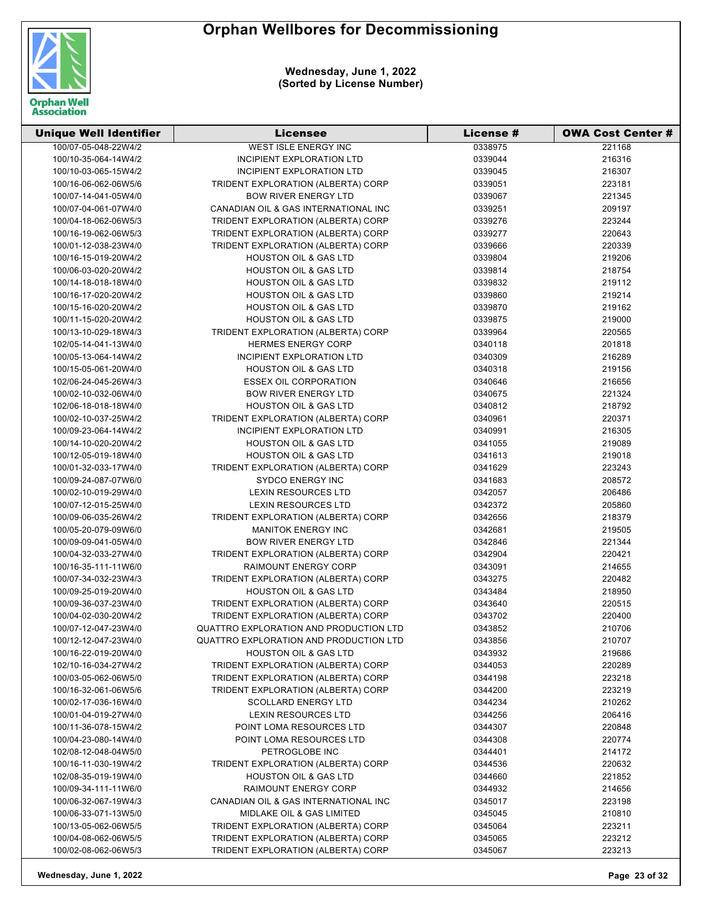# Orphan Wellbores for Decommissioning

**Wednesday, June 1, 2022**
**(Sorted by License Number)**

| Unique Well Identifier | Licensee | License # | OWA Cost Center # |
|---|---|---|---|
| 100/07-05-048-22W4/2 | WEST ISLE ENERGY INC | 0338975 | 221168 |
| 100/10-35-064-14W4/2 | INCIPIENT EXPLORATION LTD | 0339044 | 216316 |
| 100/10-03-065-15W4/2 | INCIPIENT EXPLORATION LTD | 0339045 | 216307 |
| 100/16-06-062-06W5/6 | TRIDENT EXPLORATION (ALBERTA) CORP | 0339051 | 223181 |
| 100/07-14-041-05W4/0 | BOW RIVER ENERGY LTD | 0339067 | 221345 |
| 100/07-04-061-07W4/0 | CANADIAN OIL & GAS INTERNATIONAL INC | 0339251 | 209197 |
| 100/04-18-062-06W5/3 | TRIDENT EXPLORATION (ALBERTA) CORP | 0339276 | 223244 |
| 100/16-19-062-06W5/3 | TRIDENT EXPLORATION (ALBERTA) CORP | 0339277 | 220643 |
| 100/01-12-038-23W4/0 | TRIDENT EXPLORATION (ALBERTA) CORP | 0339666 | 220339 |
| 100/16-15-019-20W4/2 | HOUSTON OIL & GAS LTD | 0339804 | 219206 |
| 100/06-03-020-20W4/2 | HOUSTON OIL & GAS LTD | 0339814 | 218754 |
| 100/14-18-018-18W4/0 | HOUSTON OIL & GAS LTD | 0339832 | 219112 |
| 100/16-17-020-20W4/2 | HOUSTON OIL & GAS LTD | 0339860 | 219214 |
| 100/15-16-020-20W4/2 | HOUSTON OIL & GAS LTD | 0339870 | 219162 |
| 100/11-15-020-20W4/2 | HOUSTON OIL & GAS LTD | 0339875 | 219000 |
| 100/13-10-029-18W4/3 | TRIDENT EXPLORATION (ALBERTA) CORP | 0339964 | 220565 |
| 102/05-14-041-13W4/0 | HERMES ENERGY CORP | 0340118 | 201818 |
| 100/05-13-064-14W4/2 | INCIPIENT EXPLORATION LTD | 0340309 | 216289 |
| 100/15-05-061-20W4/0 | HOUSTON OIL & GAS LTD | 0340318 | 219156 |
| 102/06-24-045-26W4/3 | ESSEX OIL CORPORATION | 0340646 | 216656 |
| 100/02-10-032-06W4/0 | BOW RIVER ENERGY LTD | 0340675 | 221324 |
| 102/06-18-018-18W4/0 | HOUSTON OIL & GAS LTD | 0340812 | 218792 |
| 100/02-10-037-25W4/2 | TRIDENT EXPLORATION (ALBERTA) CORP | 0340961 | 220371 |
| 100/09-23-064-14W4/2 | INCIPIENT EXPLORATION LTD | 0340991 | 216305 |
| 100/14-10-020-20W4/2 | HOUSTON OIL & GAS LTD | 0341055 | 219089 |
| 100/12-05-019-18W4/0 | HOUSTON OIL & GAS LTD | 0341613 | 219018 |
| 100/01-32-033-17W4/0 | TRIDENT EXPLORATION (ALBERTA) CORP | 0341629 | 223243 |
| 100/09-24-087-07W6/0 | SYDCO ENERGY INC | 0341683 | 208572 |
| 100/02-10-019-29W4/0 | LEXIN RESOURCES LTD | 0342057 | 206486 |
| 100/07-12-015-25W4/0 | LEXIN RESOURCES LTD | 0342372 | 205860 |
| 100/09-06-035-26W4/2 | TRIDENT EXPLORATION (ALBERTA) CORP | 0342656 | 218379 |
| 100/05-20-079-09W6/0 | MANITOK ENERGY INC | 0342681 | 219505 |
| 100/09-09-041-05W4/0 | BOW RIVER ENERGY LTD | 0342846 | 221344 |
| 100/04-32-033-27W4/0 | TRIDENT EXPLORATION (ALBERTA) CORP | 0342904 | 220421 |
| 100/16-35-111-11W6/0 | RAIMOUNT ENERGY CORP | 0343091 | 214655 |
| 100/07-34-032-23W4/3 | TRIDENT EXPLORATION (ALBERTA) CORP | 0343275 | 220482 |
| 100/09-25-019-20W4/0 | HOUSTON OIL & GAS LTD | 0343484 | 218950 |
| 100/09-36-037-23W4/0 | TRIDENT EXPLORATION (ALBERTA) CORP | 0343640 | 220515 |
| 100/04-02-030-20W4/2 | TRIDENT EXPLORATION (ALBERTA) CORP | 0343702 | 220400 |
| 100/07-12-047-23W4/0 | QUATTRO EXPLORATION AND PRODUCTION LTD | 0343852 | 210706 |
| 100/12-12-047-23W4/0 | QUATTRO EXPLORATION AND PRODUCTION LTD | 0343856 | 210707 |
| 100/16-22-019-20W4/0 | HOUSTON OIL & GAS LTD | 0343932 | 219686 |
| 102/10-16-034-27W4/2 | TRIDENT EXPLORATION (ALBERTA) CORP | 0344053 | 220289 |
| 100/03-05-062-06W5/0 | TRIDENT EXPLORATION (ALBERTA) CORP | 0344198 | 223218 |
| 100/16-32-061-06W5/6 | TRIDENT EXPLORATION (ALBERTA) CORP | 0344200 | 223219 |
| 100/02-17-036-16W4/0 | SCOLLARD ENERGY LTD | 0344234 | 210262 |
| 100/01-04-019-27W4/0 | LEXIN RESOURCES LTD | 0344256 | 206416 |
| 100/11-36-078-15W4/2 | POINT LOMA RESOURCES LTD | 0344307 | 220848 |
| 100/04-23-080-14W4/0 | POINT LOMA RESOURCES LTD | 0344308 | 220774 |
| 102/08-12-048-04W5/0 | PETROGLOBE INC | 0344401 | 214172 |
| 100/16-11-030-19W4/2 | TRIDENT EXPLORATION (ALBERTA) CORP | 0344536 | 220632 |
| 102/08-35-019-19W4/0 | HOUSTON OIL & GAS LTD | 0344660 | 221852 |
| 100/09-34-111-11W6/0 | RAIMOUNT ENERGY CORP | 0344932 | 214656 |
| 100/06-32-067-19W4/3 | CANADIAN OIL & GAS INTERNATIONAL INC | 0345017 | 223198 |
| 100/06-33-071-13W5/0 | MIDLAKE OIL & GAS LIMITED | 0345045 | 210810 |
| 100/13-05-062-06W5/5 | TRIDENT EXPLORATION (ALBERTA) CORP | 0345064 | 223211 |
| 100/04-08-062-06W5/5 | TRIDENT EXPLORATION (ALBERTA) CORP | 0345065 | 223212 |
| 100/02-08-062-06W5/3 | TRIDENT EXPLORATION (ALBERTA) CORP | 0345067 | 223213 |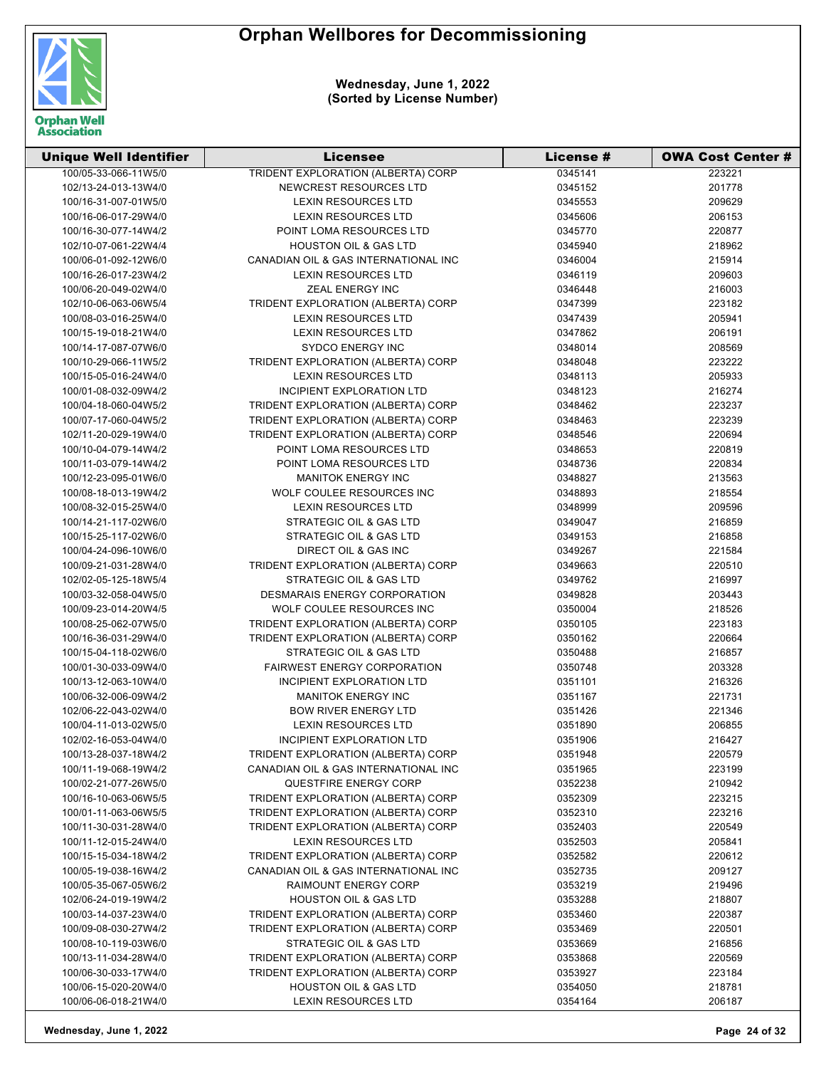# Orphan Wellbores for Decommissioning

**Wednesday, June 1, 2022**
**(Sorted by License Number)**

| Unique Well Identifier | Licensee | License # | OWA Cost Center # |
|---|---|---|---|
| 100/05-33-066-11W5/0 | TRIDENT EXPLORATION (ALBERTA) CORP | 0345141 | 223221 |
| 102/13-24-013-13W4/0 | NEWCREST RESOURCES LTD | 0345152 | 201778 |
| 100/16-31-007-01W5/0 | LEXIN RESOURCES LTD | 0345553 | 209629 |
| 100/16-06-017-29W4/0 | LEXIN RESOURCES LTD | 0345606 | 206153 |
| 100/16-30-077-14W4/2 | POINT LOMA RESOURCES LTD | 0345770 | 220877 |
| 102/10-07-061-22W4/4 | HOUSTON OIL & GAS LTD | 0345940 | 218962 |
| 100/06-01-092-12W6/0 | CANADIAN OIL & GAS INTERNATIONAL INC | 0346004 | 215914 |
| 100/16-26-017-23W4/2 | LEXIN RESOURCES LTD | 0346119 | 209603 |
| 100/06-20-049-02W4/0 | ZEAL ENERGY INC | 0346448 | 216003 |
| 102/10-06-063-06W5/4 | TRIDENT EXPLORATION (ALBERTA) CORP | 0347399 | 223182 |
| 100/08-03-016-25W4/0 | LEXIN RESOURCES LTD | 0347439 | 205941 |
| 100/15-19-018-21W4/0 | LEXIN RESOURCES LTD | 0347862 | 206191 |
| 100/14-17-087-07W6/0 | SYDCO ENERGY INC | 0348014 | 208569 |
| 100/10-29-066-11W5/2 | TRIDENT EXPLORATION (ALBERTA) CORP | 0348048 | 223222 |
| 100/15-05-016-24W4/0 | LEXIN RESOURCES LTD | 0348113 | 205933 |
| 100/01-08-032-09W4/2 | INCIPIENT EXPLORATION LTD | 0348123 | 216274 |
| 100/04-18-060-04W5/2 | TRIDENT EXPLORATION (ALBERTA) CORP | 0348462 | 223237 |
| 100/07-17-060-04W5/2 | TRIDENT EXPLORATION (ALBERTA) CORP | 0348463 | 223239 |
| 102/11-20-029-19W4/0 | TRIDENT EXPLORATION (ALBERTA) CORP | 0348546 | 220694 |
| 100/10-04-079-14W4/2 | POINT LOMA RESOURCES LTD | 0348653 | 220819 |
| 100/11-03-079-14W4/2 | POINT LOMA RESOURCES LTD | 0348736 | 220834 |
| 100/12-23-095-01W6/0 | MANITOK ENERGY INC | 0348827 | 213563 |
| 100/08-18-013-19W4/2 | WOLF COULEE RESOURCES INC | 0348893 | 218554 |
| 100/08-32-015-25W4/0 | LEXIN RESOURCES LTD | 0348999 | 209596 |
| 100/14-21-117-02W6/0 | STRATEGIC OIL & GAS LTD | 0349047 | 216859 |
| 100/15-25-117-02W6/0 | STRATEGIC OIL & GAS LTD | 0349153 | 216858 |
| 100/04-24-096-10W6/0 | DIRECT OIL & GAS INC | 0349267 | 221584 |
| 100/09-21-031-28W4/0 | TRIDENT EXPLORATION (ALBERTA) CORP | 0349663 | 220510 |
| 102/02-05-125-18W5/4 | STRATEGIC OIL & GAS LTD | 0349762 | 216997 |
| 100/03-32-058-04W5/0 | DESMARAIS ENERGY CORPORATION | 0349828 | 203443 |
| 100/09-23-014-20W4/5 | WOLF COULEE RESOURCES INC | 0350004 | 218526 |
| 100/08-25-062-07W5/0 | TRIDENT EXPLORATION (ALBERTA) CORP | 0350105 | 223183 |
| 100/16-36-031-29W4/0 | TRIDENT EXPLORATION (ALBERTA) CORP | 0350162 | 220664 |
| 100/15-04-118-02W6/0 | STRATEGIC OIL & GAS LTD | 0350488 | 216857 |
| 100/01-30-033-09W4/0 | FAIRWEST ENERGY CORPORATION | 0350748 | 203328 |
| 100/13-12-063-10W4/0 | INCIPIENT EXPLORATION LTD | 0351101 | 216326 |
| 100/06-32-006-09W4/2 | MANITOK ENERGY INC | 0351167 | 221731 |
| 102/06-22-043-02W4/0 | BOW RIVER ENERGY LTD | 0351426 | 221346 |
| 100/04-11-013-02W5/0 | LEXIN RESOURCES LTD | 0351890 | 206855 |
| 102/02-16-053-04W4/0 | INCIPIENT EXPLORATION LTD | 0351906 | 216427 |
| 100/13-28-037-18W4/2 | TRIDENT EXPLORATION (ALBERTA) CORP | 0351948 | 220579 |
| 100/11-19-068-19W4/2 | CANADIAN OIL & GAS INTERNATIONAL INC | 0351965 | 223199 |
| 100/02-21-077-26W5/0 | QUESTFIRE ENERGY CORP | 0352238 | 210942 |
| 100/16-10-063-06W5/5 | TRIDENT EXPLORATION (ALBERTA) CORP | 0352309 | 223215 |
| 100/01-11-063-06W5/5 | TRIDENT EXPLORATION (ALBERTA) CORP | 0352310 | 223216 |
| 100/11-30-031-28W4/0 | TRIDENT EXPLORATION (ALBERTA) CORP | 0352403 | 220549 |
| 100/11-12-015-24W4/0 | LEXIN RESOURCES LTD | 0352503 | 205841 |
| 100/15-15-034-18W4/2 | TRIDENT EXPLORATION (ALBERTA) CORP | 0352582 | 220612 |
| 100/05-19-038-16W4/2 | CANADIAN OIL & GAS INTERNATIONAL INC | 0352735 | 209127 |
| 100/05-35-067-05W6/2 | RAIMOUNT ENERGY CORP | 0353219 | 219496 |
| 102/06-24-019-19W4/2 | HOUSTON OIL & GAS LTD | 0353288 | 218807 |
| 100/03-14-037-23W4/0 | TRIDENT EXPLORATION (ALBERTA) CORP | 0353460 | 220387 |
| 100/09-08-030-27W4/2 | TRIDENT EXPLORATION (ALBERTA) CORP | 0353469 | 220501 |
| 100/08-10-119-03W6/0 | STRATEGIC OIL & GAS LTD | 0353669 | 216856 |
| 100/13-11-034-28W4/0 | TRIDENT EXPLORATION (ALBERTA) CORP | 0353868 | 220569 |
| 100/06-30-033-17W4/0 | TRIDENT EXPLORATION (ALBERTA) CORP | 0353927 | 223184 |
| 100/06-15-020-20W4/0 | HOUSTON OIL & GAS LTD | 0354050 | 218781 |
| 100/06-06-018-21W4/0 | LEXIN RESOURCES LTD | 0354164 | 206187 |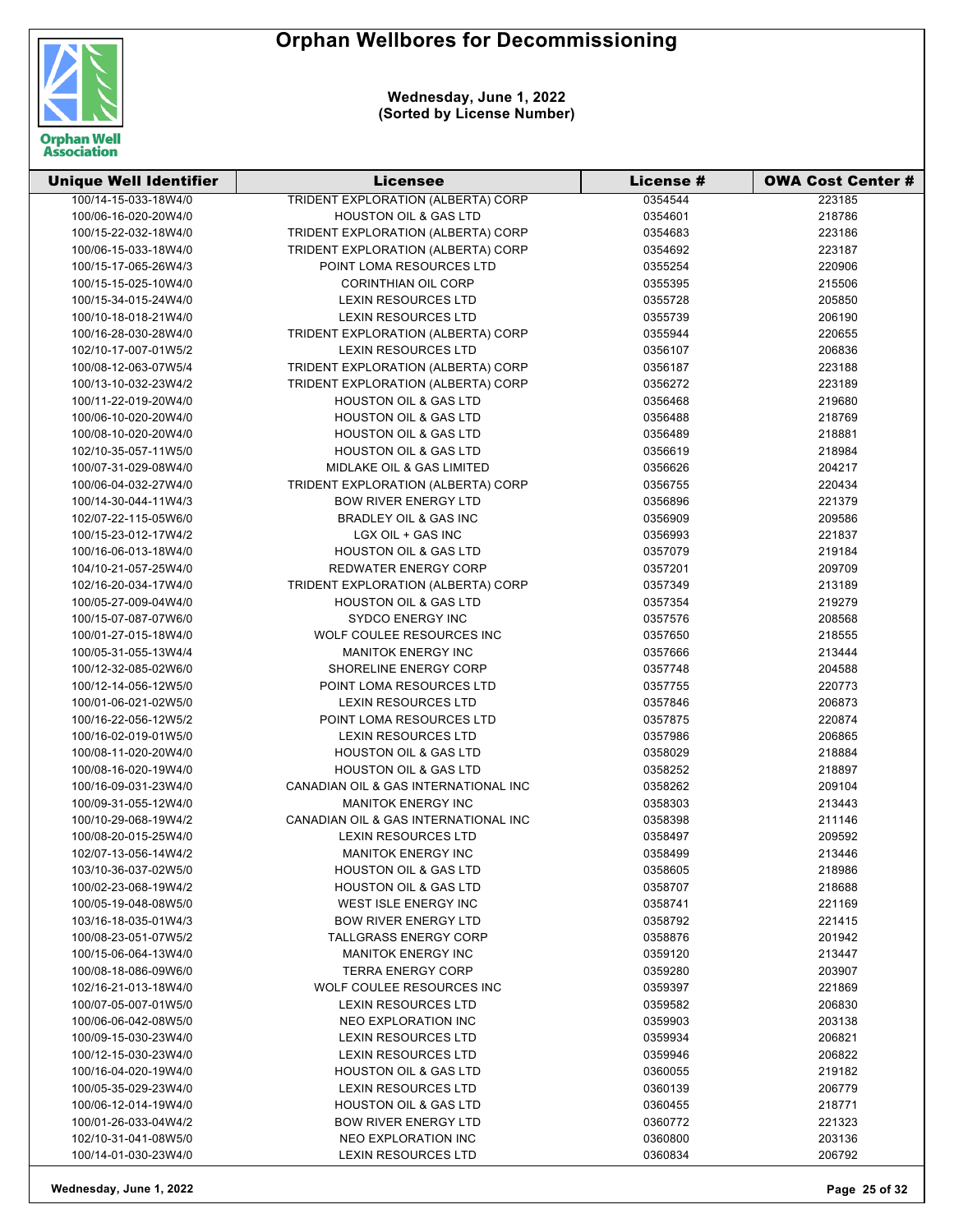# Orphan Wellbores for Decommissioning

**Wednesday, June 1, 2022**
**(Sorted by License Number)**

| Unique Well Identifier | Licensee | License # | OWA Cost Center # |
|---|---|---|---|
| 100/14-15-033-18W4/0 | TRIDENT EXPLORATION (ALBERTA) CORP | 0354544 | 223185 |
| 100/06-16-020-20W4/0 | HOUSTON OIL & GAS LTD | 0354601 | 218786 |
| 100/15-22-032-18W4/0 | TRIDENT EXPLORATION (ALBERTA) CORP | 0354683 | 223186 |
| 100/06-15-033-18W4/0 | TRIDENT EXPLORATION (ALBERTA) CORP | 0354692 | 223187 |
| 100/15-17-065-26W4/3 | POINT LOMA RESOURCES LTD | 0355254 | 220906 |
| 100/15-15-025-10W4/0 | CORINTHIAN OIL CORP | 0355395 | 215506 |
| 100/15-34-015-24W4/0 | LEXIN RESOURCES LTD | 0355728 | 205850 |
| 100/10-18-018-21W4/0 | LEXIN RESOURCES LTD | 0355739 | 206190 |
| 100/16-28-030-28W4/0 | TRIDENT EXPLORATION (ALBERTA) CORP | 0355944 | 220655 |
| 102/10-17-007-01W5/2 | LEXIN RESOURCES LTD | 0356107 | 206836 |
| 100/08-12-063-07W5/4 | TRIDENT EXPLORATION (ALBERTA) CORP | 0356187 | 223188 |
| 100/13-10-032-23W4/2 | TRIDENT EXPLORATION (ALBERTA) CORP | 0356272 | 223189 |
| 100/11-22-019-20W4/0 | HOUSTON OIL & GAS LTD | 0356468 | 219680 |
| 100/06-10-020-20W4/0 | HOUSTON OIL & GAS LTD | 0356488 | 218769 |
| 100/08-10-020-20W4/0 | HOUSTON OIL & GAS LTD | 0356489 | 218881 |
| 102/10-35-057-11W5/0 | HOUSTON OIL & GAS LTD | 0356619 | 218984 |
| 100/07-31-029-08W4/0 | MIDLAKE OIL & GAS LIMITED | 0356626 | 204217 |
| 100/06-04-032-27W4/0 | TRIDENT EXPLORATION (ALBERTA) CORP | 0356755 | 220434 |
| 100/14-30-044-11W4/3 | BOW RIVER ENERGY LTD | 0356896 | 221379 |
| 102/07-22-115-05W6/0 | BRADLEY OIL & GAS INC | 0356909 | 209586 |
| 100/15-23-012-17W4/2 | LGX OIL + GAS INC | 0356993 | 221837 |
| 100/16-06-013-18W4/0 | HOUSTON OIL & GAS LTD | 0357079 | 219184 |
| 104/10-21-057-25W4/0 | REDWATER ENERGY CORP | 0357201 | 209709 |
| 102/16-20-034-17W4/0 | TRIDENT EXPLORATION (ALBERTA) CORP | 0357349 | 213189 |
| 100/05-27-009-04W4/0 | HOUSTON OIL & GAS LTD | 0357354 | 219279 |
| 100/15-07-087-07W6/0 | SYDCO ENERGY INC | 0357576 | 208568 |
| 100/01-27-015-18W4/0 | WOLF COULEE RESOURCES INC | 0357650 | 218555 |
| 100/05-31-055-13W4/4 | MANITOK ENERGY INC | 0357666 | 213444 |
| 100/12-32-085-02W6/0 | SHORELINE ENERGY CORP | 0357748 | 204588 |
| 100/12-14-056-12W5/0 | POINT LOMA RESOURCES LTD | 0357755 | 220773 |
| 100/01-06-021-02W5/0 | LEXIN RESOURCES LTD | 0357846 | 206873 |
| 100/16-22-056-12W5/2 | POINT LOMA RESOURCES LTD | 0357875 | 220874 |
| 100/16-02-019-01W5/0 | LEXIN RESOURCES LTD | 0357986 | 206865 |
| 100/08-11-020-20W4/0 | HOUSTON OIL & GAS LTD | 0358029 | 218884 |
| 100/08-16-020-19W4/0 | HOUSTON OIL & GAS LTD | 0358252 | 218897 |
| 100/16-09-031-23W4/0 | CANADIAN OIL & GAS INTERNATIONAL INC | 0358262 | 209104 |
| 100/09-31-055-12W4/0 | MANITOK ENERGY INC | 0358303 | 213443 |
| 100/10-29-068-19W4/2 | CANADIAN OIL & GAS INTERNATIONAL INC | 0358398 | 211146 |
| 100/08-20-015-25W4/0 | LEXIN RESOURCES LTD | 0358497 | 209592 |
| 102/07-13-056-14W4/2 | MANITOK ENERGY INC | 0358499 | 213446 |
| 103/10-36-037-02W5/0 | HOUSTON OIL & GAS LTD | 0358605 | 218986 |
| 100/02-23-068-19W4/2 | HOUSTON OIL & GAS LTD | 0358707 | 218688 |
| 100/05-19-048-08W5/0 | WEST ISLE ENERGY INC | 0358741 | 221169 |
| 103/16-18-035-01W4/3 | BOW RIVER ENERGY LTD | 0358792 | 221415 |
| 100/08-23-051-07W5/2 | TALLGRASS ENERGY CORP | 0358876 | 201942 |
| 100/15-06-064-13W4/0 | MANITOK ENERGY INC | 0359120 | 213447 |
| 100/08-18-086-09W6/0 | TERRA ENERGY CORP | 0359280 | 203907 |
| 102/16-21-013-18W4/0 | WOLF COULEE RESOURCES INC | 0359397 | 221869 |
| 100/07-05-007-01W5/0 | LEXIN RESOURCES LTD | 0359582 | 206830 |
| 100/06-06-042-08W5/0 | NEO EXPLORATION INC | 0359903 | 203138 |
| 100/09-15-030-23W4/0 | LEXIN RESOURCES LTD | 0359934 | 206821 |
| 100/12-15-030-23W4/0 | LEXIN RESOURCES LTD | 0359946 | 206822 |
| 100/16-04-020-19W4/0 | HOUSTON OIL & GAS LTD | 0360055 | 219182 |
| 100/05-35-029-23W4/0 | LEXIN RESOURCES LTD | 0360139 | 206779 |
| 100/06-12-014-19W4/0 | HOUSTON OIL & GAS LTD | 0360455 | 218771 |
| 100/01-26-033-04W4/2 | BOW RIVER ENERGY LTD | 0360772 | 221323 |
| 102/10-31-041-08W5/0 | NEO EXPLORATION INC | 0360800 | 203136 |
| 100/14-01-030-23W4/0 | LEXIN RESOURCES LTD | 0360834 | 206792 |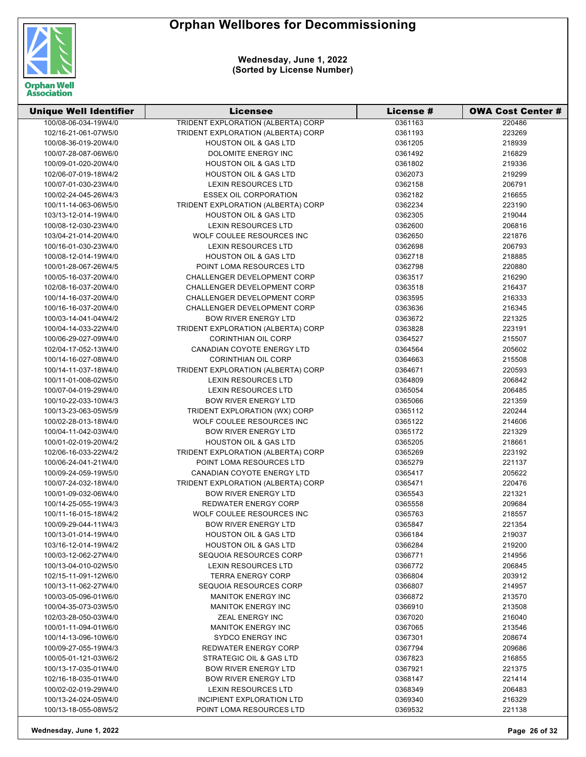# Orphan Wellbores for Decommissioning

**Wednesday, June 1, 2022**
**(Sorted by License Number)**

| Unique Well Identifier | Licensee | License # | OWA Cost Center # |
|---|---|---|---|
| 100/08-06-034-19W4/0 | TRIDENT EXPLORATION (ALBERTA) CORP | 0361163 | 220486 |
| 102/16-21-061-07W5/0 | TRIDENT EXPLORATION (ALBERTA) CORP | 0361193 | 223269 |
| 100/08-36-019-20W4/0 | HOUSTON OIL & GAS LTD | 0361205 | 218939 |
| 100/07-28-087-06W6/0 | DOLOMITE ENERGY INC | 0361492 | 216829 |
| 100/09-01-020-20W4/0 | HOUSTON OIL & GAS LTD | 0361802 | 219336 |
| 102/06-07-019-18W4/2 | HOUSTON OIL & GAS LTD | 0362073 | 219299 |
| 100/07-01-030-23W4/0 | LEXIN RESOURCES LTD | 0362158 | 206791 |
| 100/02-24-045-26W4/3 | ESSEX OIL CORPORATION | 0362182 | 216655 |
| 100/11-14-063-06W5/0 | TRIDENT EXPLORATION (ALBERTA) CORP | 0362234 | 223190 |
| 103/13-12-014-19W4/0 | HOUSTON OIL & GAS LTD | 0362305 | 219044 |
| 100/08-12-030-23W4/0 | LEXIN RESOURCES LTD | 0362600 | 206816 |
| 103/04-21-014-20W4/0 | WOLF COULEE RESOURCES INC | 0362650 | 221876 |
| 100/16-01-030-23W4/0 | LEXIN RESOURCES LTD | 0362698 | 206793 |
| 100/08-12-014-19W4/0 | HOUSTON OIL & GAS LTD | 0362718 | 218885 |
| 100/01-28-067-26W4/5 | POINT LOMA RESOURCES LTD | 0362798 | 220880 |
| 100/05-16-037-20W4/0 | CHALLENGER DEVELOPMENT CORP | 0363517 | 216290 |
| 102/08-16-037-20W4/0 | CHALLENGER DEVELOPMENT CORP | 0363518 | 216437 |
| 100/14-16-037-20W4/0 | CHALLENGER DEVELOPMENT CORP | 0363595 | 216333 |
| 100/16-16-037-20W4/0 | CHALLENGER DEVELOPMENT CORP | 0363636 | 216345 |
| 100/03-14-041-04W4/2 | BOW RIVER ENERGY LTD | 0363672 | 221325 |
| 100/04-14-033-22W4/0 | TRIDENT EXPLORATION (ALBERTA) CORP | 0363828 | 223191 |
| 100/06-29-027-09W4/0 | CORINTHIAN OIL CORP | 0364527 | 215507 |
| 102/04-17-052-13W4/0 | CANADIAN COYOTE ENERGY LTD | 0364564 | 205602 |
| 100/14-16-027-08W4/0 | CORINTHIAN OIL CORP | 0364663 | 215508 |
| 100/14-11-037-18W4/0 | TRIDENT EXPLORATION (ALBERTA) CORP | 0364671 | 220593 |
| 100/11-01-008-02W5/0 | LEXIN RESOURCES LTD | 0364809 | 206842 |
| 100/07-04-019-29W4/0 | LEXIN RESOURCES LTD | 0365054 | 206485 |
| 100/10-22-033-10W4/3 | BOW RIVER ENERGY LTD | 0365066 | 221359 |
| 100/13-23-063-05W5/9 | TRIDENT EXPLORATION (WX) CORP | 0365112 | 220244 |
| 100/02-28-013-18W4/0 | WOLF COULEE RESOURCES INC | 0365122 | 214606 |
| 100/04-11-042-03W4/0 | BOW RIVER ENERGY LTD | 0365172 | 221329 |
| 100/01-02-019-20W4/2 | HOUSTON OIL & GAS LTD | 0365205 | 218661 |
| 102/06-16-033-22W4/2 | TRIDENT EXPLORATION (ALBERTA) CORP | 0365269 | 223192 |
| 100/06-24-041-21W4/0 | POINT LOMA RESOURCES LTD | 0365279 | 221137 |
| 100/09-24-059-19W5/0 | CANADIAN COYOTE ENERGY LTD | 0365417 | 205622 |
| 100/07-24-032-18W4/0 | TRIDENT EXPLORATION (ALBERTA) CORP | 0365471 | 220476 |
| 100/01-09-032-06W4/0 | BOW RIVER ENERGY LTD | 0365543 | 221321 |
| 100/14-25-055-19W4/3 | REDWATER ENERGY CORP | 0365558 | 209684 |
| 100/11-16-015-18W4/2 | WOLF COULEE RESOURCES INC | 0365763 | 218557 |
| 100/09-29-044-11W4/3 | BOW RIVER ENERGY LTD | 0365847 | 221354 |
| 100/13-01-014-19W4/0 | HOUSTON OIL & GAS LTD | 0366184 | 219037 |
| 103/16-12-014-19W4/2 | HOUSTON OIL & GAS LTD | 0366284 | 219200 |
| 100/03-12-062-27W4/0 | SEQUOIA RESOURCES CORP | 0366771 | 214956 |
| 100/13-04-010-02W5/0 | LEXIN RESOURCES LTD | 0366772 | 206845 |
| 102/15-11-091-12W6/0 | TERRA ENERGY CORP | 0366804 | 203912 |
| 100/13-11-062-27W4/0 | SEQUOIA RESOURCES CORP | 0366807 | 214957 |
| 100/03-05-096-01W6/0 | MANITOK ENERGY INC | 0366872 | 213570 |
| 100/04-35-073-03W5/0 | MANITOK ENERGY INC | 0366910 | 213508 |
| 102/03-28-050-03W4/0 | ZEAL ENERGY INC | 0367020 | 216040 |
| 100/01-11-094-01W6/0 | MANITOK ENERGY INC | 0367065 | 213546 |
| 100/14-13-096-10W6/0 | SYDCO ENERGY INC | 0367301 | 208674 |
| 100/09-27-055-19W4/3 | REDWATER ENERGY CORP | 0367794 | 209686 |
| 100/05-01-121-03W6/2 | STRATEGIC OIL & GAS LTD | 0367823 | 216855 |
| 100/13-17-035-01W4/0 | BOW RIVER ENERGY LTD | 0367921 | 221375 |
| 102/16-18-035-01W4/0 | BOW RIVER ENERGY LTD | 0368147 | 221414 |
| 100/02-02-019-29W4/0 | LEXIN RESOURCES LTD | 0368349 | 206483 |
| 100/13-24-024-05W4/0 | INCIPIENT EXPLORATION LTD | 0369340 | 216329 |
| 100/13-18-055-08W5/2 | POINT LOMA RESOURCES LTD | 0369532 | 221138 |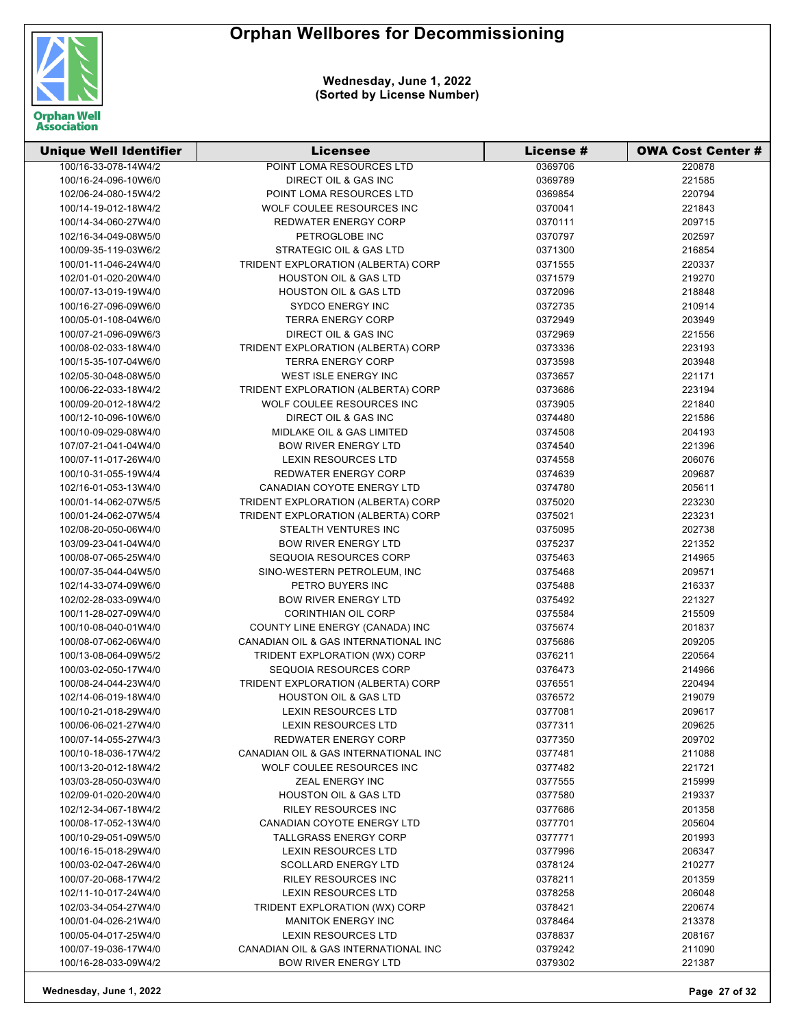# Orphan Wellbores for Decommissioning

**Wednesday, June 1, 2022**
**(Sorted by License Number)**

| Unique Well Identifier | Licensee | License # | OWA Cost Center # |
|---|---|---|---|
| 100/16-33-078-14W4/2 | POINT LOMA RESOURCES LTD | 0369706 | 220878 |
| 100/16-24-096-10W6/0 | DIRECT OIL & GAS INC | 0369789 | 221585 |
| 102/06-24-080-15W4/2 | POINT LOMA RESOURCES LTD | 0369854 | 220794 |
| 100/14-19-012-18W4/2 | WOLF COULEE RESOURCES INC | 0370041 | 221843 |
| 100/14-34-060-27W4/0 | REDWATER ENERGY CORP | 0370111 | 209715 |
| 102/16-34-049-08W5/0 | PETROGLOBE INC | 0370797 | 202597 |
| 100/09-35-119-03W6/2 | STRATEGIC OIL & GAS LTD | 0371300 | 216854 |
| 100/01-11-046-24W4/0 | TRIDENT EXPLORATION (ALBERTA) CORP | 0371555 | 220337 |
| 102/01-01-020-20W4/0 | HOUSTON OIL & GAS LTD | 0371579 | 219270 |
| 100/07-13-019-19W4/0 | HOUSTON OIL & GAS LTD | 0372096 | 218848 |
| 100/16-27-096-09W6/0 | SYDCO ENERGY INC | 0372735 | 210914 |
| 100/05-01-108-04W6/0 | TERRA ENERGY CORP | 0372949 | 203949 |
| 100/07-21-096-09W6/3 | DIRECT OIL & GAS INC | 0372969 | 221556 |
| 100/08-02-033-18W4/0 | TRIDENT EXPLORATION (ALBERTA) CORP | 0373336 | 223193 |
| 100/15-35-107-04W6/0 | TERRA ENERGY CORP | 0373598 | 203948 |
| 102/05-30-048-08W5/0 | WEST ISLE ENERGY INC | 0373657 | 221171 |
| 100/06-22-033-18W4/2 | TRIDENT EXPLORATION (ALBERTA) CORP | 0373686 | 223194 |
| 100/09-20-012-18W4/2 | WOLF COULEE RESOURCES INC | 0373905 | 221840 |
| 100/12-10-096-10W6/0 | DIRECT OIL & GAS INC | 0374480 | 221586 |
| 100/10-09-029-08W4/0 | MIDLAKE OIL & GAS LIMITED | 0374508 | 204193 |
| 107/07-21-041-04W4/0 | BOW RIVER ENERGY LTD | 0374540 | 221396 |
| 100/07-11-017-26W4/0 | LEXIN RESOURCES LTD | 0374558 | 206076 |
| 100/10-31-055-19W4/4 | REDWATER ENERGY CORP | 0374639 | 209687 |
| 102/16-01-053-13W4/0 | CANADIAN COYOTE ENERGY LTD | 0374780 | 205611 |
| 100/01-14-062-07W5/5 | TRIDENT EXPLORATION (ALBERTA) CORP | 0375020 | 223230 |
| 100/01-24-062-07W5/4 | TRIDENT EXPLORATION (ALBERTA) CORP | 0375021 | 223231 |
| 102/08-20-050-06W4/0 | STEALTH VENTURES INC | 0375095 | 202738 |
| 103/09-23-041-04W4/0 | BOW RIVER ENERGY LTD | 0375237 | 221352 |
| 100/08-07-065-25W4/0 | SEQUOIA RESOURCES CORP | 0375463 | 214965 |
| 100/07-35-044-04W5/0 | SINO-WESTERN PETROLEUM, INC | 0375468 | 209571 |
| 102/14-33-074-09W6/0 | PETRO BUYERS INC | 0375488 | 216337 |
| 102/02-28-033-09W4/0 | BOW RIVER ENERGY LTD | 0375492 | 221327 |
| 100/11-28-027-09W4/0 | CORINTHIAN OIL CORP | 0375584 | 215509 |
| 100/10-08-040-01W4/0 | COUNTY LINE ENERGY (CANADA) INC | 0375674 | 201837 |
| 100/08-07-062-06W4/0 | CANADIAN OIL & GAS INTERNATIONAL INC | 0375686 | 209205 |
| 100/13-08-064-09W5/2 | TRIDENT EXPLORATION (WX) CORP | 0376211 | 220564 |
| 100/03-02-050-17W4/0 | SEQUOIA RESOURCES CORP | 0376473 | 214966 |
| 100/08-24-044-23W4/0 | TRIDENT EXPLORATION (ALBERTA) CORP | 0376551 | 220494 |
| 102/14-06-019-18W4/0 | HOUSTON OIL & GAS LTD | 0376572 | 219079 |
| 100/10-21-018-29W4/0 | LEXIN RESOURCES LTD | 0377081 | 209617 |
| 100/06-06-021-27W4/0 | LEXIN RESOURCES LTD | 0377311 | 209625 |
| 100/07-14-055-27W4/3 | REDWATER ENERGY CORP | 0377350 | 209702 |
| 100/10-18-036-17W4/2 | CANADIAN OIL & GAS INTERNATIONAL INC | 0377481 | 211088 |
| 100/13-20-012-18W4/2 | WOLF COULEE RESOURCES INC | 0377482 | 221721 |
| 103/03-28-050-03W4/0 | ZEAL ENERGY INC | 0377555 | 215999 |
| 102/09-01-020-20W4/0 | HOUSTON OIL & GAS LTD | 0377580 | 219337 |
| 102/12-34-067-18W4/2 | RILEY RESOURCES INC | 0377686 | 201358 |
| 100/08-17-052-13W4/0 | CANADIAN COYOTE ENERGY LTD | 0377701 | 205604 |
| 100/10-29-051-09W5/0 | TALLGRASS ENERGY CORP | 0377771 | 201993 |
| 100/16-15-018-29W4/0 | LEXIN RESOURCES LTD | 0377996 | 206347 |
| 100/03-02-047-26W4/0 | SCOLLARD ENERGY LTD | 0378124 | 210277 |
| 100/07-20-068-17W4/2 | RILEY RESOURCES INC | 0378211 | 201359 |
| 102/11-10-017-24W4/0 | LEXIN RESOURCES LTD | 0378258 | 206048 |
| 102/03-34-054-27W4/0 | TRIDENT EXPLORATION (WX) CORP | 0378421 | 220674 |
| 100/01-04-026-21W4/0 | MANITOK ENERGY INC | 0378464 | 213378 |
| 100/05-04-017-25W4/0 | LEXIN RESOURCES LTD | 0378837 | 208167 |
| 100/07-19-036-17W4/0 | CANADIAN OIL & GAS INTERNATIONAL INC | 0379242 | 211090 |
| 100/16-28-033-09W4/2 | BOW RIVER ENERGY LTD | 0379302 | 221387 |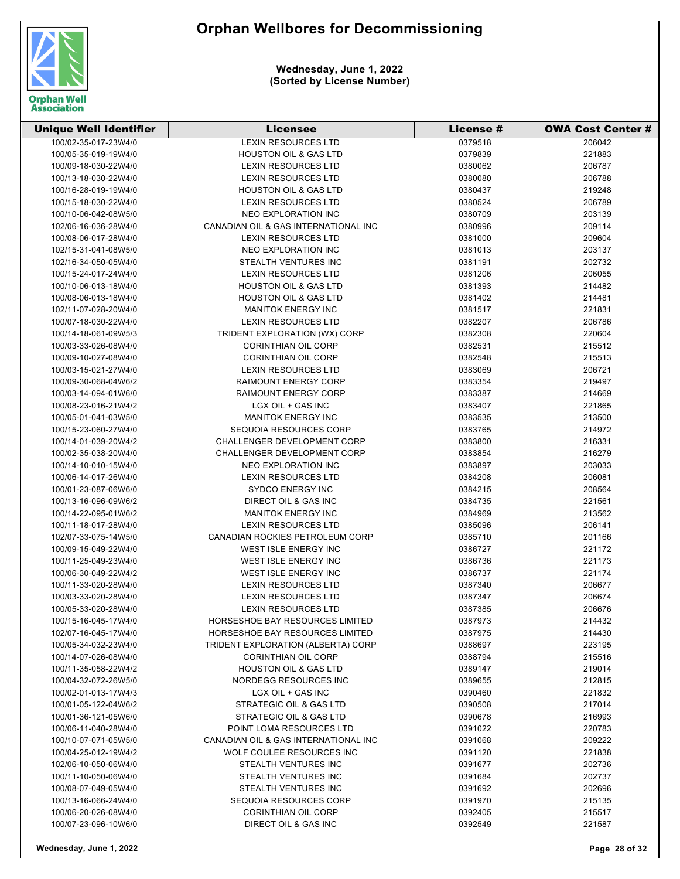# Orphan Wellbores for Decommissioning

**Wednesday, June 1, 2022**
**(Sorted by License Number)**

| Unique Well Identifier | Licensee | License # | OWA Cost Center # |
|---|---|---|---|
| 100/02-35-017-23W4/0 | LEXIN RESOURCES LTD | 0379518 | 206042 |
| 100/05-35-019-19W4/0 | HOUSTON OIL & GAS LTD | 0379839 | 221883 |
| 100/09-18-030-22W4/0 | LEXIN RESOURCES LTD | 0380062 | 206787 |
| 100/13-18-030-22W4/0 | LEXIN RESOURCES LTD | 0380080 | 206788 |
| 100/16-28-019-19W4/0 | HOUSTON OIL & GAS LTD | 0380437 | 219248 |
| 100/15-18-030-22W4/0 | LEXIN RESOURCES LTD | 0380524 | 206789 |
| 100/10-06-042-08W5/0 | NEO EXPLORATION INC | 0380709 | 203139 |
| 102/06-16-036-28W4/0 | CANADIAN OIL & GAS INTERNATIONAL INC | 0380996 | 209114 |
| 100/08-06-017-28W4/0 | LEXIN RESOURCES LTD | 0381000 | 209604 |
| 102/15-31-041-08W5/0 | NEO EXPLORATION INC | 0381013 | 203137 |
| 102/16-34-050-05W4/0 | STEALTH VENTURES INC | 0381191 | 202732 |
| 100/15-24-017-24W4/0 | LEXIN RESOURCES LTD | 0381206 | 206055 |
| 100/10-06-013-18W4/0 | HOUSTON OIL & GAS LTD | 0381393 | 214482 |
| 100/08-06-013-18W4/0 | HOUSTON OIL & GAS LTD | 0381402 | 214481 |
| 102/11-07-028-20W4/0 | MANITOK ENERGY INC | 0381517 | 221831 |
| 100/07-18-030-22W4/0 | LEXIN RESOURCES LTD | 0382207 | 206786 |
| 100/14-18-061-09W5/3 | TRIDENT EXPLORATION (WX) CORP | 0382308 | 220604 |
| 100/03-33-026-08W4/0 | CORINTHIAN OIL CORP | 0382531 | 215512 |
| 100/09-10-027-08W4/0 | CORINTHIAN OIL CORP | 0382548 | 215513 |
| 100/03-15-021-27W4/0 | LEXIN RESOURCES LTD | 0383069 | 206721 |
| 100/09-30-068-04W6/2 | RAIMOUNT ENERGY CORP | 0383354 | 219497 |
| 100/03-14-094-01W6/0 | RAIMOUNT ENERGY CORP | 0383387 | 214669 |
| 100/08-23-016-21W4/2 | LGX OIL + GAS INC | 0383407 | 221865 |
| 100/05-01-041-03W5/0 | MANITOK ENERGY INC | 0383535 | 213500 |
| 100/15-23-060-27W4/0 | SEQUOIA RESOURCES CORP | 0383765 | 214972 |
| 100/14-01-039-20W4/2 | CHALLENGER DEVELOPMENT CORP | 0383800 | 216331 |
| 100/02-35-038-20W4/0 | CHALLENGER DEVELOPMENT CORP | 0383854 | 216279 |
| 100/14-10-010-15W4/0 | NEO EXPLORATION INC | 0383897 | 203033 |
| 100/06-14-017-26W4/0 | LEXIN RESOURCES LTD | 0384208 | 206081 |
| 100/01-23-087-06W6/0 | SYDCO ENERGY INC | 0384215 | 208564 |
| 100/13-16-096-09W6/2 | DIRECT OIL & GAS INC | 0384735 | 221561 |
| 100/14-22-095-01W6/2 | MANITOK ENERGY INC | 0384969 | 213562 |
| 100/11-18-017-28W4/0 | LEXIN RESOURCES LTD | 0385096 | 206141 |
| 102/07-33-075-14W5/0 | CANADIAN ROCKIES PETROLEUM CORP | 0385710 | 201166 |
| 100/09-15-049-22W4/0 | WEST ISLE ENERGY INC | 0386727 | 221172 |
| 100/11-25-049-23W4/0 | WEST ISLE ENERGY INC | 0386736 | 221173 |
| 100/06-30-049-22W4/2 | WEST ISLE ENERGY INC | 0386737 | 221174 |
| 100/11-33-020-28W4/0 | LEXIN RESOURCES LTD | 0387340 | 206677 |
| 100/03-33-020-28W4/0 | LEXIN RESOURCES LTD | 0387347 | 206674 |
| 100/05-33-020-28W4/0 | LEXIN RESOURCES LTD | 0387385 | 206676 |
| 100/15-16-045-17W4/0 | HORSESHOE BAY RESOURCES LIMITED | 0387973 | 214432 |
| 102/07-16-045-17W4/0 | HORSESHOE BAY RESOURCES LIMITED | 0387975 | 214430 |
| 100/05-34-032-23W4/0 | TRIDENT EXPLORATION (ALBERTA) CORP | 0388697 | 223195 |
| 100/14-07-026-08W4/0 | CORINTHIAN OIL CORP | 0388794 | 215516 |
| 100/11-35-058-22W4/2 | HOUSTON OIL & GAS LTD | 0389147 | 219014 |
| 100/04-32-072-26W5/0 | NORDEGG RESOURCES INC | 0389655 | 212815 |
| 100/02-01-013-17W4/3 | LGX OIL + GAS INC | 0390460 | 221832 |
| 100/01-05-122-04W6/2 | STRATEGIC OIL & GAS LTD | 0390508 | 217014 |
| 100/01-36-121-05W6/0 | STRATEGIC OIL & GAS LTD | 0390678 | 216993 |
| 100/06-11-040-28W4/0 | POINT LOMA RESOURCES LTD | 0391022 | 220783 |
| 100/10-07-071-05W5/0 | CANADIAN OIL & GAS INTERNATIONAL INC | 0391068 | 209222 |
| 100/04-25-012-19W4/2 | WOLF COULEE RESOURCES INC | 0391120 | 221838 |
| 102/06-10-050-06W4/0 | STEALTH VENTURES INC | 0391677 | 202736 |
| 100/11-10-050-06W4/0 | STEALTH VENTURES INC | 0391684 | 202737 |
| 100/08-07-049-05W4/0 | STEALTH VENTURES INC | 0391692 | 202696 |
| 100/13-16-066-24W4/0 | SEQUOIA RESOURCES CORP | 0391970 | 215135 |
| 100/06-20-026-08W4/0 | CORINTHIAN OIL CORP | 0392405 | 215517 |
| 100/07-23-096-10W6/0 | DIRECT OIL & GAS INC | 0392549 | 221587 |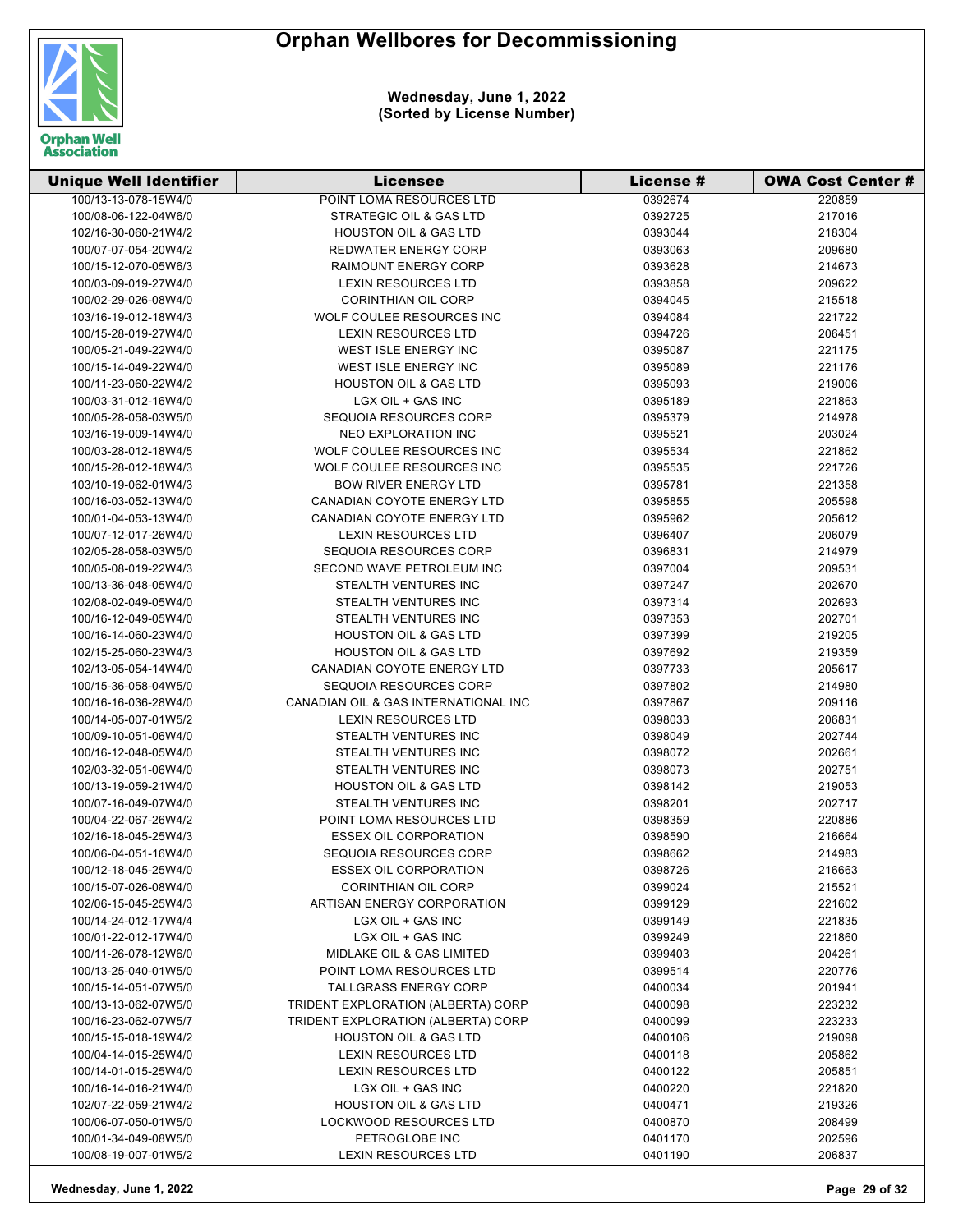# Orphan Wellbores for Decommissioning

**Wednesday, June 1, 2022**
**(Sorted by License Number)**

| Unique Well Identifier | Licensee | License # | OWA Cost Center # |
|---|---|---|---|
| 100/13-13-078-15W4/0 | POINT LOMA RESOURCES LTD | 0392674 | 220859 |
| 100/08-06-122-04W6/0 | STRATEGIC OIL & GAS LTD | 0392725 | 217016 |
| 102/16-30-060-21W4/2 | HOUSTON OIL & GAS LTD | 0393044 | 218304 |
| 100/07-07-054-20W4/2 | REDWATER ENERGY CORP | 0393063 | 209680 |
| 100/15-12-070-05W6/3 | RAIMOUNT ENERGY CORP | 0393628 | 214673 |
| 100/03-09-019-27W4/0 | LEXIN RESOURCES LTD | 0393858 | 209622 |
| 100/02-29-026-08W4/0 | CORINTHIAN OIL CORP | 0394045 | 215518 |
| 103/16-19-012-18W4/3 | WOLF COULEE RESOURCES INC | 0394084 | 221722 |
| 100/15-28-019-27W4/0 | LEXIN RESOURCES LTD | 0394726 | 206451 |
| 100/05-21-049-22W4/0 | WEST ISLE ENERGY INC | 0395087 | 221175 |
| 100/15-14-049-22W4/0 | WEST ISLE ENERGY INC | 0395089 | 221176 |
| 100/11-23-060-22W4/2 | HOUSTON OIL & GAS LTD | 0395093 | 219006 |
| 100/03-31-012-16W4/0 | LGX OIL + GAS INC | 0395189 | 221863 |
| 100/05-28-058-03W5/0 | SEQUOIA RESOURCES CORP | 0395379 | 214978 |
| 103/16-19-009-14W4/0 | NEO EXPLORATION INC | 0395521 | 203024 |
| 100/03-28-012-18W4/5 | WOLF COULEE RESOURCES INC | 0395534 | 221862 |
| 100/15-28-012-18W4/3 | WOLF COULEE RESOURCES INC | 0395535 | 221726 |
| 103/10-19-062-01W4/3 | BOW RIVER ENERGY LTD | 0395781 | 221358 |
| 100/16-03-052-13W4/0 | CANADIAN COYOTE ENERGY LTD | 0395855 | 205598 |
| 100/01-04-053-13W4/0 | CANADIAN COYOTE ENERGY LTD | 0395962 | 205612 |
| 100/07-12-017-26W4/0 | LEXIN RESOURCES LTD | 0396407 | 206079 |
| 102/05-28-058-03W5/0 | SEQUOIA RESOURCES CORP | 0396831 | 214979 |
| 100/05-08-019-22W4/3 | SECOND WAVE PETROLEUM INC | 0397004 | 209531 |
| 100/13-36-048-05W4/0 | STEALTH VENTURES INC | 0397247 | 202670 |
| 102/08-02-049-05W4/0 | STEALTH VENTURES INC | 0397314 | 202693 |
| 100/16-12-049-05W4/0 | STEALTH VENTURES INC | 0397353 | 202701 |
| 100/16-14-060-23W4/0 | HOUSTON OIL & GAS LTD | 0397399 | 219205 |
| 102/15-25-060-23W4/3 | HOUSTON OIL & GAS LTD | 0397692 | 219359 |
| 102/13-05-054-14W4/0 | CANADIAN COYOTE ENERGY LTD | 0397733 | 205617 |
| 100/15-36-058-04W5/0 | SEQUOIA RESOURCES CORP | 0397802 | 214980 |
| 100/16-16-036-28W4/0 | CANADIAN OIL & GAS INTERNATIONAL INC | 0397867 | 209116 |
| 100/14-05-007-01W5/2 | LEXIN RESOURCES LTD | 0398033 | 206831 |
| 100/09-10-051-06W4/0 | STEALTH VENTURES INC | 0398049 | 202744 |
| 100/16-12-048-05W4/0 | STEALTH VENTURES INC | 0398072 | 202661 |
| 102/03-32-051-06W4/0 | STEALTH VENTURES INC | 0398073 | 202751 |
| 100/13-19-059-21W4/0 | HOUSTON OIL & GAS LTD | 0398142 | 219053 |
| 100/07-16-049-07W4/0 | STEALTH VENTURES INC | 0398201 | 202717 |
| 100/04-22-067-26W4/2 | POINT LOMA RESOURCES LTD | 0398359 | 220886 |
| 102/16-18-045-25W4/3 | ESSEX OIL CORPORATION | 0398590 | 216664 |
| 100/06-04-051-16W4/0 | SEQUOIA RESOURCES CORP | 0398662 | 214983 |
| 100/12-18-045-25W4/0 | ESSEX OIL CORPORATION | 0398726 | 216663 |
| 100/15-07-026-08W4/0 | CORINTHIAN OIL CORP | 0399024 | 215521 |
| 102/06-15-045-25W4/3 | ARTISAN ENERGY CORPORATION | 0399129 | 221602 |
| 100/14-24-012-17W4/4 | LGX OIL + GAS INC | 0399149 | 221835 |
| 100/01-22-012-17W4/0 | LGX OIL + GAS INC | 0399249 | 221860 |
| 100/11-26-078-12W6/0 | MIDLAKE OIL & GAS LIMITED | 0399403 | 204261 |
| 100/13-25-040-01W5/0 | POINT LOMA RESOURCES LTD | 0399514 | 220776 |
| 100/15-14-051-07W5/0 | TALLGRASS ENERGY CORP | 0400034 | 201941 |
| 100/13-13-062-07W5/0 | TRIDENT EXPLORATION (ALBERTA) CORP | 0400098 | 223232 |
| 100/16-23-062-07W5/7 | TRIDENT EXPLORATION (ALBERTA) CORP | 0400099 | 223233 |
| 100/15-15-018-19W4/2 | HOUSTON OIL & GAS LTD | 0400106 | 219098 |
| 100/04-14-015-25W4/0 | LEXIN RESOURCES LTD | 0400118 | 205862 |
| 100/14-01-015-25W4/0 | LEXIN RESOURCES LTD | 0400122 | 205851 |
| 100/16-14-016-21W4/0 | LGX OIL + GAS INC | 0400220 | 221820 |
| 102/07-22-059-21W4/2 | HOUSTON OIL & GAS LTD | 0400471 | 219326 |
| 100/06-07-050-01W5/0 | LOCKWOOD RESOURCES LTD | 0400870 | 208499 |
| 100/01-34-049-08W5/0 | PETROGLOBE INC | 0401170 | 202596 |
| 100/08-19-007-01W5/2 | LEXIN RESOURCES LTD | 0401190 | 206837 |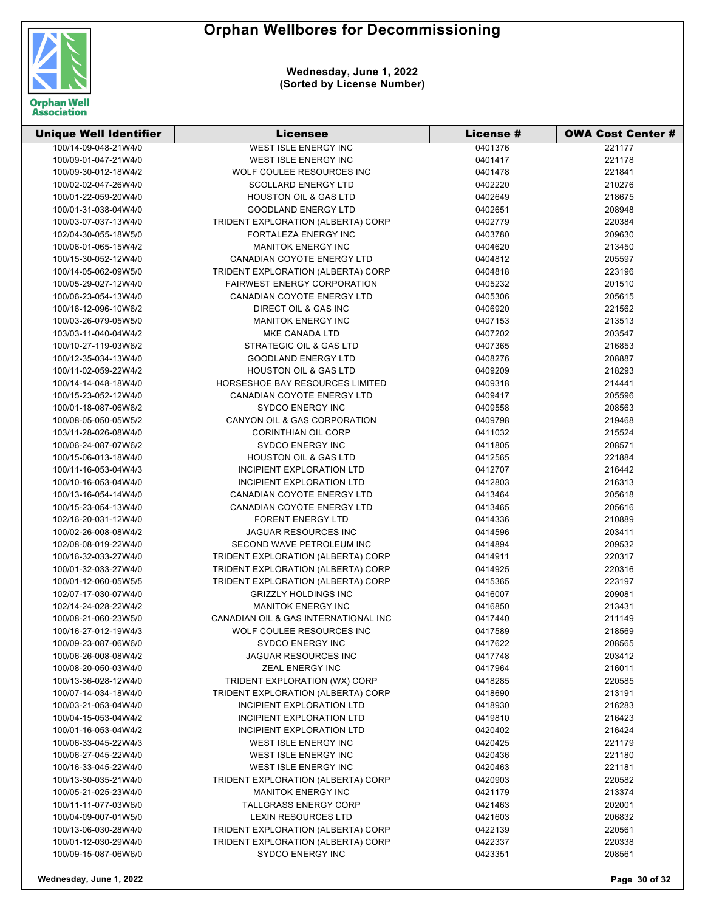# Orphan Wellbores for Decommissioning

**Wednesday, June 1, 2022**
**(Sorted by License Number)**

| Unique Well Identifier | Licensee | License # | OWA Cost Center # |
|---|---|---|---|
| 100/14-09-048-21W4/0 | WEST ISLE ENERGY INC | 0401376 | 221177 |
| 100/09-01-047-21W4/0 | WEST ISLE ENERGY INC | 0401417 | 221178 |
| 100/09-30-012-18W4/2 | WOLF COULEE RESOURCES INC | 0401478 | 221841 |
| 100/02-02-047-26W4/0 | SCOLLARD ENERGY LTD | 0402220 | 210276 |
| 100/01-22-059-20W4/0 | HOUSTON OIL & GAS LTD | 0402649 | 218675 |
| 100/01-31-038-04W4/0 | GOODLAND ENERGY LTD | 0402651 | 208948 |
| 100/03-07-037-13W4/0 | TRIDENT EXPLORATION (ALBERTA) CORP | 0402779 | 220384 |
| 102/04-30-055-18W5/0 | FORTALEZA ENERGY INC | 0403780 | 209630 |
| 100/06-01-065-15W4/2 | MANITOK ENERGY INC | 0404620 | 213450 |
| 100/15-30-052-12W4/0 | CANADIAN COYOTE ENERGY LTD | 0404812 | 205597 |
| 100/14-05-062-09W5/0 | TRIDENT EXPLORATION (ALBERTA) CORP | 0404818 | 223196 |
| 100/05-29-027-12W4/0 | FAIRWEST ENERGY CORPORATION | 0405232 | 201510 |
| 100/06-23-054-13W4/0 | CANADIAN COYOTE ENERGY LTD | 0405306 | 205615 |
| 100/16-12-096-10W6/2 | DIRECT OIL & GAS INC | 0406920 | 221562 |
| 100/03-26-079-05W5/0 | MANITOK ENERGY INC | 0407153 | 213513 |
| 103/03-11-040-04W4/2 | MKE CANADA LTD | 0407202 | 203547 |
| 100/10-27-119-03W6/2 | STRATEGIC OIL & GAS LTD | 0407365 | 216853 |
| 100/12-35-034-13W4/0 | GOODLAND ENERGY LTD | 0408276 | 208887 |
| 100/11-02-059-22W4/2 | HOUSTON OIL & GAS LTD | 0409209 | 218293 |
| 100/14-14-048-18W4/0 | HORSESHOE BAY RESOURCES LIMITED | 0409318 | 214441 |
| 100/15-23-052-12W4/0 | CANADIAN COYOTE ENERGY LTD | 0409417 | 205596 |
| 100/01-18-087-06W6/2 | SYDCO ENERGY INC | 0409558 | 208563 |
| 100/08-05-050-05W5/2 | CANYON OIL & GAS CORPORATION | 0409798 | 219468 |
| 103/11-28-026-08W4/0 | CORINTHIAN OIL CORP | 0411032 | 215524 |
| 100/06-24-087-07W6/2 | SYDCO ENERGY INC | 0411805 | 208571 |
| 100/15-06-013-18W4/0 | HOUSTON OIL & GAS LTD | 0412565 | 221884 |
| 100/11-16-053-04W4/3 | INCIPIENT EXPLORATION LTD | 0412707 | 216442 |
| 100/10-16-053-04W4/0 | INCIPIENT EXPLORATION LTD | 0412803 | 216313 |
| 100/13-16-054-14W4/0 | CANADIAN COYOTE ENERGY LTD | 0413464 | 205618 |
| 100/15-23-054-13W4/0 | CANADIAN COYOTE ENERGY LTD | 0413465 | 205616 |
| 102/16-20-031-12W4/0 | FORENT ENERGY LTD | 0414336 | 210889 |
| 100/02-26-008-08W4/2 | JAGUAR RESOURCES INC | 0414596 | 203411 |
| 102/08-08-019-22W4/0 | SECOND WAVE PETROLEUM INC | 0414894 | 209532 |
| 100/16-32-033-27W4/0 | TRIDENT EXPLORATION (ALBERTA) CORP | 0414911 | 220317 |
| 100/01-32-033-27W4/0 | TRIDENT EXPLORATION (ALBERTA) CORP | 0414925 | 220316 |
| 100/01-12-060-05W5/5 | TRIDENT EXPLORATION (ALBERTA) CORP | 0415365 | 223197 |
| 102/07-17-030-07W4/0 | GRIZZLY HOLDINGS INC | 0416007 | 209081 |
| 102/14-24-028-22W4/2 | MANITOK ENERGY INC | 0416850 | 213431 |
| 100/08-21-060-23W5/0 | CANADIAN OIL & GAS INTERNATIONAL INC | 0417440 | 211149 |
| 100/16-27-012-19W4/3 | WOLF COULEE RESOURCES INC | 0417589 | 218569 |
| 100/09-23-087-06W6/0 | SYDCO ENERGY INC | 0417622 | 208565 |
| 100/06-26-008-08W4/2 | JAGUAR RESOURCES INC | 0417748 | 203412 |
| 100/08-20-050-03W4/0 | ZEAL ENERGY INC | 0417964 | 216011 |
| 100/13-36-028-12W4/0 | TRIDENT EXPLORATION (WX) CORP | 0418285 | 220585 |
| 100/07-14-034-18W4/0 | TRIDENT EXPLORATION (ALBERTA) CORP | 0418690 | 213191 |
| 100/03-21-053-04W4/0 | INCIPIENT EXPLORATION LTD | 0418930 | 216283 |
| 100/04-15-053-04W4/2 | INCIPIENT EXPLORATION LTD | 0419810 | 216423 |
| 100/01-16-053-04W4/2 | INCIPIENT EXPLORATION LTD | 0420402 | 216424 |
| 100/06-33-045-22W4/3 | WEST ISLE ENERGY INC | 0420425 | 221179 |
| 100/06-27-045-22W4/0 | WEST ISLE ENERGY INC | 0420436 | 221180 |
| 100/16-33-045-22W4/0 | WEST ISLE ENERGY INC | 0420463 | 221181 |
| 100/13-30-035-21W4/0 | TRIDENT EXPLORATION (ALBERTA) CORP | 0420903 | 220582 |
| 100/05-21-025-23W4/0 | MANITOK ENERGY INC | 0421179 | 213374 |
| 100/11-11-077-03W6/0 | TALLGRASS ENERGY CORP | 0421463 | 202001 |
| 100/04-09-007-01W5/0 | LEXIN RESOURCES LTD | 0421603 | 206832 |
| 100/13-06-030-28W4/0 | TRIDENT EXPLORATION (ALBERTA) CORP | 0422139 | 220561 |
| 100/01-12-030-29W4/0 | TRIDENT EXPLORATION (ALBERTA) CORP | 0422337 | 220338 |
| 100/09-15-087-06W6/0 | SYDCO ENERGY INC | 0423351 | 208561 |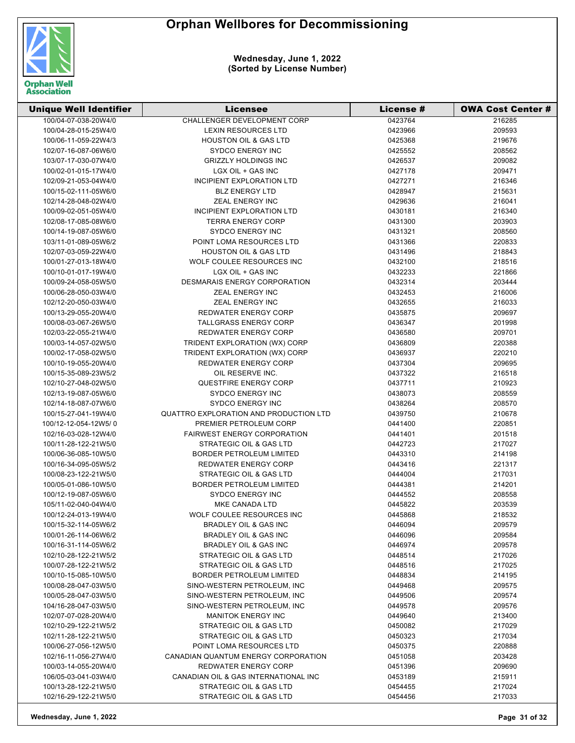# Orphan Wellbores for Decommissioning

**Wednesday, June 1, 2022**
**(Sorted by License Number)**

| Unique Well Identifier | Licensee | License # | OWA Cost Center # |
|---|---|---|---|
| 100/04-07-038-20W4/0 | CHALLENGER DEVELOPMENT CORP | 0423764 | 216285 |
| 100/04-28-015-25W4/0 | LEXIN RESOURCES LTD | 0423966 | 209593 |
| 100/06-11-059-22W4/3 | HOUSTON OIL & GAS LTD | 0425368 | 219676 |
| 102/07-16-087-06W6/0 | SYDCO ENERGY INC | 0425552 | 208562 |
| 103/07-17-030-07W4/0 | GRIZZLY HOLDINGS INC | 0426537 | 209082 |
| 100/02-01-015-17W4/0 | LGX OIL + GAS INC | 0427178 | 209471 |
| 102/09-21-053-04W4/0 | INCIPIENT EXPLORATION LTD | 0427271 | 216346 |
| 100/15-02-111-05W6/0 | BLZ ENERGY LTD | 0428947 | 215631 |
| 102/14-28-048-02W4/0 | ZEAL ENERGY INC | 0429636 | 216041 |
| 100/09-02-051-05W4/0 | INCIPIENT EXPLORATION LTD | 0430181 | 216340 |
| 102/08-17-085-08W6/0 | TERRA ENERGY CORP | 0431300 | 203903 |
| 100/14-19-087-05W6/0 | SYDCO ENERGY INC | 0431321 | 208560 |
| 103/11-01-089-05W6/2 | POINT LOMA RESOURCES LTD | 0431366 | 220833 |
| 102/07-03-059-22W4/0 | HOUSTON OIL & GAS LTD | 0431496 | 218843 |
| 100/01-27-013-18W4/0 | WOLF COULEE RESOURCES INC | 0432100 | 218516 |
| 100/10-01-017-19W4/0 | LGX OIL + GAS INC | 0432233 | 221866 |
| 100/09-24-058-05W5/0 | DESMARAIS ENERGY CORPORATION | 0432314 | 203444 |
| 100/06-28-050-03W4/0 | ZEAL ENERGY INC | 0432453 | 216006 |
| 102/12-20-050-03W4/0 | ZEAL ENERGY INC | 0432655 | 216033 |
| 100/13-29-055-20W4/0 | REDWATER ENERGY CORP | 0435875 | 209697 |
| 100/08-03-067-26W5/0 | TALLGRASS ENERGY CORP | 0436347 | 201998 |
| 102/03-22-055-21W4/0 | REDWATER ENERGY CORP | 0436580 | 209701 |
| 100/03-14-057-02W5/0 | TRIDENT EXPLORATION (WX) CORP | 0436809 | 220388 |
| 100/02-17-058-02W5/0 | TRIDENT EXPLORATION (WX) CORP | 0436937 | 220210 |
| 100/10-19-055-20W4/0 | REDWATER ENERGY CORP | 0437304 | 209695 |
| 100/15-35-089-23W5/2 | OIL RESERVE INC. | 0437322 | 216518 |
| 102/10-27-048-02W5/0 | QUESTFIRE ENERGY CORP | 0437711 | 210923 |
| 102/13-19-087-05W6/0 | SYDCO ENERGY INC | 0438073 | 208559 |
| 102/14-18-087-07W6/0 | SYDCO ENERGY INC | 0438264 | 208570 |
| 100/15-27-041-19W4/0 | QUATTRO EXPLORATION AND PRODUCTION LTD | 0439750 | 210678 |
| 100/12-12-054-12W5/ 0 | PREMIER PETROLEUM CORP | 0441400 | 220851 |
| 102/16-03-028-12W4/0 | FAIRWEST ENERGY CORPORATION | 0441401 | 201518 |
| 100/11-28-122-21W5/0 | STRATEGIC OIL & GAS LTD | 0442723 | 217027 |
| 100/06-36-085-10W5/0 | BORDER PETROLEUM LIMITED | 0443310 | 214198 |
| 100/16-34-095-05W5/2 | REDWATER ENERGY CORP | 0443416 | 221317 |
| 100/08-23-122-21W5/0 | STRATEGIC OIL & GAS LTD | 0444004 | 217031 |
| 100/05-01-086-10W5/0 | BORDER PETROLEUM LIMITED | 0444381 | 214201 |
| 100/12-19-087-05W6/0 | SYDCO ENERGY INC | 0444552 | 208558 |
| 105/11-02-040-04W4/0 | MKE CANADA LTD | 0445822 | 203539 |
| 100/12-24-013-19W4/0 | WOLF COULEE RESOURCES INC | 0445868 | 218532 |
| 100/15-32-114-05W6/2 | BRADLEY OIL & GAS INC | 0446094 | 209579 |
| 100/01-26-114-06W6/2 | BRADLEY OIL & GAS INC | 0446096 | 209584 |
| 100/16-31-114-05W6/2 | BRADLEY OIL & GAS INC | 0446974 | 209578 |
| 102/10-28-122-21W5/2 | STRATEGIC OIL & GAS LTD | 0448514 | 217026 |
| 100/07-28-122-21W5/2 | STRATEGIC OIL & GAS LTD | 0448516 | 217025 |
| 100/10-15-085-10W5/0 | BORDER PETROLEUM LIMITED | 0448834 | 214195 |
| 100/08-28-047-03W5/0 | SINO-WESTERN PETROLEUM, INC | 0449468 | 209575 |
| 100/05-28-047-03W5/0 | SINO-WESTERN PETROLEUM, INC | 0449506 | 209574 |
| 104/16-28-047-03W5/0 | SINO-WESTERN PETROLEUM, INC | 0449578 | 209576 |
| 102/07-07-028-20W4/0 | MANITOK ENERGY INC | 0449640 | 213400 |
| 102/10-29-122-21W5/2 | STRATEGIC OIL & GAS LTD | 0450082 | 217029 |
| 102/11-28-122-21W5/0 | STRATEGIC OIL & GAS LTD | 0450323 | 217034 |
| 100/06-27-056-12W5/0 | POINT LOMA RESOURCES LTD | 0450375 | 220888 |
| 102/16-11-056-27W4/0 | CANADIAN QUANTUM ENERGY CORPORATION | 0451058 | 203428 |
| 100/03-14-055-20W4/0 | REDWATER ENERGY CORP | 0451396 | 209690 |
| 106/05-03-041-03W4/0 | CANADIAN OIL & GAS INTERNATIONAL INC | 0453189 | 215911 |
| 100/13-28-122-21W5/0 | STRATEGIC OIL & GAS LTD | 0454455 | 217024 |
| 102/16-29-122-21W5/0 | STRATEGIC OIL & GAS LTD | 0454456 | 217033 |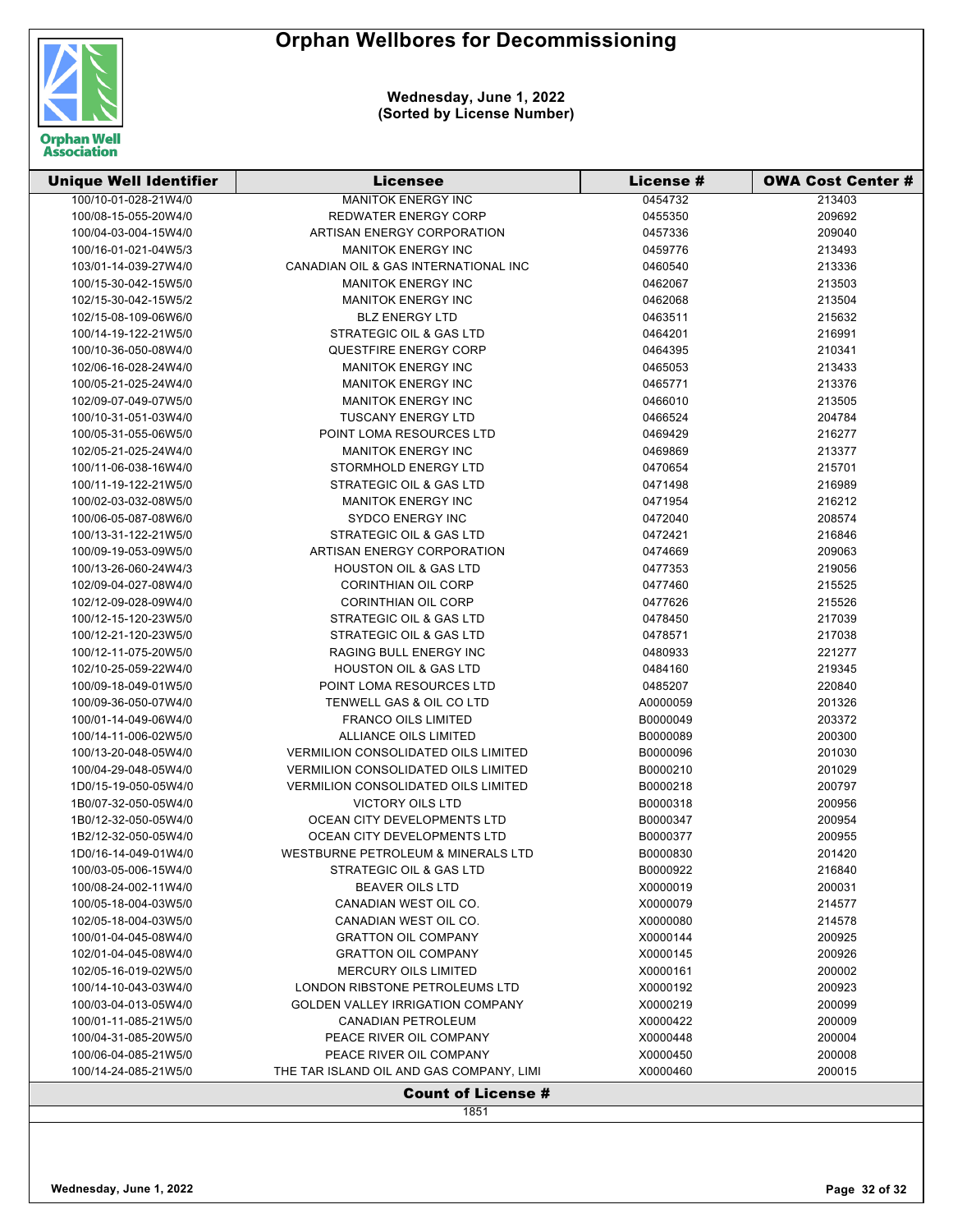# Orphan Wellbores for Decommissioning

**Wednesday, June 1, 2022**
**(Sorted by License Number)**

| Unique Well Identifier | Licensee | License # | OWA Cost Center # |
|---|---|---|---|
| 100/10-01-028-21W4/0 | MANITOK ENERGY INC | 0454732 | 213403 |
| 100/08-15-055-20W4/0 | REDWATER ENERGY CORP | 0455350 | 209692 |
| 100/04-03-004-15W4/0 | ARTISAN ENERGY CORPORATION | 0457336 | 209040 |
| 100/16-01-021-04W5/3 | MANITOK ENERGY INC | 0459776 | 213493 |
| 103/01-14-039-27W4/0 | CANADIAN OIL & GAS INTERNATIONAL INC | 0460540 | 213336 |
| 100/15-30-042-15W5/0 | MANITOK ENERGY INC | 0462067 | 213503 |
| 102/15-30-042-15W5/2 | MANITOK ENERGY INC | 0462068 | 213504 |
| 102/15-08-109-06W6/0 | BLZ ENERGY LTD | 0463511 | 215632 |
| 100/14-19-122-21W5/0 | STRATEGIC OIL & GAS LTD | 0464201 | 216991 |
| 100/10-36-050-08W4/0 | QUESTFIRE ENERGY CORP | 0464395 | 210341 |
| 102/06-16-028-24W4/0 | MANITOK ENERGY INC | 0465053 | 213433 |
| 100/05-21-025-24W4/0 | MANITOK ENERGY INC | 0465771 | 213376 |
| 102/09-07-049-07W5/0 | MANITOK ENERGY INC | 0466010 | 213505 |
| 100/10-31-051-03W4/0 | TUSCANY ENERGY LTD | 0466524 | 204784 |
| 100/05-31-055-06W5/0 | POINT LOMA RESOURCES LTD | 0469429 | 216277 |
| 102/05-21-025-24W4/0 | MANITOK ENERGY INC | 0469869 | 213377 |
| 100/11-06-038-16W4/0 | STORMHOLD ENERGY LTD | 0470654 | 215701 |
| 100/11-19-122-21W5/0 | STRATEGIC OIL & GAS LTD | 0471498 | 216989 |
| 100/02-03-032-08W5/0 | MANITOK ENERGY INC | 0471954 | 216212 |
| 100/06-05-087-08W6/0 | SYDCO ENERGY INC | 0472040 | 208574 |
| 100/13-31-122-21W5/0 | STRATEGIC OIL & GAS LTD | 0472421 | 216846 |
| 100/09-19-053-09W5/0 | ARTISAN ENERGY CORPORATION | 0474669 | 209063 |
| 100/13-26-060-24W4/3 | HOUSTON OIL & GAS LTD | 0477353 | 219056 |
| 102/09-04-027-08W4/0 | CORINTHIAN OIL CORP | 0477460 | 215525 |
| 102/12-09-028-09W4/0 | CORINTHIAN OIL CORP | 0477626 | 215526 |
| 100/12-15-120-23W5/0 | STRATEGIC OIL & GAS LTD | 0478450 | 217039 |
| 100/12-21-120-23W5/0 | STRATEGIC OIL & GAS LTD | 0478571 | 217038 |
| 100/12-11-075-20W5/0 | RAGING BULL ENERGY INC | 0480933 | 221277 |
| 102/10-25-059-22W4/0 | HOUSTON OIL & GAS LTD | 0484160 | 219345 |
| 100/09-18-049-01W5/0 | POINT LOMA RESOURCES LTD | 0485207 | 220840 |
| 100/09-36-050-07W4/0 | TENWELL GAS & OIL CO LTD | A0000059 | 201326 |
| 100/01-14-049-06W4/0 | FRANCO OILS LIMITED | B0000049 | 203372 |
| 100/14-11-006-02W5/0 | ALLIANCE OILS LIMITED | B0000089 | 200300 |
| 100/13-20-048-05W4/0 | VERMILION CONSOLIDATED OILS LIMITED | B0000096 | 201030 |
| 100/04-29-048-05W4/0 | VERMILION CONSOLIDATED OILS LIMITED | B0000210 | 201029 |
| 1D0/15-19-050-05W4/0 | VERMILION CONSOLIDATED OILS LIMITED | B0000218 | 200797 |
| 1B0/07-32-050-05W4/0 | VICTORY OILS LTD | B0000318 | 200956 |
| 1B0/12-32-050-05W4/0 | OCEAN CITY DEVELOPMENTS LTD | B0000347 | 200954 |
| 1B2/12-32-050-05W4/0 | OCEAN CITY DEVELOPMENTS LTD | B0000377 | 200955 |
| 1D0/16-14-049-01W4/0 | WESTBURNE PETROLEUM & MINERALS LTD | B0000830 | 201420 |
| 100/03-05-006-15W4/0 | STRATEGIC OIL & GAS LTD | B0000922 | 216840 |
| 100/08-24-002-11W4/0 | BEAVER OILS LTD | X0000019 | 200031 |
| 100/05-18-004-03W5/0 | CANADIAN WEST OIL CO. | X0000079 | 214577 |
| 102/05-18-004-03W5/0 | CANADIAN WEST OIL CO. | X0000080 | 214578 |
| 100/01-04-045-08W4/0 | GRATTON OIL COMPANY | X0000144 | 200925 |
| 102/01-04-045-08W4/0 | GRATTON OIL COMPANY | X0000145 | 200926 |
| 102/05-16-019-02W5/0 | MERCURY OILS LIMITED | X0000161 | 200002 |
| 100/14-10-043-03W4/0 | LONDON RIBSTONE PETROLEUMS LTD | X0000192 | 200923 |
| 100/03-04-013-05W4/0 | GOLDEN VALLEY IRRIGATION COMPANY | X0000219 | 200099 |
| 100/01-11-085-21W5/0 | CANADIAN PETROLEUM | X0000422 | 200009 |
| 100/04-31-085-20W5/0 | PEACE RIVER OIL COMPANY | X0000448 | 200004 |
| 100/06-04-085-21W5/0 | PEACE RIVER OIL COMPANY | X0000450 | 200008 |
| 100/14-24-085-21W5/0 | THE TAR ISLAND OIL AND GAS COMPANY, LIMI | X0000460 | 200015 |

**Count of License #**

1851